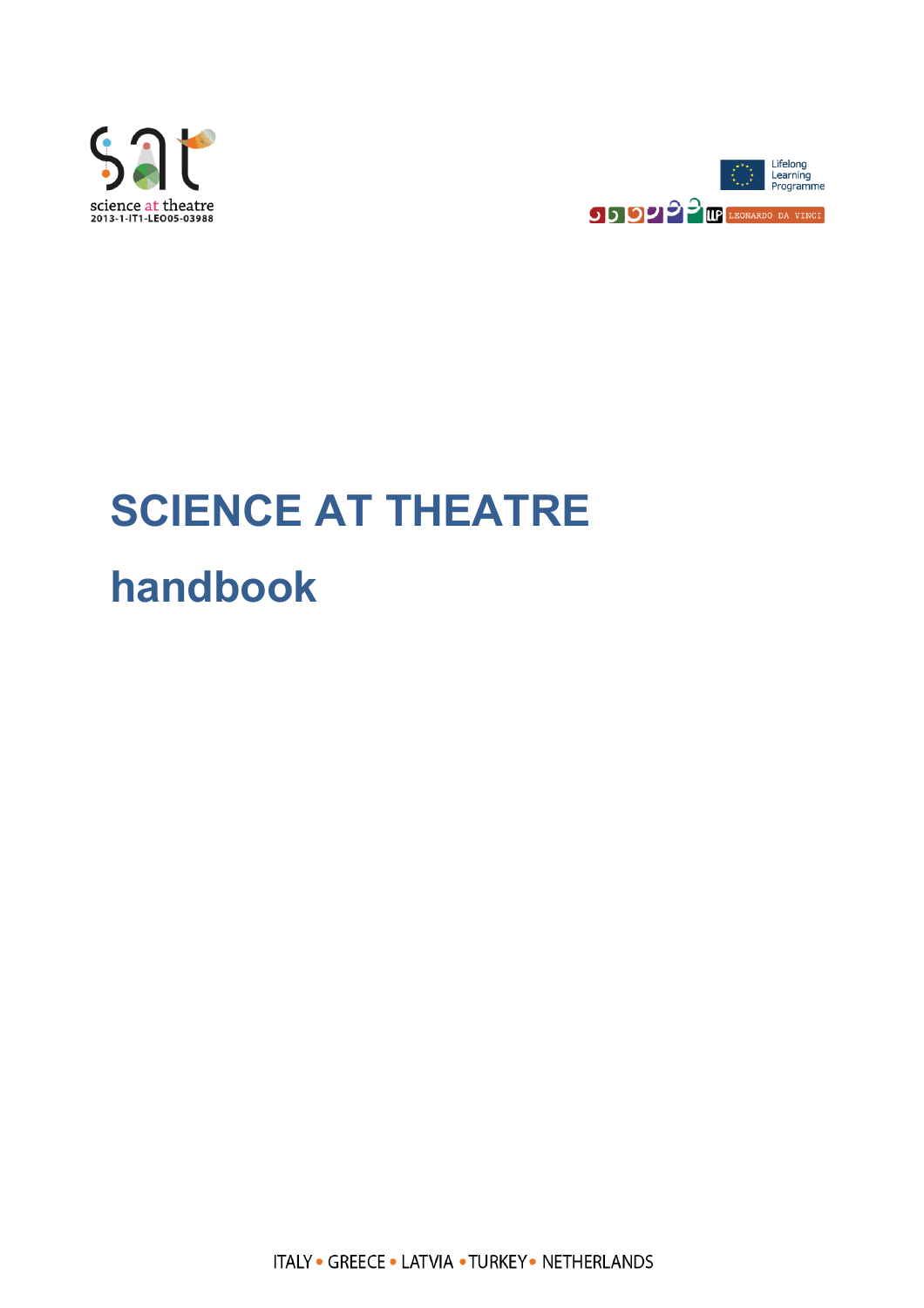science at theatre
2013-1-IT1-LEO05-03988

Lifelong Learning Programme

LEONARDO DA VINCI

# SCIENCE AT THEATRE

# handbook

ITALY • GREECE • LATVIA • TURKEY • NETHERLANDS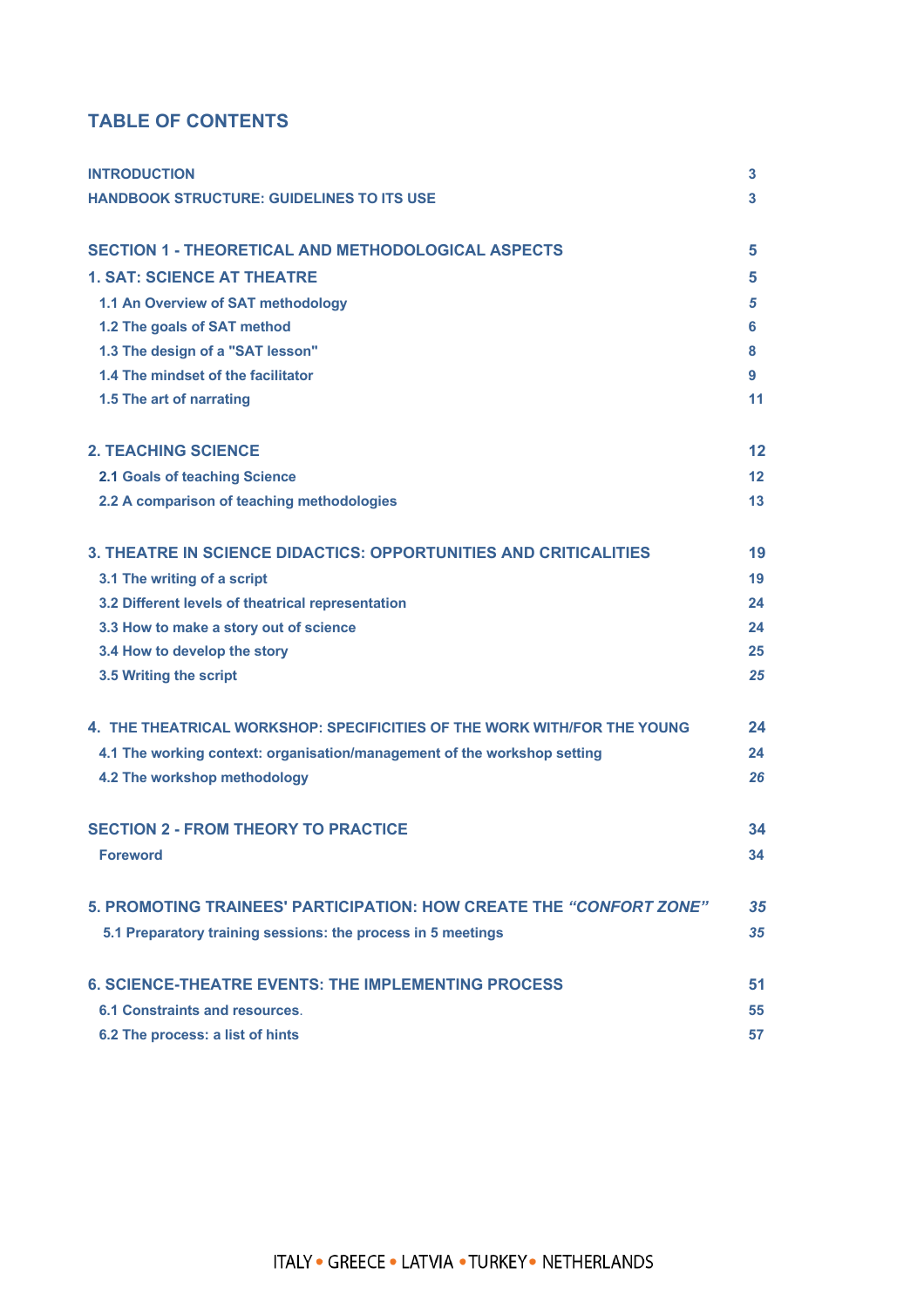## TABLE OF CONTENTS

| | |
|---|---|
| **INTRODUCTION** | **3** |
| **HANDBOOK STRUCTURE: GUIDELINES TO ITS USE** | **3** |
| **SECTION 1 - THEORETICAL AND METHODOLOGICAL ASPECTS** | **5** |
| **1. SAT: SCIENCE AT THEATRE** | **5** |
| **1.1 An Overview of SAT methodology** | ***5*** |
| **1.2 The goals of SAT method** | **6** |
| **1.3 The design of a "SAT lesson"** | **8** |
| **1.4 The mindset of the facilitator** | **9** |
| **1.5 The art of narrating** | **11** |
| **2. TEACHING SCIENCE** | **12** |
| **2.1 Goals of teaching Science** | **12** |
| **2.2 A comparison of teaching methodologies** | **13** |
| **3. THEATRE IN SCIENCE DIDACTICS: OPPORTUNITIES AND CRITICALITIES** | **19** |
| **3.1 The writing of a script** | **19** |
| **3.2 Different levels of theatrical representation** | **24** |
| **3.3 How to make a story out of science** | **24** |
| **3.4 How to develop the story** | **25** |
| **3.5 Writing the script** | ***25*** |
| **4. THE THEATRICAL WORKSHOP: SPECIFICITIES OF THE WORK WITH/FOR THE YOUNG** | **24** |
| **4.1 The working context: organisation/management of the workshop setting** | **24** |
| **4.2 The workshop methodology** | ***26*** |
| **SECTION 2 - FROM THEORY TO PRACTICE** | **34** |
| **Foreword** | **34** |
| **5. PROMOTING TRAINEES' PARTICIPATION: HOW CREATE THE *"CONFORT ZONE"*** | ***35*** |
| **5.1 Preparatory training sessions: the process in 5 meetings** | ***35*** |
| **6. SCIENCE-THEATRE EVENTS: THE IMPLEMENTING PROCESS** | **51** |
| **6.1 Constraints and resources.** | **55** |
| **6.2 The process: a list of hints** | **57** |

ITALY • GREECE • LATVIA • TURKEY • NETHERLANDS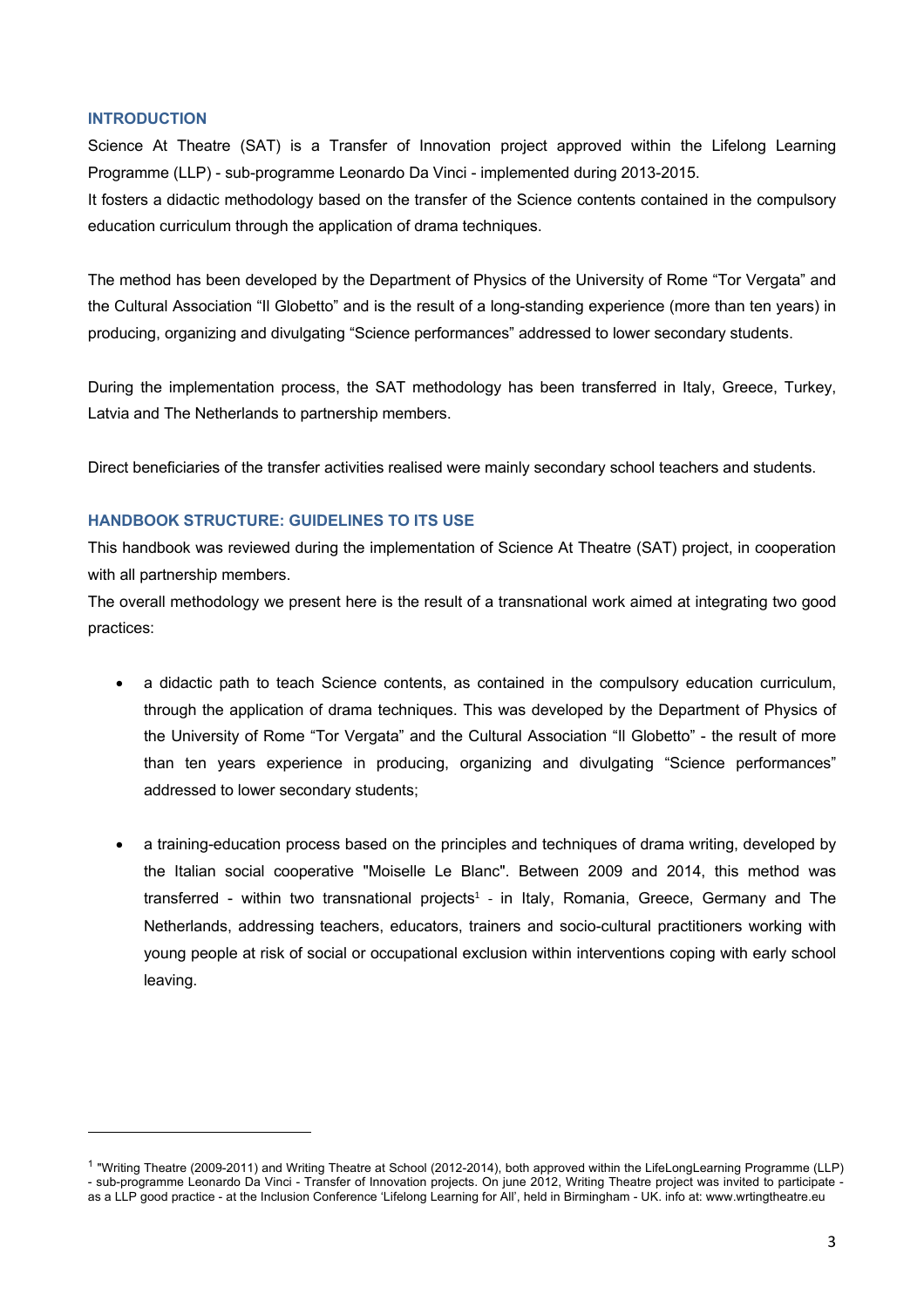## INTRODUCTION

Science At Theatre (SAT) is a Transfer of Innovation project approved within the Lifelong Learning Programme (LLP) - sub-programme Leonardo Da Vinci - implemented during 2013-2015.
It fosters a didactic methodology based on the transfer of the Science contents contained in the compulsory education curriculum through the application of drama techniques.

The method has been developed by the Department of Physics of the University of Rome "Tor Vergata" and the Cultural Association "Il Globetto" and is the result of a long-standing experience (more than ten years) in producing, organizing and divulgating "Science performances" addressed to lower secondary students.

During the implementation process, the SAT methodology has been transferred in Italy, Greece, Turkey, Latvia and The Netherlands to partnership members.

Direct beneficiaries of the transfer activities realised were mainly secondary school teachers and students.

## HANDBOOK STRUCTURE: GUIDELINES TO ITS USE

This handbook was reviewed during the implementation of Science At Theatre (SAT) project, in cooperation with all partnership members.
The overall methodology we present here is the result of a transnational work aimed at integrating two good practices:

- a didactic path to teach Science contents, as contained in the compulsory education curriculum, through the application of drama techniques. This was developed by the Department of Physics of the University of Rome "Tor Vergata" and the Cultural Association "Il Globetto" - the result of more than ten years experience in producing, organizing and divulgating "Science performances" addressed to lower secondary students;

- a training-education process based on the principles and techniques of drama writing, developed by the Italian social cooperative "Moiselle Le Blanc". Between 2009 and 2014, this method was transferred - within two transnational projects[1] - in Italy, Romania, Greece, Germany and The Netherlands, addressing teachers, educators, trainers and socio-cultural practitioners working with young people at risk of social or occupational exclusion within interventions coping with early school leaving.

[1] "Writing Theatre (2009-2011) and Writing Theatre at School (2012-2014), both approved within the LifeLongLearning Programme (LLP) - sub-programme Leonardo Da Vinci - Transfer of Innovation projects. On june 2012, Writing Theatre project was invited to participate - as a LLP good practice - at the Inclusion Conference 'Lifelong Learning for All', held in Birmingham - UK. info at: www.wrtingtheatre.eu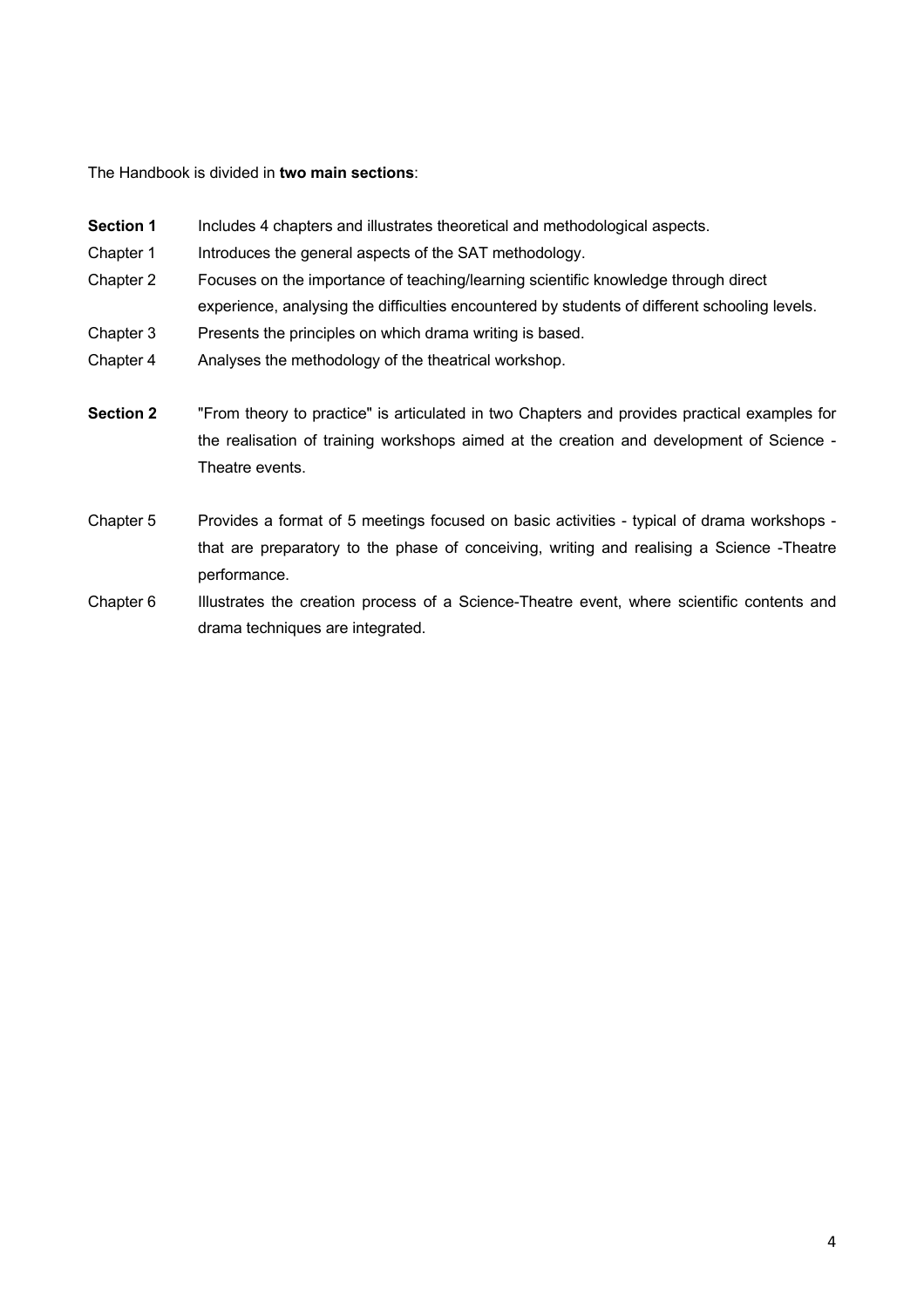The Handbook is divided in **two main sections**:

**Section 1** Includes 4 chapters and illustrates theoretical and methodological aspects.

Chapter 1 Introduces the general aspects of the SAT methodology.

Chapter 2 Focuses on the importance of teaching/learning scientific knowledge through direct experience, analysing the difficulties encountered by students of different schooling levels.

Chapter 3 Presents the principles on which drama writing is based.

Chapter 4 Analyses the methodology of the theatrical workshop.

**Section 2** "From theory to practice" is articulated in two Chapters and provides practical examples for the realisation of training workshops aimed at the creation and development of Science - Theatre events.

Chapter 5 Provides a format of 5 meetings focused on basic activities - typical of drama workshops - that are preparatory to the phase of conceiving, writing and realising a Science -Theatre performance.

Chapter 6 Illustrates the creation process of a Science-Theatre event, where scientific contents and drama techniques are integrated.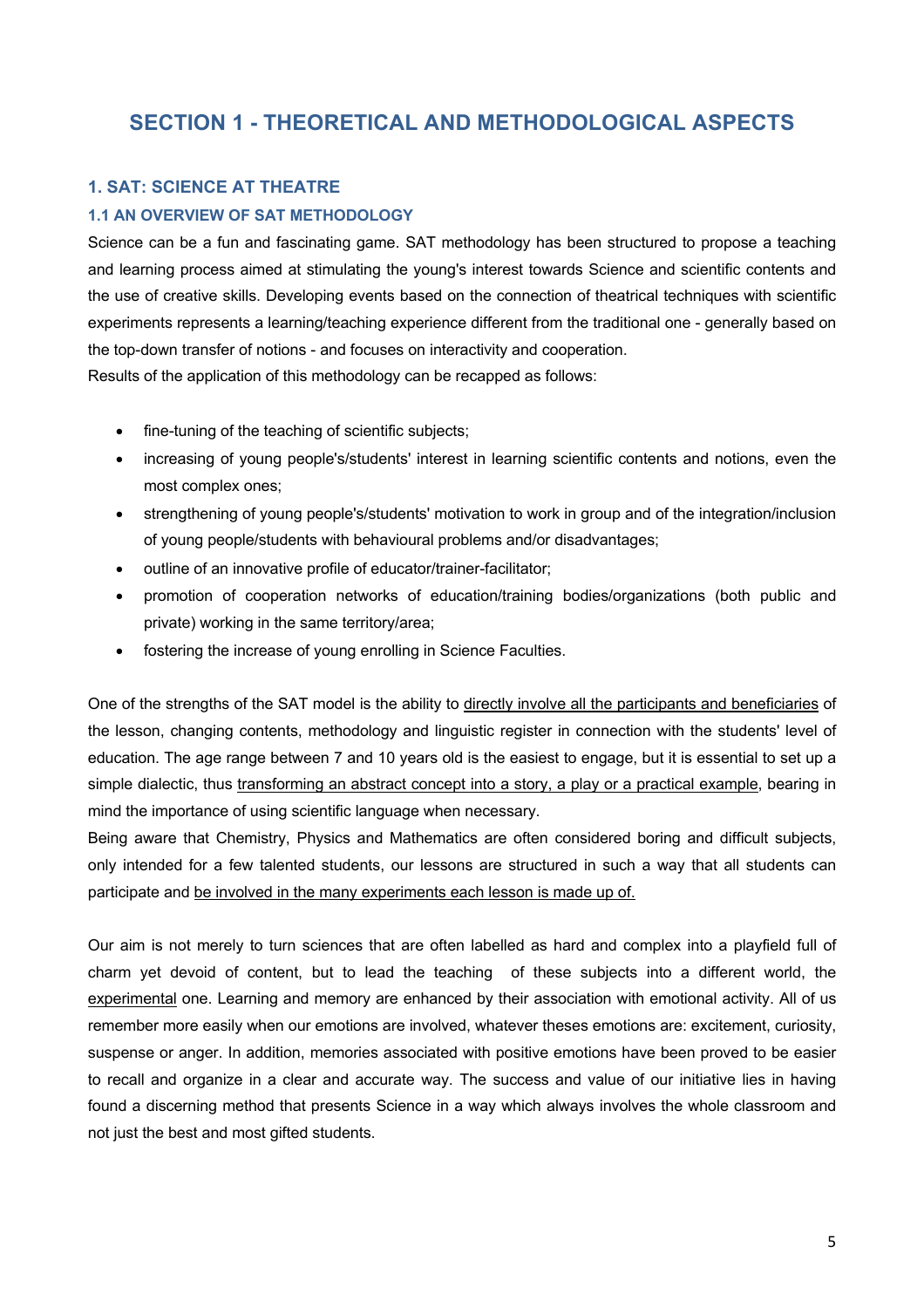# SECTION 1 - THEORETICAL AND METHODOLOGICAL ASPECTS

## 1. SAT: SCIENCE AT THEATRE

### 1.1 AN OVERVIEW OF SAT METHODOLOGY

Science can be a fun and fascinating game. SAT methodology has been structured to propose a teaching and learning process aimed at stimulating the young's interest towards Science and scientific contents and the use of creative skills. Developing events based on the connection of theatrical techniques with scientific experiments represents a learning/teaching experience different from the traditional one - generally based on the top-down transfer of notions - and focuses on interactivity and cooperation.
Results of the application of this methodology can be recapped as follows:

- fine-tuning of the teaching of scientific subjects;
- increasing of young people's/students' interest in learning scientific contents and notions, even the most complex ones;
- strengthening of young people's/students' motivation to work in group and of the integration/inclusion of young people/students with behavioural problems and/or disadvantages;
- outline of an innovative profile of educator/trainer-facilitator;
- promotion of cooperation networks of education/training bodies/organizations (both public and private) working in the same territory/area;
- fostering the increase of young enrolling in Science Faculties.

One of the strengths of the SAT model is the ability to directly involve all the participants and beneficiaries of the lesson, changing contents, methodology and linguistic register in connection with the students' level of education. The age range between 7 and 10 years old is the easiest to engage, but it is essential to set up a simple dialectic, thus transforming an abstract concept into a story, a play or a practical example, bearing in mind the importance of using scientific language when necessary.
Being aware that Chemistry, Physics and Mathematics are often considered boring and difficult subjects, only intended for a few talented students, our lessons are structured in such a way that all students can participate and be involved in the many experiments each lesson is made up of.

Our aim is not merely to turn sciences that are often labelled as hard and complex into a playfield full of charm yet devoid of content, but to lead the teaching of these subjects into a different world, the experimental one. Learning and memory are enhanced by their association with emotional activity. All of us remember more easily when our emotions are involved, whatever theses emotions are: excitement, curiosity, suspense or anger. In addition, memories associated with positive emotions have been proved to be easier to recall and organize in a clear and accurate way. The success and value of our initiative lies in having found a discerning method that presents Science in a way which always involves the whole classroom and not just the best and most gifted students.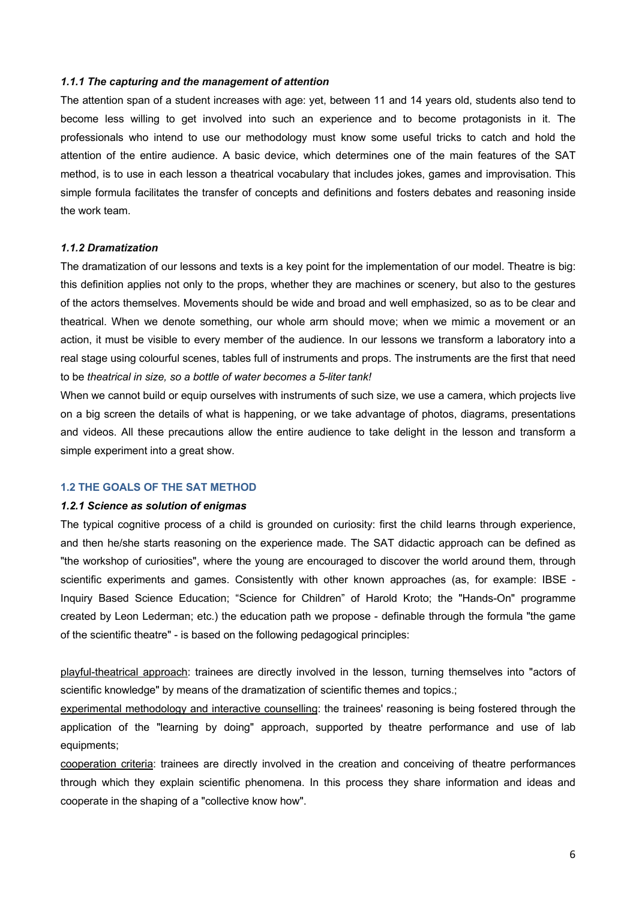#### *1.1.1 The capturing and the management of attention*

The attention span of a student increases with age: yet, between 11 and 14 years old, students also tend to become less willing to get involved into such an experience and to become protagonists in it. The professionals who intend to use our methodology must know some useful tricks to catch and hold the attention of the entire audience. A basic device, which determines one of the main features of the SAT method, is to use in each lesson a theatrical vocabulary that includes jokes, games and improvisation. This simple formula facilitates the transfer of concepts and definitions and fosters debates and reasoning inside the work team.

#### *1.1.2 Dramatization*

The dramatization of our lessons and texts is a key point for the implementation of our model. Theatre is big: this definition applies not only to the props, whether they are machines or scenery, but also to the gestures of the actors themselves. Movements should be wide and broad and well emphasized, so as to be clear and theatrical. When we denote something, our whole arm should move; when we mimic a movement or an action, it must be visible to every member of the audience. In our lessons we transform a laboratory into a real stage using colourful scenes, tables full of instruments and props. The instruments are the first that need to be *theatrical in size, so a bottle of water becomes a 5-liter tank!*

When we cannot build or equip ourselves with instruments of such size, we use a camera, which projects live on a big screen the details of what is happening, or we take advantage of photos, diagrams, presentations and videos. All these precautions allow the entire audience to take delight in the lesson and transform a simple experiment into a great show.

### 1.2 THE GOALS OF THE SAT METHOD

#### *1.2.1 Science as solution of enigmas*

The typical cognitive process of a child is grounded on curiosity: first the child learns through experience, and then he/she starts reasoning on the experience made. The SAT didactic approach can be defined as "the workshop of curiosities", where the young are encouraged to discover the world around them, through scientific experiments and games. Consistently with other known approaches (as, for example: IBSE - Inquiry Based Science Education; “Science for Children” of Harold Kroto; the "Hands-On" programme created by Leon Lederman; etc.) the education path we propose - definable through the formula "the game of the scientific theatre" - is based on the following pedagogical principles:

playful-theatrical approach: trainees are directly involved in the lesson, turning themselves into "actors of scientific knowledge" by means of the dramatization of scientific themes and topics.;

experimental methodology and interactive counselling: the trainees' reasoning is being fostered through the application of the "learning by doing" approach, supported by theatre performance and use of lab equipments;

cooperation criteria: trainees are directly involved in the creation and conceiving of theatre performances through which they explain scientific phenomena. In this process they share information and ideas and cooperate in the shaping of a "collective know how".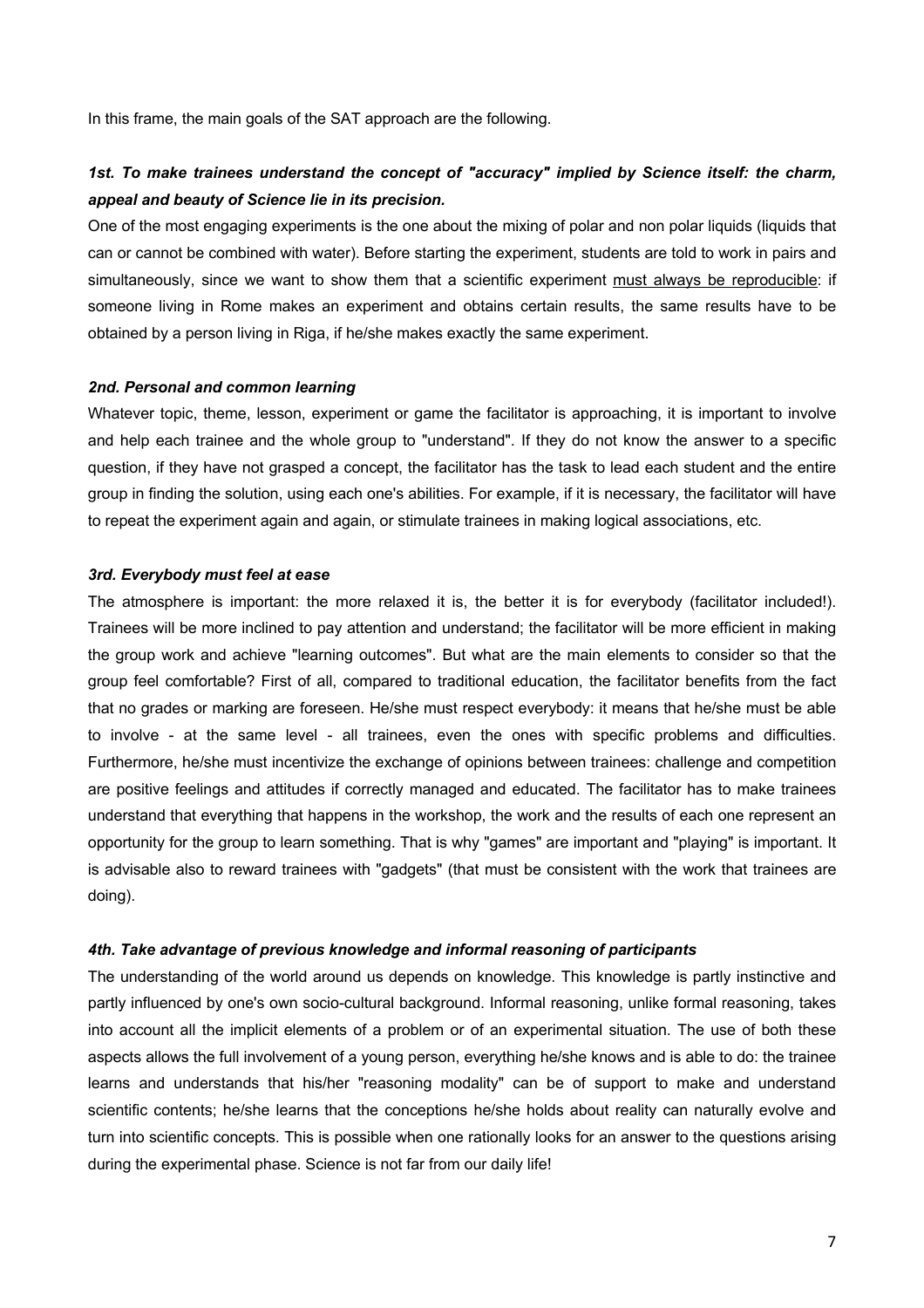In this frame, the main goals of the SAT approach are the following.

***1st. To make trainees understand the concept of "accuracy" implied by Science itself: the charm, appeal and beauty of Science lie in its precision.***

One of the most engaging experiments is the one about the mixing of polar and non polar liquids (liquids that can or cannot be combined with water). Before starting the experiment, students are told to work in pairs and simultaneously, since we want to show them that a scientific experiment <u>must always be reproducible</u>: if someone living in Rome makes an experiment and obtains certain results, the same results have to be obtained by a person living in Riga, if he/she makes exactly the same experiment.

***2nd. Personal and common learning***

Whatever topic, theme, lesson, experiment or game the facilitator is approaching, it is important to involve and help each trainee and the whole group to "understand". If they do not know the answer to a specific question, if they have not grasped a concept, the facilitator has the task to lead each student and the entire group in finding the solution, using each one's abilities. For example, if it is necessary, the facilitator will have to repeat the experiment again and again, or stimulate trainees in making logical associations, etc.

***3rd. Everybody must feel at ease***

The atmosphere is important: the more relaxed it is, the better it is for everybody (facilitator included!). Trainees will be more inclined to pay attention and understand; the facilitator will be more efficient in making the group work and achieve "learning outcomes". But what are the main elements to consider so that the group feel comfortable? First of all, compared to traditional education, the facilitator benefits from the fact that no grades or marking are foreseen. He/she must respect everybody: it means that he/she must be able to involve - at the same level - all trainees, even the ones with specific problems and difficulties. Furthermore, he/she must incentivize the exchange of opinions between trainees: challenge and competition are positive feelings and attitudes if correctly managed and educated. The facilitator has to make trainees understand that everything that happens in the workshop, the work and the results of each one represent an opportunity for the group to learn something. That is why "games" are important and "playing" is important. It is advisable also to reward trainees with "gadgets" (that must be consistent with the work that trainees are doing).

***4th. Take advantage of previous knowledge and informal reasoning of participants***

The understanding of the world around us depends on knowledge. This knowledge is partly instinctive and partly influenced by one's own socio-cultural background. Informal reasoning, unlike formal reasoning, takes into account all the implicit elements of a problem or of an experimental situation. The use of both these aspects allows the full involvement of a young person, everything he/she knows and is able to do: the trainee learns and understands that his/her "reasoning modality" can be of support to make and understand scientific contents; he/she learns that the conceptions he/she holds about reality can naturally evolve and turn into scientific concepts. This is possible when one rationally looks for an answer to the questions arising during the experimental phase. Science is not far from our daily life!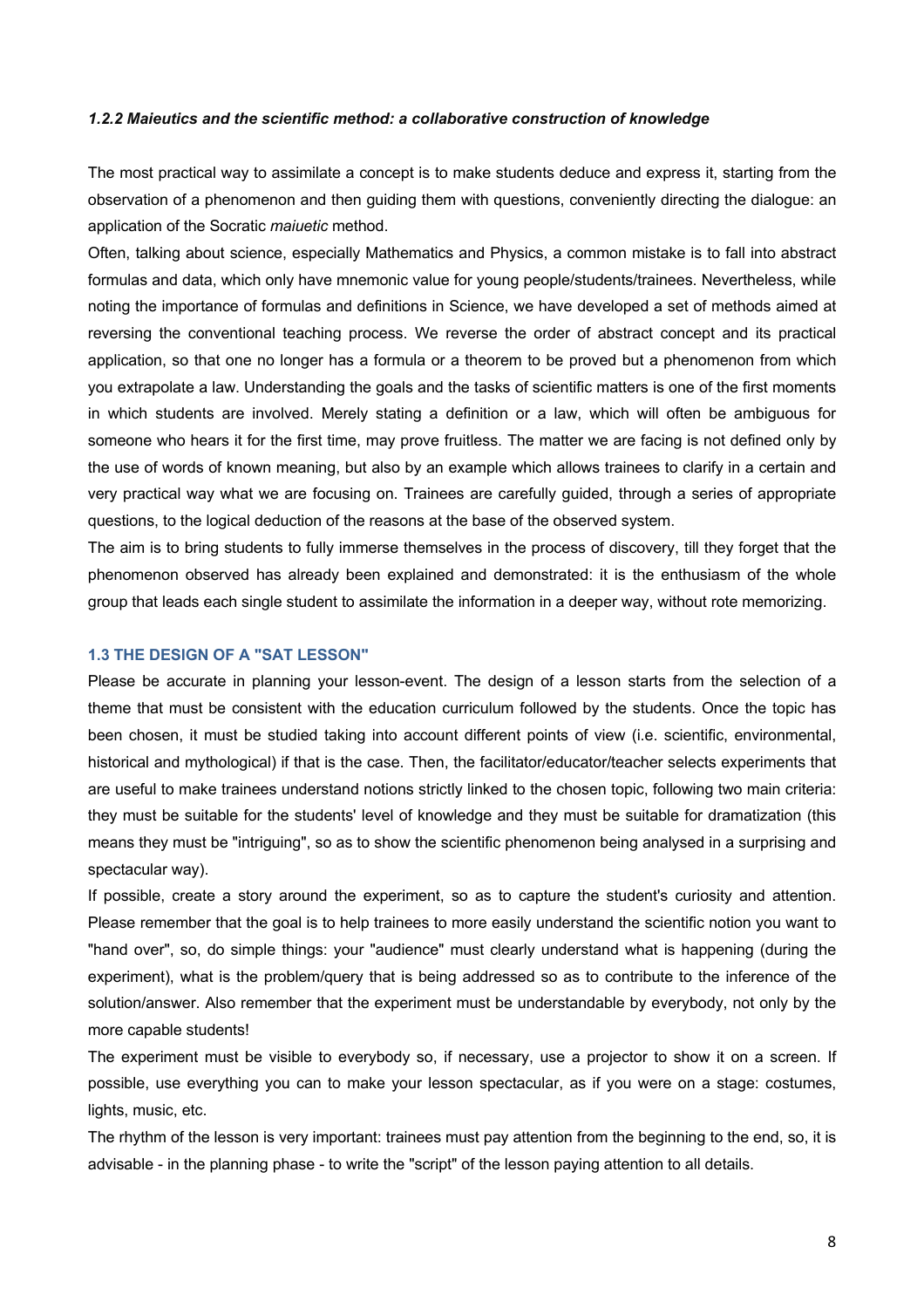#### *1.2.2 Maieutics and the scientific method: a collaborative construction of knowledge*

The most practical way to assimilate a concept is to make students deduce and express it, starting from the observation of a phenomenon and then guiding them with questions, conveniently directing the dialogue: an application of the Socratic *maiuetic* method.

Often, talking about science, especially Mathematics and Physics, a common mistake is to fall into abstract formulas and data, which only have mnemonic value for young people/students/trainees. Nevertheless, while noting the importance of formulas and definitions in Science, we have developed a set of methods aimed at reversing the conventional teaching process. We reverse the order of abstract concept and its practical application, so that one no longer has a formula or a theorem to be proved but a phenomenon from which you extrapolate a law. Understanding the goals and the tasks of scientific matters is one of the first moments in which students are involved. Merely stating a definition or a law, which will often be ambiguous for someone who hears it for the first time, may prove fruitless. The matter we are facing is not defined only by the use of words of known meaning, but also by an example which allows trainees to clarify in a certain and very practical way what we are focusing on. Trainees are carefully guided, through a series of appropriate questions, to the logical deduction of the reasons at the base of the observed system.

The aim is to bring students to fully immerse themselves in the process of discovery, till they forget that the phenomenon observed has already been explained and demonstrated: it is the enthusiasm of the whole group that leads each single student to assimilate the information in a deeper way, without rote memorizing.

### 1.3 THE DESIGN OF A "SAT LESSON"

Please be accurate in planning your lesson-event. The design of a lesson starts from the selection of a theme that must be consistent with the education curriculum followed by the students. Once the topic has been chosen, it must be studied taking into account different points of view (i.e. scientific, environmental, historical and mythological) if that is the case. Then, the facilitator/educator/teacher selects experiments that are useful to make trainees understand notions strictly linked to the chosen topic, following two main criteria: they must be suitable for the students' level of knowledge and they must be suitable for dramatization (this means they must be "intriguing", so as to show the scientific phenomenon being analysed in a surprising and spectacular way).

If possible, create a story around the experiment, so as to capture the student's curiosity and attention. Please remember that the goal is to help trainees to more easily understand the scientific notion you want to "hand over", so, do simple things: your "audience" must clearly understand what is happening (during the experiment), what is the problem/query that is being addressed so as to contribute to the inference of the solution/answer. Also remember that the experiment must be understandable by everybody, not only by the more capable students!

The experiment must be visible to everybody so, if necessary, use a projector to show it on a screen. If possible, use everything you can to make your lesson spectacular, as if you were on a stage: costumes, lights, music, etc.

The rhythm of the lesson is very important: trainees must pay attention from the beginning to the end, so, it is advisable - in the planning phase - to write the "script" of the lesson paying attention to all details.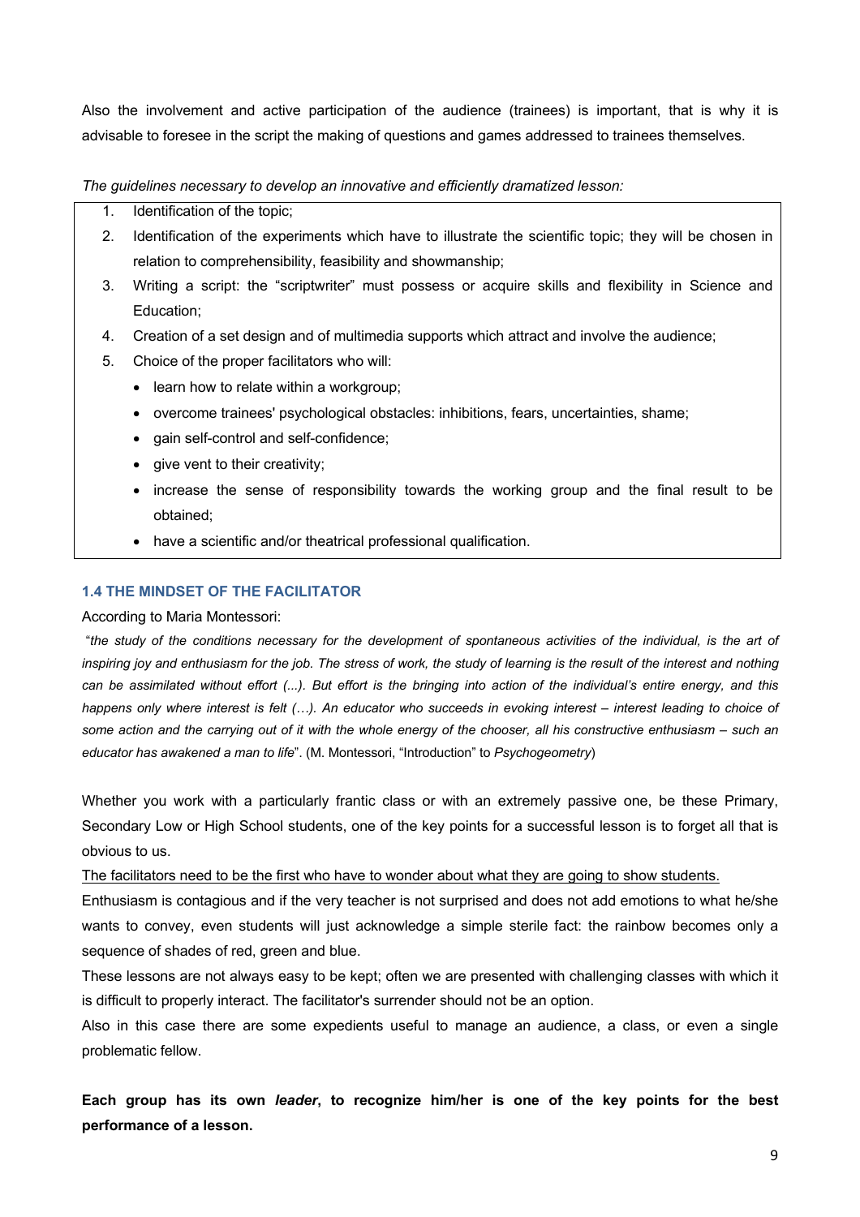Also the involvement and active participation of the audience (trainees) is important, that is why it is advisable to foresee in the script the making of questions and games addressed to trainees themselves.

*The guidelines necessary to develop an innovative and efficiently dramatized lesson:*

1. Identification of the topic;
2. Identification of the experiments which have to illustrate the scientific topic; they will be chosen in relation to comprehensibility, feasibility and showmanship;
3. Writing a script: the "scriptwriter" must possess or acquire skills and flexibility in Science and Education;
4. Creation of a set design and of multimedia supports which attract and involve the audience;
5. Choice of the proper facilitators who will:
   - learn how to relate within a workgroup;
   - overcome trainees' psychological obstacles: inhibitions, fears, uncertainties, shame;
   - gain self-control and self-confidence;
   - give vent to their creativity;
   - increase the sense of responsibility towards the working group and the final result to be obtained;
   - have a scientific and/or theatrical professional qualification.

### 1.4 THE MINDSET OF THE FACILITATOR

According to Maria Montessori:

"*the study of the conditions necessary for the development of spontaneous activities of the individual, is the art of inspiring joy and enthusiasm for the job. The stress of work, the study of learning is the result of the interest and nothing can be assimilated without effort (...). But effort is the bringing into action of the individual's entire energy, and this happens only where interest is felt (…). An educator who succeeds in evoking interest – interest leading to choice of some action and the carrying out of it with the whole energy of the chooser, all his constructive enthusiasm – such an educator has awakened a man to life*". (M. Montessori, "Introduction" to *Psychogeometry*)

Whether you work with a particularly frantic class or with an extremely passive one, be these Primary, Secondary Low or High School students, one of the key points for a successful lesson is to forget all that is obvious to us.

<u>The facilitators need to be the first who have to wonder about what they are going to show students.</u>

Enthusiasm is contagious and if the very teacher is not surprised and does not add emotions to what he/she wants to convey, even students will just acknowledge a simple sterile fact: the rainbow becomes only a sequence of shades of red, green and blue.

These lessons are not always easy to be kept; often we are presented with challenging classes with which it is difficult to properly interact. The facilitator's surrender should not be an option.

Also in this case there are some expedients useful to manage an audience, a class, or even a single problematic fellow.

**Each group has its own *leader*, to recognize him/her is one of the key points for the best performance of a lesson.**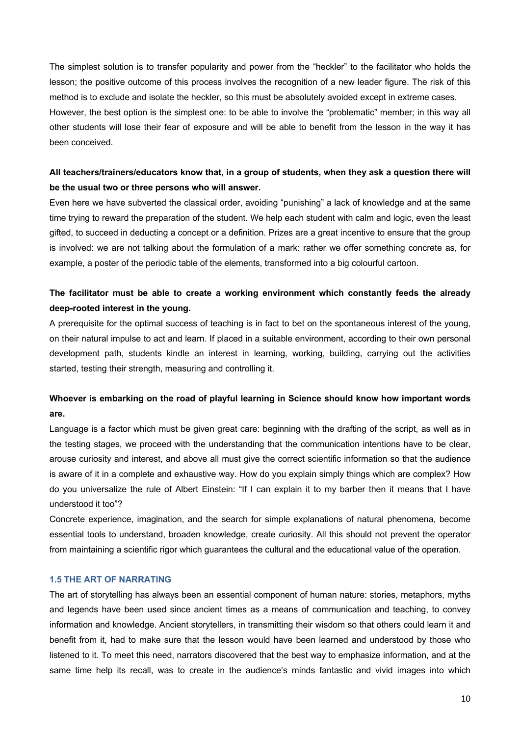The simplest solution is to transfer popularity and power from the "heckler" to the facilitator who holds the lesson; the positive outcome of this process involves the recognition of a new leader figure. The risk of this method is to exclude and isolate the heckler, so this must be absolutely avoided except in extreme cases. However, the best option is the simplest one: to be able to involve the "problematic" member; in this way all other students will lose their fear of exposure and will be able to benefit from the lesson in the way it has been conceived.

**All teachers/trainers/educators know that, in a group of students, when they ask a question there will be the usual two or three persons who will answer.**

Even here we have subverted the classical order, avoiding "punishing" a lack of knowledge and at the same time trying to reward the preparation of the student. We help each student with calm and logic, even the least gifted, to succeed in deducting a concept or a definition. Prizes are a great incentive to ensure that the group is involved: we are not talking about the formulation of a mark: rather we offer something concrete as, for example, a poster of the periodic table of the elements, transformed into a big colourful cartoon.

**The facilitator must be able to create a working environment which constantly feeds the already deep-rooted interest in the young.**

A prerequisite for the optimal success of teaching is in fact to bet on the spontaneous interest of the young, on their natural impulse to act and learn. If placed in a suitable environment, according to their own personal development path, students kindle an interest in learning, working, building, carrying out the activities started, testing their strength, measuring and controlling it.

**Whoever is embarking on the road of playful learning in Science should know how important words are.**

Language is a factor which must be given great care: beginning with the drafting of the script, as well as in the testing stages, we proceed with the understanding that the communication intentions have to be clear, arouse curiosity and interest, and above all must give the correct scientific information so that the audience is aware of it in a complete and exhaustive way. How do you explain simply things which are complex? How do you universalize the rule of Albert Einstein: "If I can explain it to my barber then it means that I have understood it too"?

Concrete experience, imagination, and the search for simple explanations of natural phenomena, become essential tools to understand, broaden knowledge, create curiosity. All this should not prevent the operator from maintaining a scientific rigor which guarantees the cultural and the educational value of the operation.

### 1.5 THE ART OF NARRATING

The art of storytelling has always been an essential component of human nature: stories, metaphors, myths and legends have been used since ancient times as a means of communication and teaching, to convey information and knowledge. Ancient storytellers, in transmitting their wisdom so that others could learn it and benefit from it, had to make sure that the lesson would have been learned and understood by those who listened to it. To meet this need, narrators discovered that the best way to emphasize information, and at the same time help its recall, was to create in the audience's minds fantastic and vivid images into which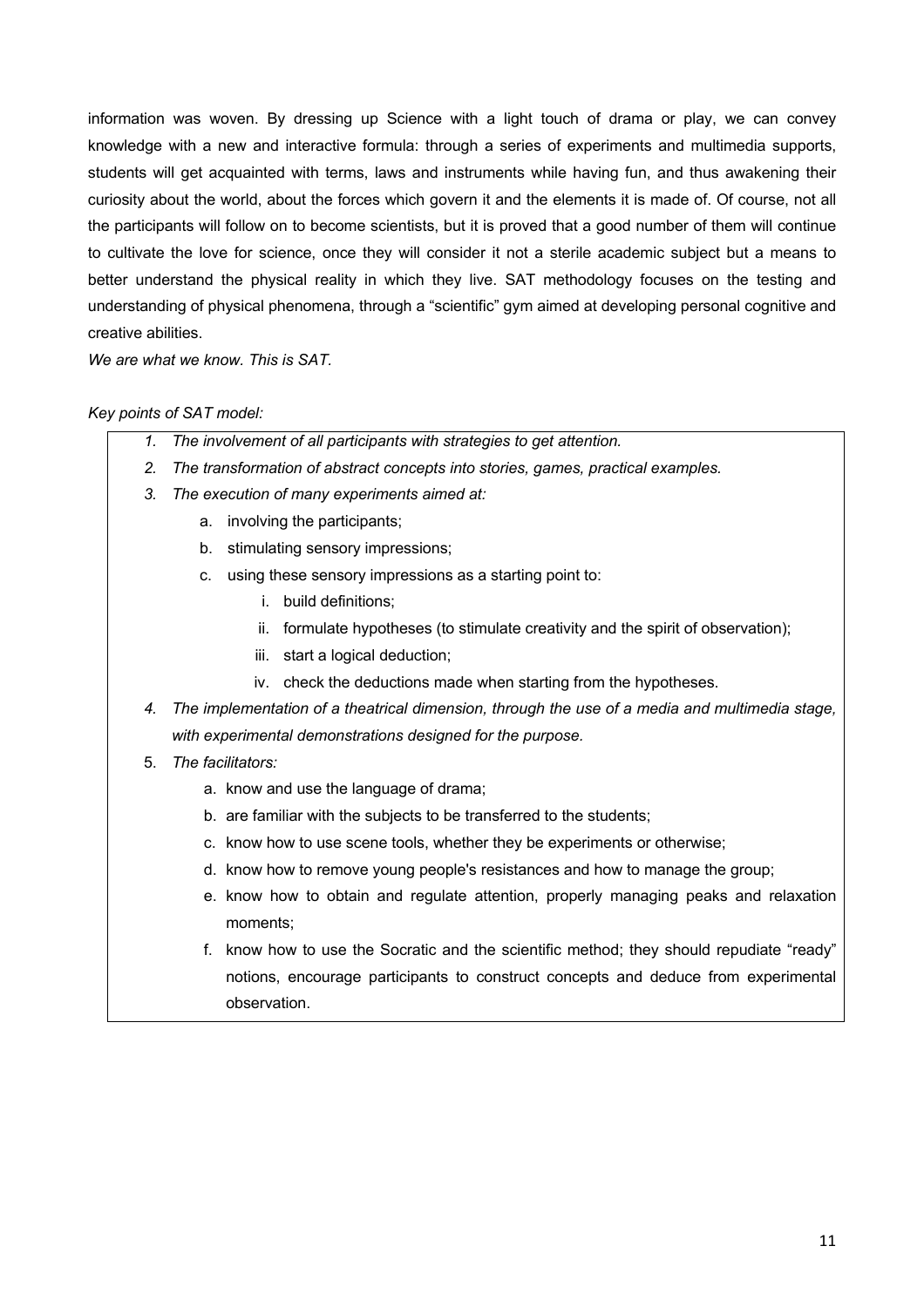information was woven. By dressing up Science with a light touch of drama or play, we can convey knowledge with a new and interactive formula: through a series of experiments and multimedia supports, students will get acquainted with terms, laws and instruments while having fun, and thus awakening their curiosity about the world, about the forces which govern it and the elements it is made of. Of course, not all the participants will follow on to become scientists, but it is proved that a good number of them will continue to cultivate the love for science, once they will consider it not a sterile academic subject but a means to better understand the physical reality in which they live. SAT methodology focuses on the testing and understanding of physical phenomena, through a "scientific" gym aimed at developing personal cognitive and creative abilities.

*We are what we know. This is SAT.*

*Key points of SAT model:*

1. *The involvement of all participants with strategies to get attention.*
2. *The transformation of abstract concepts into stories, games, practical examples.*
3. *The execution of many experiments aimed at:*
   a. involving the participants;
   b. stimulating sensory impressions;
   c. using these sensory impressions as a starting point to:
      i. build definitions;
      ii. formulate hypotheses (to stimulate creativity and the spirit of observation);
      iii. start a logical deduction;
      iv. check the deductions made when starting from the hypotheses.
4. *The implementation of a theatrical dimension, through the use of a media and multimedia stage, with experimental demonstrations designed for the purpose.*
5. *The facilitators:*
   a. know and use the language of drama;
   b. are familiar with the subjects to be transferred to the students;
   c. know how to use scene tools, whether they be experiments or otherwise;
   d. know how to remove young people's resistances and how to manage the group;
   e. know how to obtain and regulate attention, properly managing peaks and relaxation moments;
   f. know how to use the Socratic and the scientific method; they should repudiate "ready" notions, encourage participants to construct concepts and deduce from experimental observation.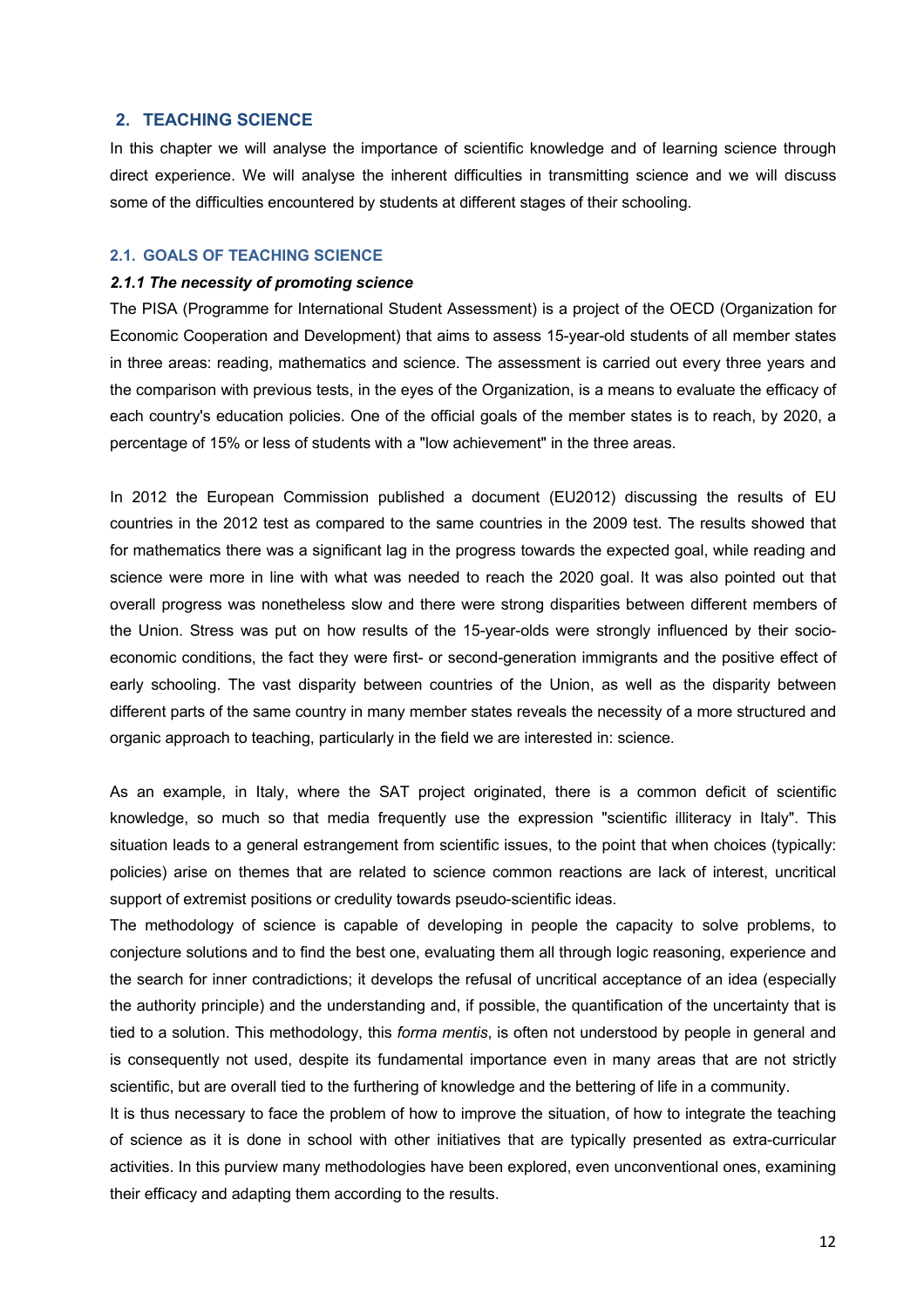## 2. TEACHING SCIENCE

In this chapter we will analyse the importance of scientific knowledge and of learning science through direct experience. We will analyse the inherent difficulties in transmitting science and we will discuss some of the difficulties encountered by students at different stages of their schooling.

### 2.1. GOALS OF TEACHING SCIENCE

#### *2.1.1 The necessity of promoting science*

The PISA (Programme for International Student Assessment) is a project of the OECD (Organization for Economic Cooperation and Development) that aims to assess 15-year-old students of all member states in three areas: reading, mathematics and science. The assessment is carried out every three years and the comparison with previous tests, in the eyes of the Organization, is a means to evaluate the efficacy of each country's education policies. One of the official goals of the member states is to reach, by 2020, a percentage of 15% or less of students with a "low achievement" in the three areas.

In 2012 the European Commission published a document (EU2012) discussing the results of EU countries in the 2012 test as compared to the same countries in the 2009 test. The results showed that for mathematics there was a significant lag in the progress towards the expected goal, while reading and science were more in line with what was needed to reach the 2020 goal. It was also pointed out that overall progress was nonetheless slow and there were strong disparities between different members of the Union. Stress was put on how results of the 15-year-olds were strongly influenced by their socio-economic conditions, the fact they were first- or second-generation immigrants and the positive effect of early schooling. The vast disparity between countries of the Union, as well as the disparity between different parts of the same country in many member states reveals the necessity of a more structured and organic approach to teaching, particularly in the field we are interested in: science.

As an example, in Italy, where the SAT project originated, there is a common deficit of scientific knowledge, so much so that media frequently use the expression "scientific illiteracy in Italy". This situation leads to a general estrangement from scientific issues, to the point that when choices (typically: policies) arise on themes that are related to science common reactions are lack of interest, uncritical support of extremist positions or credulity towards pseudo-scientific ideas.

The methodology of science is capable of developing in people the capacity to solve problems, to conjecture solutions and to find the best one, evaluating them all through logic reasoning, experience and the search for inner contradictions; it develops the refusal of uncritical acceptance of an idea (especially the authority principle) and the understanding and, if possible, the quantification of the uncertainty that is tied to a solution. This methodology, this *forma mentis*, is often not understood by people in general and is consequently not used, despite its fundamental importance even in many areas that are not strictly scientific, but are overall tied to the furthering of knowledge and the bettering of life in a community.

It is thus necessary to face the problem of how to improve the situation, of how to integrate the teaching of science as it is done in school with other initiatives that are typically presented as extra-curricular activities. In this purview many methodologies have been explored, even unconventional ones, examining their efficacy and adapting them according to the results.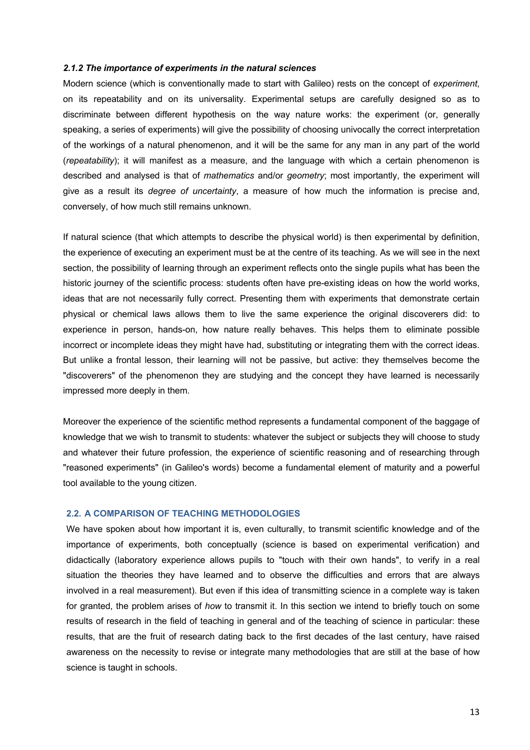### *2.1.2 The importance of experiments in the natural sciences*

Modern science (which is conventionally made to start with Galileo) rests on the concept of *experiment*, on its repeatability and on its universality. Experimental setups are carefully designed so as to discriminate between different hypothesis on the way nature works: the experiment (or, generally speaking, a series of experiments) will give the possibility of choosing univocally the correct interpretation of the workings of a natural phenomenon, and it will be the same for any man in any part of the world (*repeatability*); it will manifest as a measure, and the language with which a certain phenomenon is described and analysed is that of *mathematics* and/or *geometry*; most importantly, the experiment will give as a result its *degree of uncertainty*, a measure of how much the information is precise and, conversely, of how much still remains unknown.

If natural science (that which attempts to describe the physical world) is then experimental by definition, the experience of executing an experiment must be at the centre of its teaching. As we will see in the next section, the possibility of learning through an experiment reflects onto the single pupils what has been the historic journey of the scientific process: students often have pre-existing ideas on how the world works, ideas that are not necessarily fully correct. Presenting them with experiments that demonstrate certain physical or chemical laws allows them to live the same experience the original discoverers did: to experience in person, hands-on, how nature really behaves. This helps them to eliminate possible incorrect or incomplete ideas they might have had, substituting or integrating them with the correct ideas. But unlike a frontal lesson, their learning will not be passive, but active: they themselves become the "discoverers" of the phenomenon they are studying and the concept they have learned is necessarily impressed more deeply in them.

Moreover the experience of the scientific method represents a fundamental component of the baggage of knowledge that we wish to transmit to students: whatever the subject or subjects they will choose to study and whatever their future profession, the experience of scientific reasoning and of researching through "reasoned experiments" (in Galileo's words) become a fundamental element of maturity and a powerful tool available to the young citizen.

## 2.2. A COMPARISON OF TEACHING METHODOLOGIES

We have spoken about how important it is, even culturally, to transmit scientific knowledge and of the importance of experiments, both conceptually (science is based on experimental verification) and didactically (laboratory experience allows pupils to "touch with their own hands", to verify in a real situation the theories they have learned and to observe the difficulties and errors that are always involved in a real measurement). But even if this idea of transmitting science in a complete way is taken for granted, the problem arises of *how* to transmit it. In this section we intend to briefly touch on some results of research in the field of teaching in general and of the teaching of science in particular: these results, that are the fruit of research dating back to the first decades of the last century, have raised awareness on the necessity to revise or integrate many methodologies that are still at the base of how science is taught in schools.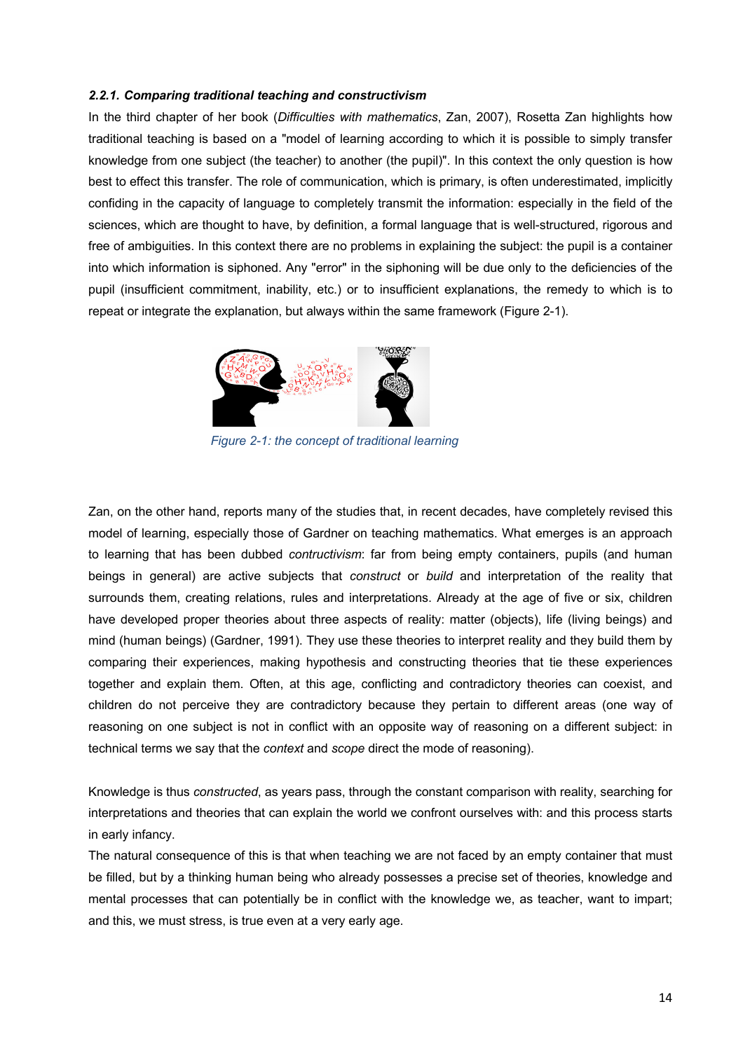#### *2.2.1. Comparing traditional teaching and constructivism*

In the third chapter of her book (*Difficulties with mathematics*, Zan, 2007), Rosetta Zan highlights how traditional teaching is based on a "model of learning according to which it is possible to simply transfer knowledge from one subject (the teacher) to another (the pupil)". In this context the only question is how best to effect this transfer. The role of communication, which is primary, is often underestimated, implicitly confiding in the capacity of language to completely transmit the information: especially in the field of the sciences, which are thought to have, by definition, a formal language that is well-structured, rigorous and free of ambiguities. In this context there are no problems in explaining the subject: the pupil is a container into which information is siphoned. Any "error" in the siphoning will be due only to the deficiencies of the pupil (insufficient commitment, inability, etc.) or to insufficient explanations, the remedy to which is to repeat or integrate the explanation, but always within the same framework (Figure 2-1).

*Figure 2-1: the concept of traditional learning*

Zan, on the other hand, reports many of the studies that, in recent decades, have completely revised this model of learning, especially those of Gardner on teaching mathematics. What emerges is an approach to learning that has been dubbed *contructivism*: far from being empty containers, pupils (and human beings in general) are active subjects that *construct* or *build* and interpretation of the reality that surrounds them, creating relations, rules and interpretations. Already at the age of five or six, children have developed proper theories about three aspects of reality: matter (objects), life (living beings) and mind (human beings) (Gardner, 1991). They use these theories to interpret reality and they build them by comparing their experiences, making hypothesis and constructing theories that tie these experiences together and explain them. Often, at this age, conflicting and contradictory theories can coexist, and children do not perceive they are contradictory because they pertain to different areas (one way of reasoning on one subject is not in conflict with an opposite way of reasoning on a different subject: in technical terms we say that the *context* and *scope* direct the mode of reasoning).

Knowledge is thus *constructed*, as years pass, through the constant comparison with reality, searching for interpretations and theories that can explain the world we confront ourselves with: and this process starts in early infancy.

The natural consequence of this is that when teaching we are not faced by an empty container that must be filled, but by a thinking human being who already possesses a precise set of theories, knowledge and mental processes that can potentially be in conflict with the knowledge we, as teacher, want to impart; and this, we must stress, is true even at a very early age.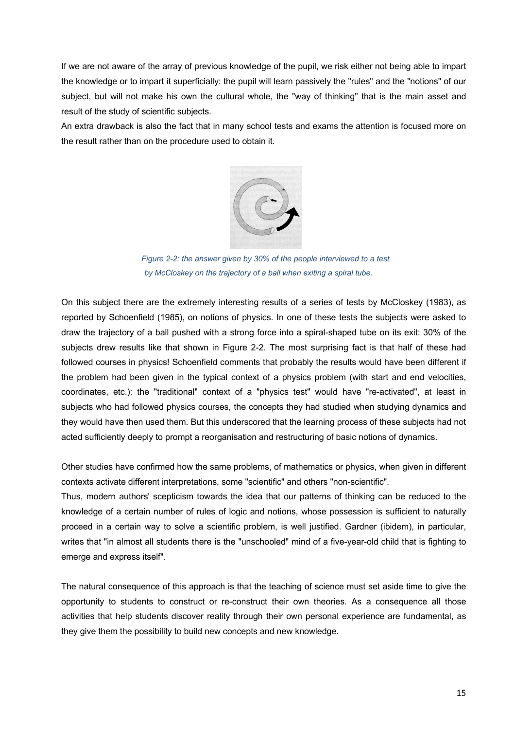If we are not aware of the array of previous knowledge of the pupil, we risk either not being able to impart the knowledge or to impart it superficially: the pupil will learn passively the "rules" and the "notions" of our subject, but will not make his own the cultural whole, the "way of thinking" that is the main asset and result of the study of scientific subjects.
An extra drawback is also the fact that in many school tests and exams the attention is focused more on the result rather than on the procedure used to obtain it.

*Figure 2-2: the answer given by 30% of the people interviewed to a test by McCloskey on the trajectory of a ball when exiting a spiral tube.*

On this subject there are the extremely interesting results of a series of tests by McCloskey (1983), as reported by Schoenfield (1985), on notions of physics. In one of these tests the subjects were asked to draw the trajectory of a ball pushed with a strong force into a spiral-shaped tube on its exit: 30% of the subjects drew results like that shown in Figure 2-2. The most surprising fact is that half of these had followed courses in physics! Schoenfield comments that probably the results would have been different if the problem had been given in the typical context of a physics problem (with start and end velocities, coordinates, etc.): the "traditional" context of a "physics test" would have "re-activated", at least in subjects who had followed physics courses, the concepts they had studied when studying dynamics and they would have then used them. But this underscored that the learning process of these subjects had not acted sufficiently deeply to prompt a reorganisation and restructuring of basic notions of dynamics.

Other studies have confirmed how the same problems, of mathematics or physics, when given in different contexts activate different interpretations, some "scientific" and others "non-scientific".
Thus, modern authors' scepticism towards the idea that our patterns of thinking can be reduced to the knowledge of a certain number of rules of logic and notions, whose possession is sufficient to naturally proceed in a certain way to solve a scientific problem, is well justified. Gardner (ibidem), in particular, writes that "in almost all students there is the "unschooled" mind of a five-year-old child that is fighting to emerge and express itself".

The natural consequence of this approach is that the teaching of science must set aside time to give the opportunity to students to construct or re-construct their own theories. As a consequence all those activities that help students discover reality through their own personal experience are fundamental, as they give them the possibility to build new concepts and new knowledge.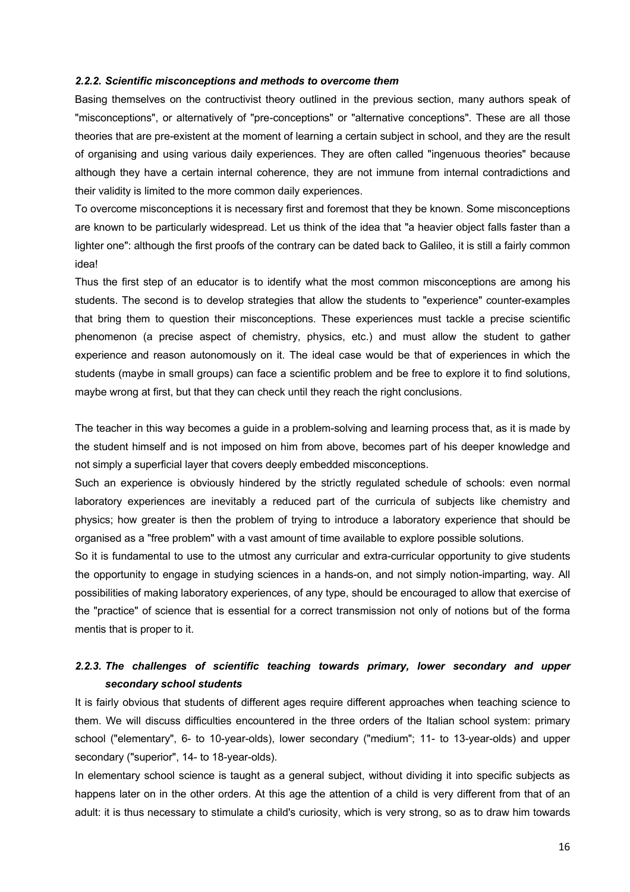### *2.2.2. Scientific misconceptions and methods to overcome them*

Basing themselves on the contructivist theory outlined in the previous section, many authors speak of "misconceptions", or alternatively of "pre-conceptions" or "alternative conceptions". These are all those theories that are pre-existent at the moment of learning a certain subject in school, and they are the result of organising and using various daily experiences. They are often called "ingenuous theories" because although they have a certain internal coherence, they are not immune from internal contradictions and their validity is limited to the more common daily experiences.

To overcome misconceptions it is necessary first and foremost that they be known. Some misconceptions are known to be particularly widespread. Let us think of the idea that "a heavier object falls faster than a lighter one": although the first proofs of the contrary can be dated back to Galileo, it is still a fairly common idea!

Thus the first step of an educator is to identify what the most common misconceptions are among his students. The second is to develop strategies that allow the students to "experience" counter-examples that bring them to question their misconceptions. These experiences must tackle a precise scientific phenomenon (a precise aspect of chemistry, physics, etc.) and must allow the student to gather experience and reason autonomously on it. The ideal case would be that of experiences in which the students (maybe in small groups) can face a scientific problem and be free to explore it to find solutions, maybe wrong at first, but that they can check until they reach the right conclusions.

The teacher in this way becomes a guide in a problem-solving and learning process that, as it is made by the student himself and is not imposed on him from above, becomes part of his deeper knowledge and not simply a superficial layer that covers deeply embedded misconceptions.

Such an experience is obviously hindered by the strictly regulated schedule of schools: even normal laboratory experiences are inevitably a reduced part of the curricula of subjects like chemistry and physics; how greater is then the problem of trying to introduce a laboratory experience that should be organised as a "free problem" with a vast amount of time available to explore possible solutions.

So it is fundamental to use to the utmost any curricular and extra-curricular opportunity to give students the opportunity to engage in studying sciences in a hands-on, and not simply notion-imparting, way. All possibilities of making laboratory experiences, of any type, should be encouraged to allow that exercise of the "practice" of science that is essential for a correct transmission not only of notions but of the forma mentis that is proper to it.

### *2.2.3. The challenges of scientific teaching towards primary, lower secondary and upper secondary school students*

It is fairly obvious that students of different ages require different approaches when teaching science to them. We will discuss difficulties encountered in the three orders of the Italian school system: primary school ("elementary", 6- to 10-year-olds), lower secondary ("medium"; 11- to 13-year-olds) and upper secondary ("superior", 14- to 18-year-olds).

In elementary school science is taught as a general subject, without dividing it into specific subjects as happens later on in the other orders. At this age the attention of a child is very different from that of an adult: it is thus necessary to stimulate a child's curiosity, which is very strong, so as to draw him towards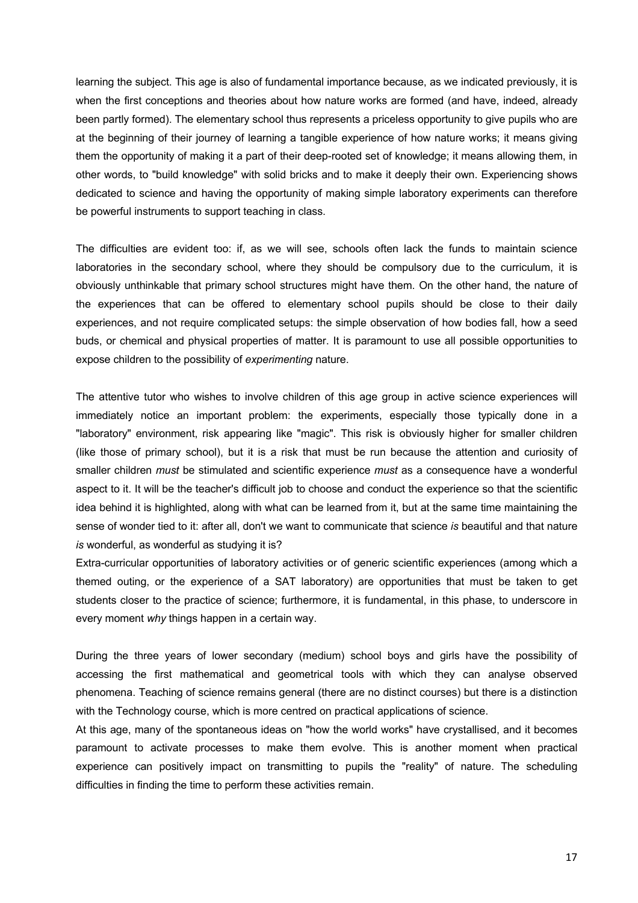learning the subject. This age is also of fundamental importance because, as we indicated previously, it is when the first conceptions and theories about how nature works are formed (and have, indeed, already been partly formed). The elementary school thus represents a priceless opportunity to give pupils who are at the beginning of their journey of learning a tangible experience of how nature works; it means giving them the opportunity of making it a part of their deep-rooted set of knowledge; it means allowing them, in other words, to "build knowledge" with solid bricks and to make it deeply their own. Experiencing shows dedicated to science and having the opportunity of making simple laboratory experiments can therefore be powerful instruments to support teaching in class.

The difficulties are evident too: if, as we will see, schools often lack the funds to maintain science laboratories in the secondary school, where they should be compulsory due to the curriculum, it is obviously unthinkable that primary school structures might have them. On the other hand, the nature of the experiences that can be offered to elementary school pupils should be close to their daily experiences, and not require complicated setups: the simple observation of how bodies fall, how a seed buds, or chemical and physical properties of matter. It is paramount to use all possible opportunities to expose children to the possibility of *experimenting* nature.

The attentive tutor who wishes to involve children of this age group in active science experiences will immediately notice an important problem: the experiments, especially those typically done in a "laboratory" environment, risk appearing like "magic". This risk is obviously higher for smaller children (like those of primary school), but it is a risk that must be run because the attention and curiosity of smaller children *must* be stimulated and scientific experience *must* as a consequence have a wonderful aspect to it. It will be the teacher's difficult job to choose and conduct the experience so that the scientific idea behind it is highlighted, along with what can be learned from it, but at the same time maintaining the sense of wonder tied to it: after all, don't we want to communicate that science *is* beautiful and that nature *is* wonderful, as wonderful as studying it is?

Extra-curricular opportunities of laboratory activities or of generic scientific experiences (among which a themed outing, or the experience of a SAT laboratory) are opportunities that must be taken to get students closer to the practice of science; furthermore, it is fundamental, in this phase, to underscore in every moment *why* things happen in a certain way.

During the three years of lower secondary (medium) school boys and girls have the possibility of accessing the first mathematical and geometrical tools with which they can analyse observed phenomena. Teaching of science remains general (there are no distinct courses) but there is a distinction with the Technology course, which is more centred on practical applications of science.

At this age, many of the spontaneous ideas on "how the world works" have crystallised, and it becomes paramount to activate processes to make them evolve. This is another moment when practical experience can positively impact on transmitting to pupils the "reality" of nature. The scheduling difficulties in finding the time to perform these activities remain.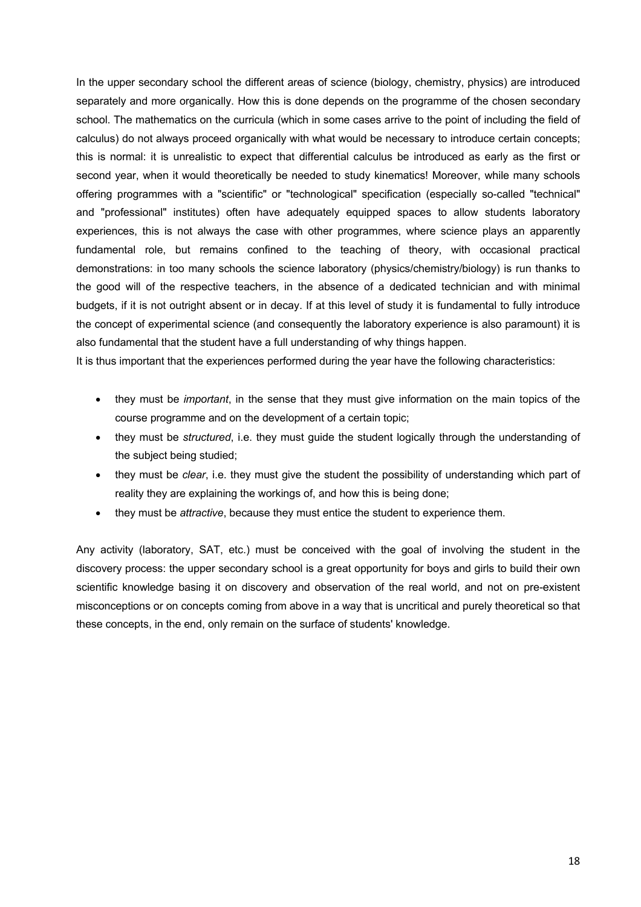In the upper secondary school the different areas of science (biology, chemistry, physics) are introduced separately and more organically. How this is done depends on the programme of the chosen secondary school. The mathematics on the curricula (which in some cases arrive to the point of including the field of calculus) do not always proceed organically with what would be necessary to introduce certain concepts; this is normal: it is unrealistic to expect that differential calculus be introduced as early as the first or second year, when it would theoretically be needed to study kinematics! Moreover, while many schools offering programmes with a "scientific" or "technological" specification (especially so-called "technical" and "professional" institutes) often have adequately equipped spaces to allow students laboratory experiences, this is not always the case with other programmes, where science plays an apparently fundamental role, but remains confined to the teaching of theory, with occasional practical demonstrations: in too many schools the science laboratory (physics/chemistry/biology) is run thanks to the good will of the respective teachers, in the absence of a dedicated technician and with minimal budgets, if it is not outright absent or in decay. If at this level of study it is fundamental to fully introduce the concept of experimental science (and consequently the laboratory experience is also paramount) it is also fundamental that the student have a full understanding of why things happen.
It is thus important that the experiences performed during the year have the following characteristics:

- they must be *important*, in the sense that they must give information on the main topics of the course programme and on the development of a certain topic;
- they must be *structured*, i.e. they must guide the student logically through the understanding of the subject being studied;
- they must be *clear*, i.e. they must give the student the possibility of understanding which part of reality they are explaining the workings of, and how this is being done;
- they must be *attractive*, because they must entice the student to experience them.

Any activity (laboratory, SAT, etc.) must be conceived with the goal of involving the student in the discovery process: the upper secondary school is a great opportunity for boys and girls to build their own scientific knowledge basing it on discovery and observation of the real world, and not on pre-existent misconceptions or on concepts coming from above in a way that is uncritical and purely theoretical so that these concepts, in the end, only remain on the surface of students' knowledge.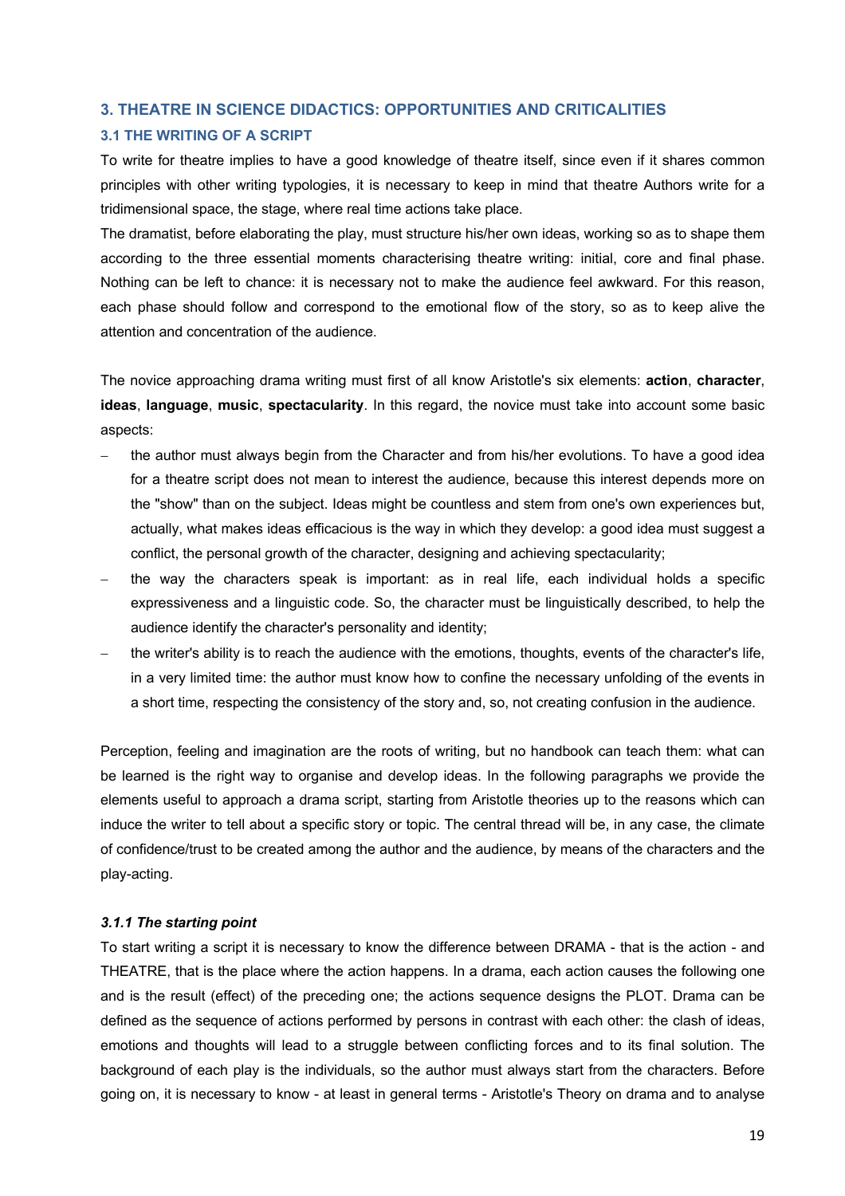## 3. THEATRE IN SCIENCE DIDACTICS: OPPORTUNITIES AND CRITICALITIES

### 3.1 THE WRITING OF A SCRIPT

To write for theatre implies to have a good knowledge of theatre itself, since even if it shares common principles with other writing typologies, it is necessary to keep in mind that theatre Authors write for a tridimensional space, the stage, where real time actions take place.

The dramatist, before elaborating the play, must structure his/her own ideas, working so as to shape them according to the three essential moments characterising theatre writing: initial, core and final phase. Nothing can be left to chance: it is necessary not to make the audience feel awkward. For this reason, each phase should follow and correspond to the emotional flow of the story, so as to keep alive the attention and concentration of the audience.

The novice approaching drama writing must first of all know Aristotle's six elements: **action**, **character**, **ideas**, **language**, **music**, **spectacularity**. In this regard, the novice must take into account some basic aspects:

- the author must always begin from the Character and from his/her evolutions. To have a good idea for a theatre script does not mean to interest the audience, because this interest depends more on the "show" than on the subject. Ideas might be countless and stem from one's own experiences but, actually, what makes ideas efficacious is the way in which they develop: a good idea must suggest a conflict, the personal growth of the character, designing and achieving spectacularity;
- the way the characters speak is important: as in real life, each individual holds a specific expressiveness and a linguistic code. So, the character must be linguistically described, to help the audience identify the character's personality and identity;
- the writer's ability is to reach the audience with the emotions, thoughts, events of the character's life, in a very limited time: the author must know how to confine the necessary unfolding of the events in a short time, respecting the consistency of the story and, so, not creating confusion in the audience.

Perception, feeling and imagination are the roots of writing, but no handbook can teach them: what can be learned is the right way to organise and develop ideas. In the following paragraphs we provide the elements useful to approach a drama script, starting from Aristotle theories up to the reasons which can induce the writer to tell about a specific story or topic. The central thread will be, in any case, the climate of confidence/trust to be created among the author and the audience, by means of the characters and the play-acting.

#### *3.1.1 The starting point*

To start writing a script it is necessary to know the difference between DRAMA - that is the action - and THEATRE, that is the place where the action happens. In a drama, each action causes the following one and is the result (effect) of the preceding one; the actions sequence designs the PLOT. Drama can be defined as the sequence of actions performed by persons in contrast with each other: the clash of ideas, emotions and thoughts will lead to a struggle between conflicting forces and to its final solution. The background of each play is the individuals, so the author must always start from the characters. Before going on, it is necessary to know - at least in general terms - Aristotle's Theory on drama and to analyse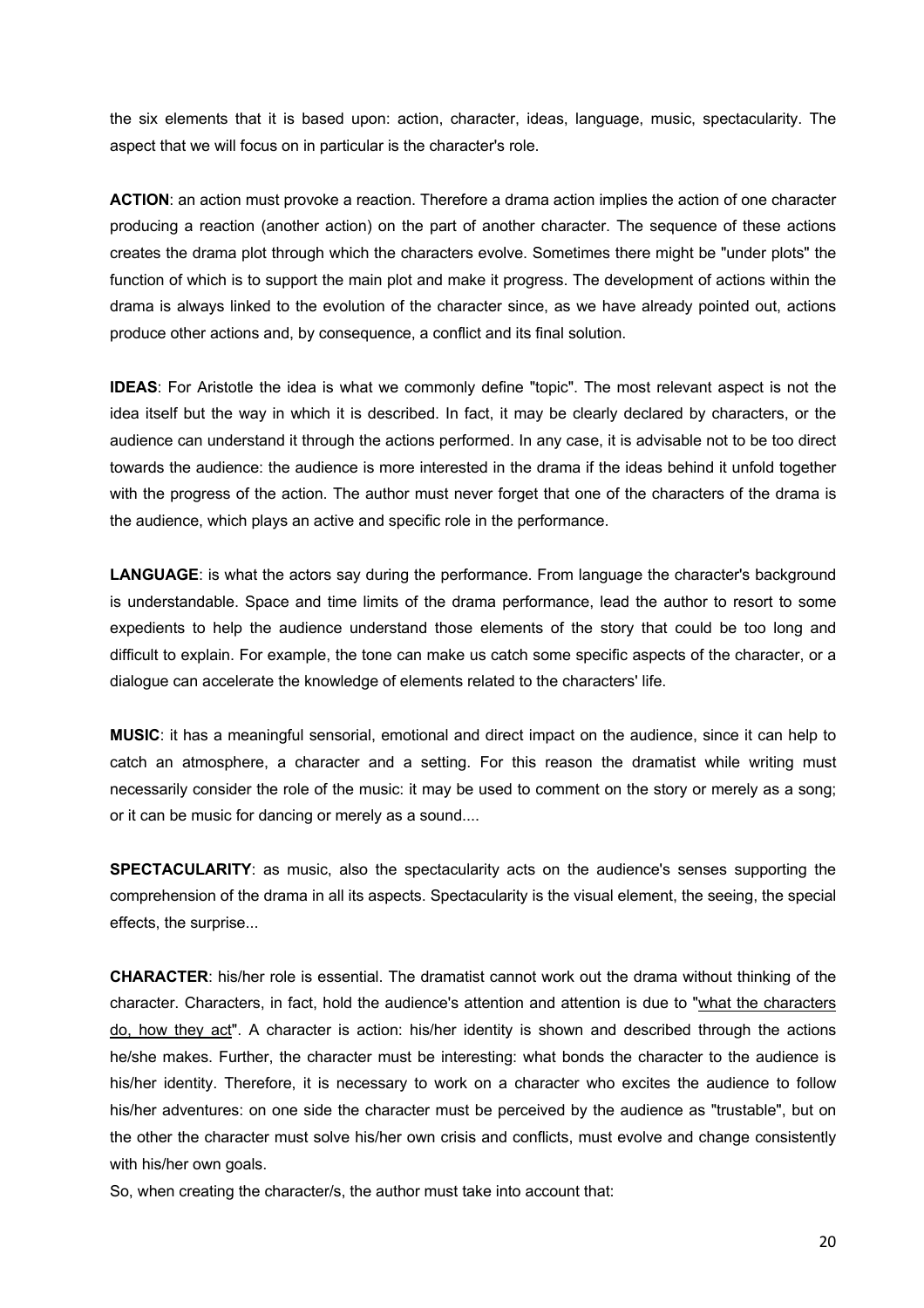the six elements that it is based upon: action, character, ideas, language, music, spectacularity. The aspect that we will focus on in particular is the character's role.

**ACTION**: an action must provoke a reaction. Therefore a drama action implies the action of one character producing a reaction (another action) on the part of another character. The sequence of these actions creates the drama plot through which the characters evolve. Sometimes there might be "under plots" the function of which is to support the main plot and make it progress. The development of actions within the drama is always linked to the evolution of the character since, as we have already pointed out, actions produce other actions and, by consequence, a conflict and its final solution.

**IDEAS**: For Aristotle the idea is what we commonly define "topic". The most relevant aspect is not the idea itself but the way in which it is described. In fact, it may be clearly declared by characters, or the audience can understand it through the actions performed. In any case, it is advisable not to be too direct towards the audience: the audience is more interested in the drama if the ideas behind it unfold together with the progress of the action. The author must never forget that one of the characters of the drama is the audience, which plays an active and specific role in the performance.

**LANGUAGE**: is what the actors say during the performance. From language the character's background is understandable. Space and time limits of the drama performance, lead the author to resort to some expedients to help the audience understand those elements of the story that could be too long and difficult to explain. For example, the tone can make us catch some specific aspects of the character, or a dialogue can accelerate the knowledge of elements related to the characters' life.

**MUSIC**: it has a meaningful sensorial, emotional and direct impact on the audience, since it can help to catch an atmosphere, a character and a setting. For this reason the dramatist while writing must necessarily consider the role of the music: it may be used to comment on the story or merely as a song; or it can be music for dancing or merely as a sound....

**SPECTACULARITY**: as music, also the spectacularity acts on the audience's senses supporting the comprehension of the drama in all its aspects. Spectacularity is the visual element, the seeing, the special effects, the surprise...

**CHARACTER**: his/her role is essential. The dramatist cannot work out the drama without thinking of the character. Characters, in fact, hold the audience's attention and attention is due to "<u>what the characters do, how they act</u>". A character is action: his/her identity is shown and described through the actions he/she makes. Further, the character must be interesting: what bonds the character to the audience is his/her identity. Therefore, it is necessary to work on a character who excites the audience to follow his/her adventures: on one side the character must be perceived by the audience as "trustable", but on the other the character must solve his/her own crisis and conflicts, must evolve and change consistently with his/her own goals.

So, when creating the character/s, the author must take into account that: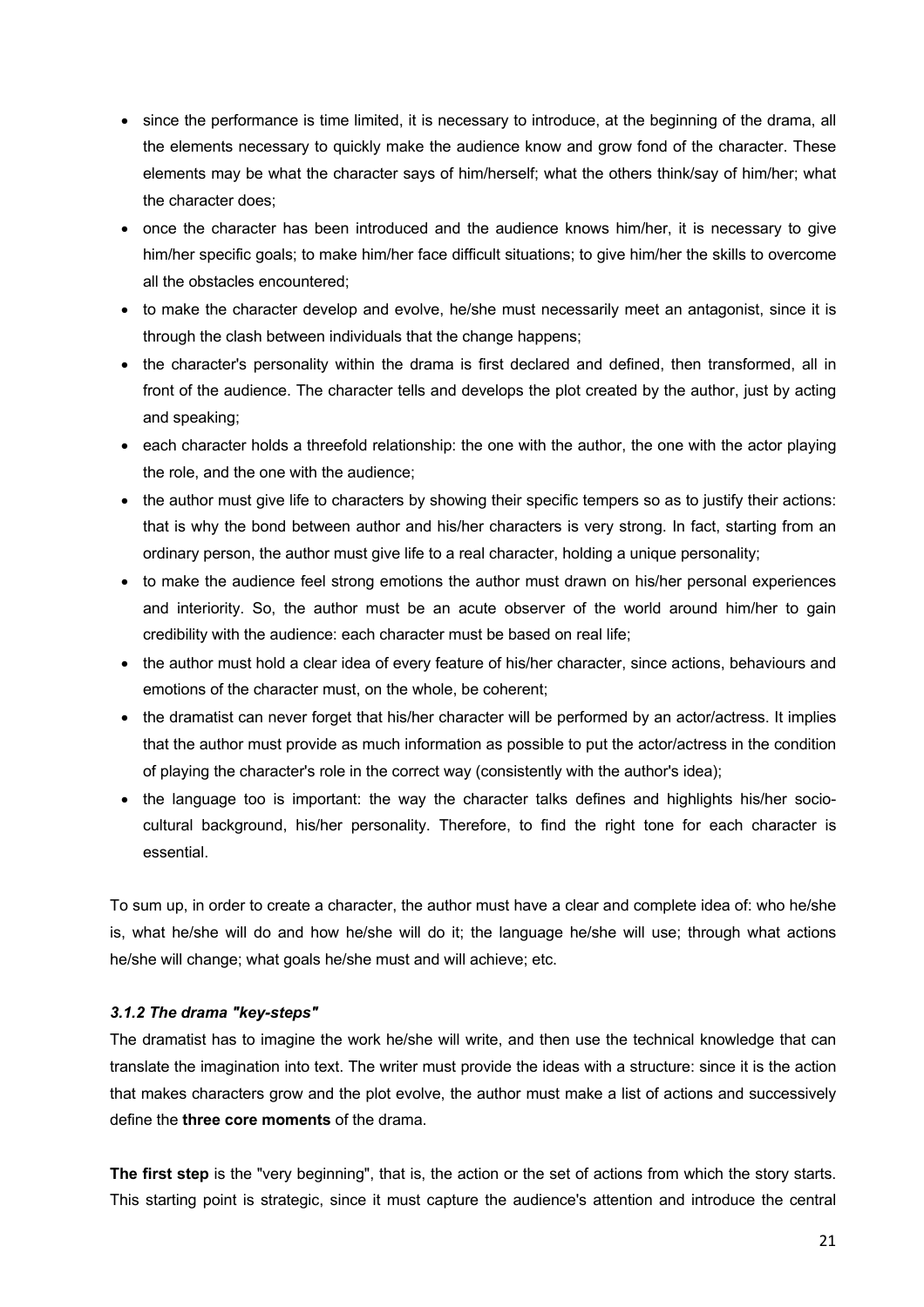- since the performance is time limited, it is necessary to introduce, at the beginning of the drama, all the elements necessary to quickly make the audience know and grow fond of the character. These elements may be what the character says of him/herself; what the others think/say of him/her; what the character does;
- once the character has been introduced and the audience knows him/her, it is necessary to give him/her specific goals; to make him/her face difficult situations; to give him/her the skills to overcome all the obstacles encountered;
- to make the character develop and evolve, he/she must necessarily meet an antagonist, since it is through the clash between individuals that the change happens;
- the character's personality within the drama is first declared and defined, then transformed, all in front of the audience. The character tells and develops the plot created by the author, just by acting and speaking;
- each character holds a threefold relationship: the one with the author, the one with the actor playing the role, and the one with the audience;
- the author must give life to characters by showing their specific tempers so as to justify their actions: that is why the bond between author and his/her characters is very strong. In fact, starting from an ordinary person, the author must give life to a real character, holding a unique personality;
- to make the audience feel strong emotions the author must drawn on his/her personal experiences and interiority. So, the author must be an acute observer of the world around him/her to gain credibility with the audience: each character must be based on real life;
- the author must hold a clear idea of every feature of his/her character, since actions, behaviours and emotions of the character must, on the whole, be coherent;
- the dramatist can never forget that his/her character will be performed by an actor/actress. It implies that the author must provide as much information as possible to put the actor/actress in the condition of playing the character's role in the correct way (consistently with the author's idea);
- the language too is important: the way the character talks defines and highlights his/her socio-cultural background, his/her personality. Therefore, to find the right tone for each character is essential.

To sum up, in order to create a character, the author must have a clear and complete idea of: who he/she is, what he/she will do and how he/she will do it; the language he/she will use; through what actions he/she will change; what goals he/she must and will achieve; etc.

### *3.1.2 The drama "key-steps"*

The dramatist has to imagine the work he/she will write, and then use the technical knowledge that can translate the imagination into text. The writer must provide the ideas with a structure: since it is the action that makes characters grow and the plot evolve, the author must make a list of actions and successively define the **three core moments** of the drama.

**The first step** is the "very beginning", that is, the action or the set of actions from which the story starts. This starting point is strategic, since it must capture the audience's attention and introduce the central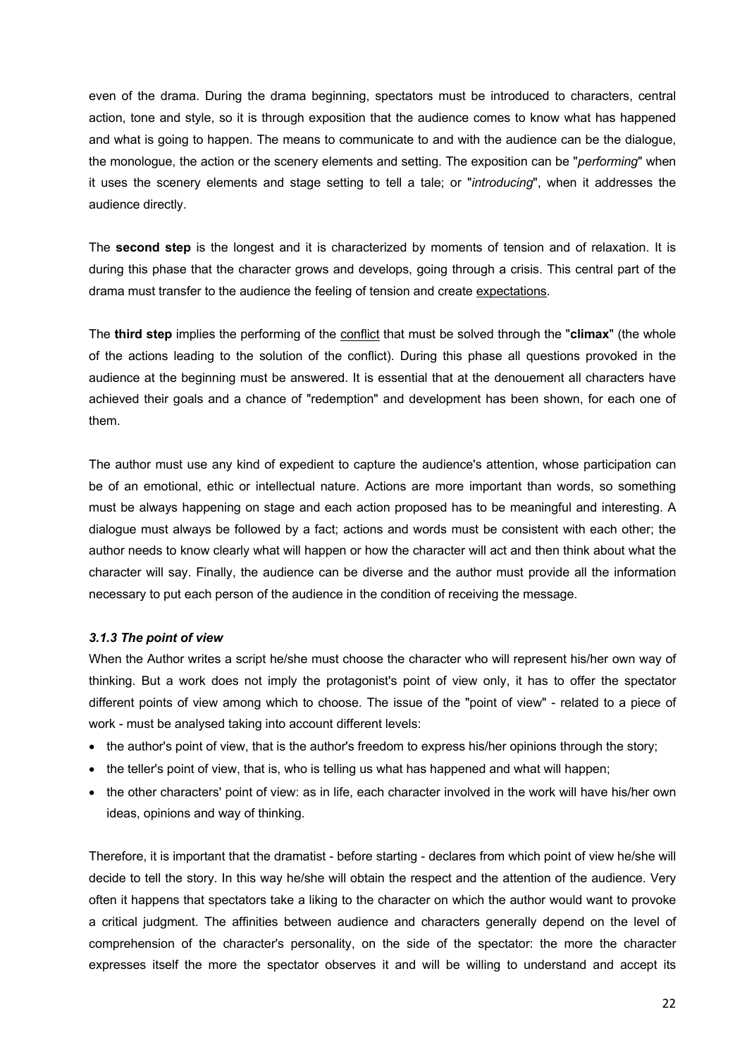even of the drama. During the drama beginning, spectators must be introduced to characters, central action, tone and style, so it is through exposition that the audience comes to know what has happened and what is going to happen. The means to communicate to and with the audience can be the dialogue, the monologue, the action or the scenery elements and setting. The exposition can be "*performing*" when it uses the scenery elements and stage setting to tell a tale; or "*introducing*", when it addresses the audience directly.

The **second step** is the longest and it is characterized by moments of tension and of relaxation. It is during this phase that the character grows and develops, going through a crisis. This central part of the drama must transfer to the audience the feeling of tension and create expectations.

The **third step** implies the performing of the conflict that must be solved through the "**climax**" (the whole of the actions leading to the solution of the conflict). During this phase all questions provoked in the audience at the beginning must be answered. It is essential that at the denouement all characters have achieved their goals and a chance of "redemption" and development has been shown, for each one of them.

The author must use any kind of expedient to capture the audience's attention, whose participation can be of an emotional, ethic or intellectual nature. Actions are more important than words, so something must be always happening on stage and each action proposed has to be meaningful and interesting. A dialogue must always be followed by a fact; actions and words must be consistent with each other; the author needs to know clearly what will happen or how the character will act and then think about what the character will say. Finally, the audience can be diverse and the author must provide all the information necessary to put each person of the audience in the condition of receiving the message.

### *3.1.3 The point of view*

When the Author writes a script he/she must choose the character who will represent his/her own way of thinking. But a work does not imply the protagonist's point of view only, it has to offer the spectator different points of view among which to choose. The issue of the "point of view" - related to a piece of work - must be analysed taking into account different levels:

- the author's point of view, that is the author's freedom to express his/her opinions through the story;
- the teller's point of view, that is, who is telling us what has happened and what will happen;
- the other characters' point of view: as in life, each character involved in the work will have his/her own ideas, opinions and way of thinking.

Therefore, it is important that the dramatist - before starting - declares from which point of view he/she will decide to tell the story. In this way he/she will obtain the respect and the attention of the audience. Very often it happens that spectators take a liking to the character on which the author would want to provoke a critical judgment. The affinities between audience and characters generally depend on the level of comprehension of the character's personality, on the side of the spectator: the more the character expresses itself the more the spectator observes it and will be willing to understand and accept its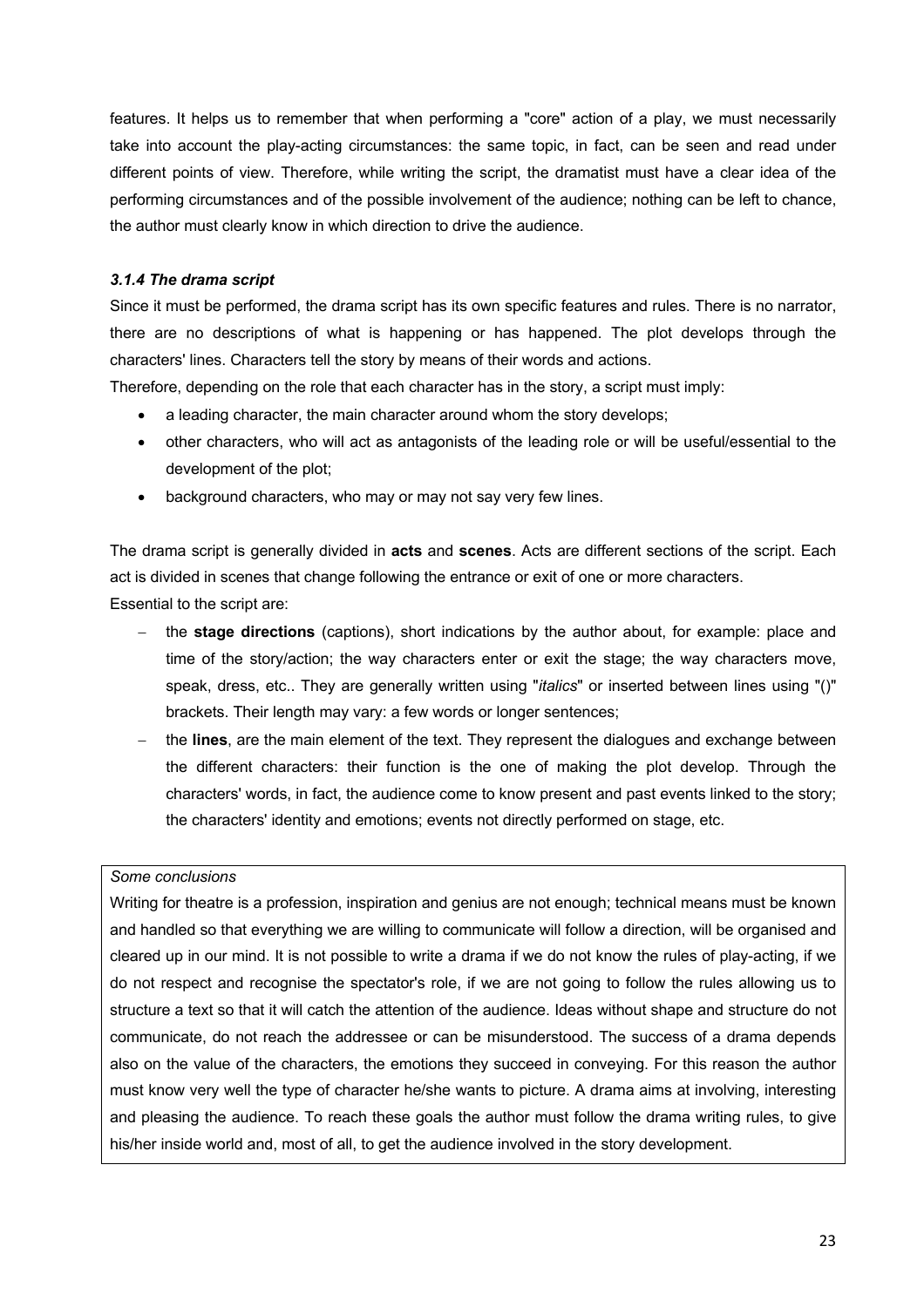features. It helps us to remember that when performing a "core" action of a play, we must necessarily take into account the play-acting circumstances: the same topic, in fact, can be seen and read under different points of view. Therefore, while writing the script, the dramatist must have a clear idea of the performing circumstances and of the possible involvement of the audience; nothing can be left to chance, the author must clearly know in which direction to drive the audience.

### *3.1.4 The drama script*

Since it must be performed, the drama script has its own specific features and rules. There is no narrator, there are no descriptions of what is happening or has happened. The plot develops through the characters' lines. Characters tell the story by means of their words and actions.

Therefore, depending on the role that each character has in the story, a script must imply:

- a leading character, the main character around whom the story develops;
- other characters, who will act as antagonists of the leading role or will be useful/essential to the development of the plot;
- background characters, who may or may not say very few lines.

The drama script is generally divided in **acts** and **scenes**. Acts are different sections of the script. Each act is divided in scenes that change following the entrance or exit of one or more characters.

Essential to the script are:

- the **stage directions** (captions), short indications by the author about, for example: place and time of the story/action; the way characters enter or exit the stage; the way characters move, speak, dress, etc.. They are generally written using "*italics*" or inserted between lines using "()" brackets. Their length may vary: a few words or longer sentences;
- the **lines**, are the main element of the text. They represent the dialogues and exchange between the different characters: their function is the one of making the plot develop. Through the characters' words, in fact, the audience come to know present and past events linked to the story; the characters' identity and emotions; events not directly performed on stage, etc.

*Some conclusions*

Writing for theatre is a profession, inspiration and genius are not enough; technical means must be known and handled so that everything we are willing to communicate will follow a direction, will be organised and cleared up in our mind. It is not possible to write a drama if we do not know the rules of play-acting, if we do not respect and recognise the spectator's role, if we are not going to follow the rules allowing us to structure a text so that it will catch the attention of the audience. Ideas without shape and structure do not communicate, do not reach the addressee or can be misunderstood. The success of a drama depends also on the value of the characters, the emotions they succeed in conveying. For this reason the author must know very well the type of character he/she wants to picture. A drama aims at involving, interesting and pleasing the audience. To reach these goals the author must follow the drama writing rules, to give his/her inside world and, most of all, to get the audience involved in the story development.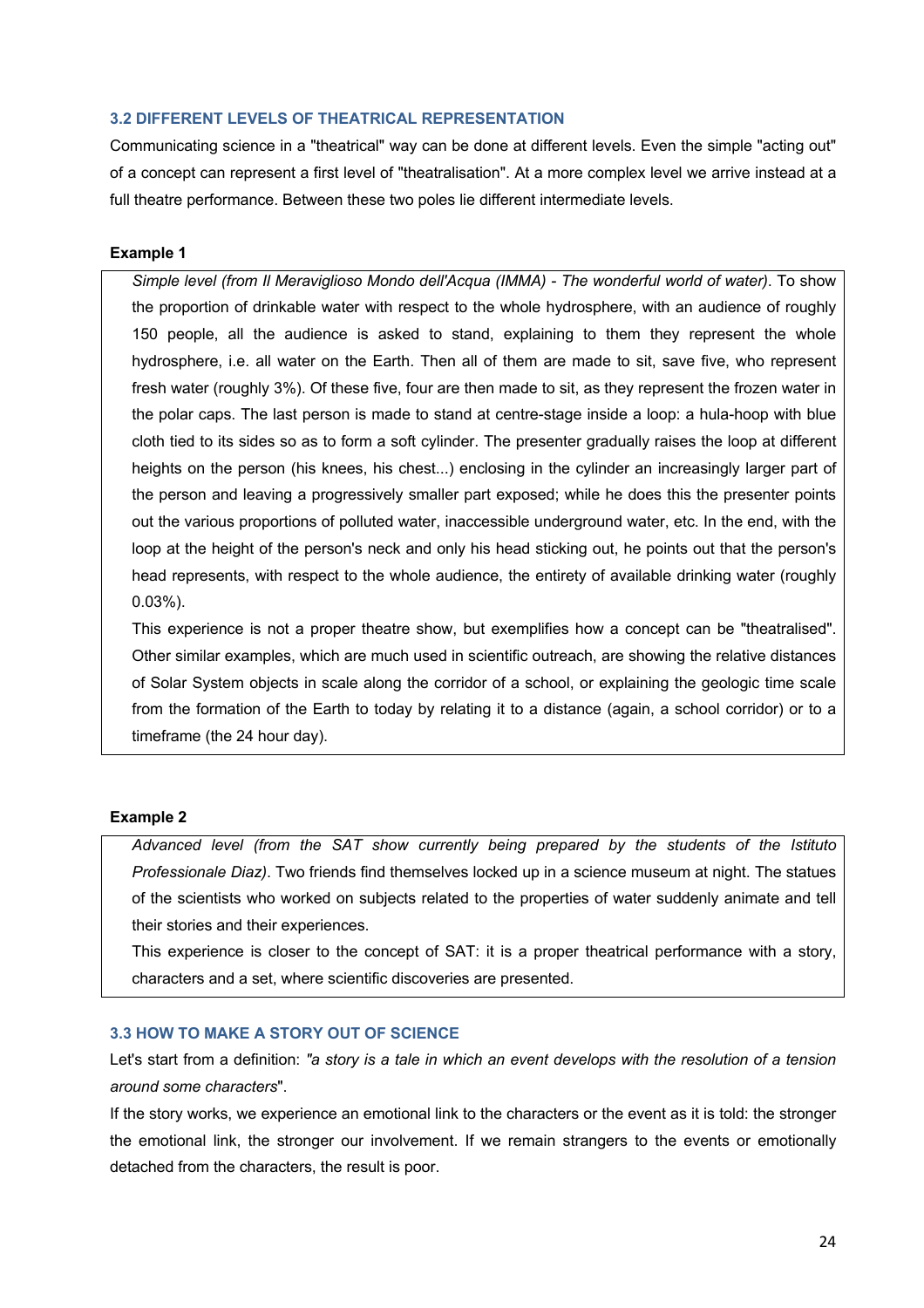### 3.2 DIFFERENT LEVELS OF THEATRICAL REPRESENTATION

Communicating science in a "theatrical" way can be done at different levels. Even the simple "acting out" of a concept can represent a first level of "theatralisation". At a more complex level we arrive instead at a full theatre performance. Between these two poles lie different intermediate levels.

**Example 1**

*Simple level (from Il Meraviglioso Mondo dell'Acqua (IMMA) - The wonderful world of water)*. To show the proportion of drinkable water with respect to the whole hydrosphere, with an audience of roughly 150 people, all the audience is asked to stand, explaining to them they represent the whole hydrosphere, i.e. all water on the Earth. Then all of them are made to sit, save five, who represent fresh water (roughly 3%). Of these five, four are then made to sit, as they represent the frozen water in the polar caps. The last person is made to stand at centre-stage inside a loop: a hula-hoop with blue cloth tied to its sides so as to form a soft cylinder. The presenter gradually raises the loop at different heights on the person (his knees, his chest...) enclosing in the cylinder an increasingly larger part of the person and leaving a progressively smaller part exposed; while he does this the presenter points out the various proportions of polluted water, inaccessible underground water, etc. In the end, with the loop at the height of the person's neck and only his head sticking out, he points out that the person's head represents, with respect to the whole audience, the entirety of available drinking water (roughly 0.03%).

This experience is not a proper theatre show, but exemplifies how a concept can be "theatralised". Other similar examples, which are much used in scientific outreach, are showing the relative distances of Solar System objects in scale along the corridor of a school, or explaining the geologic time scale from the formation of the Earth to today by relating it to a distance (again, a school corridor) or to a timeframe (the 24 hour day).

**Example 2**

*Advanced level (from the SAT show currently being prepared by the students of the Istituto Professionale Diaz)*. Two friends find themselves locked up in a science museum at night. The statues of the scientists who worked on subjects related to the properties of water suddenly animate and tell their stories and their experiences.

This experience is closer to the concept of SAT: it is a proper theatrical performance with a story, characters and a set, where scientific discoveries are presented.

### 3.3 HOW TO MAKE A STORY OUT OF SCIENCE

Let's start from a definition: *"a story is a tale in which an event develops with the resolution of a tension around some characters*".

If the story works, we experience an emotional link to the characters or the event as it is told: the stronger the emotional link, the stronger our involvement. If we remain strangers to the events or emotionally detached from the characters, the result is poor.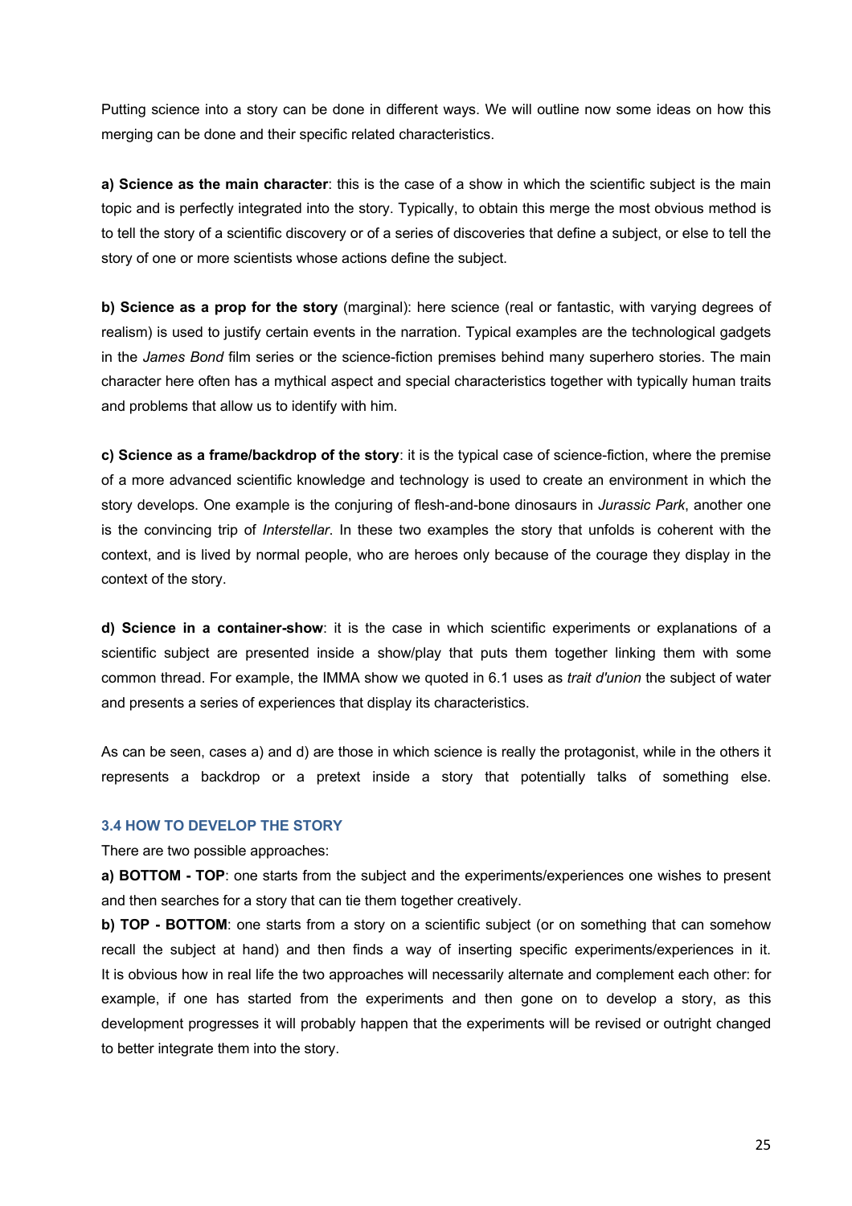Putting science into a story can be done in different ways. We will outline now some ideas on how this merging can be done and their specific related characteristics.

**a) Science as the main character**: this is the case of a show in which the scientific subject is the main topic and is perfectly integrated into the story. Typically, to obtain this merge the most obvious method is to tell the story of a scientific discovery or of a series of discoveries that define a subject, or else to tell the story of one or more scientists whose actions define the subject.

**b) Science as a prop for the story** (marginal): here science (real or fantastic, with varying degrees of realism) is used to justify certain events in the narration. Typical examples are the technological gadgets in the *James Bond* film series or the science-fiction premises behind many superhero stories. The main character here often has a mythical aspect and special characteristics together with typically human traits and problems that allow us to identify with him.

**c) Science as a frame/backdrop of the story**: it is the typical case of science-fiction, where the premise of a more advanced scientific knowledge and technology is used to create an environment in which the story develops. One example is the conjuring of flesh-and-bone dinosaurs in *Jurassic Park*, another one is the convincing trip of *Interstellar*. In these two examples the story that unfolds is coherent with the context, and is lived by normal people, who are heroes only because of the courage they display in the context of the story.

**d) Science in a container-show**: it is the case in which scientific experiments or explanations of a scientific subject are presented inside a show/play that puts them together linking them with some common thread. For example, the IMMA show we quoted in 6.1 uses as *trait d'union* the subject of water and presents a series of experiences that display its characteristics.

As can be seen, cases a) and d) are those in which science is really the protagonist, while in the others it represents a backdrop or a pretext inside a story that potentially talks of something else.

### 3.4 HOW TO DEVELOP THE STORY

There are two possible approaches:

**a) BOTTOM - TOP**: one starts from the subject and the experiments/experiences one wishes to present and then searches for a story that can tie them together creatively.

**b) TOP - BOTTOM**: one starts from a story on a scientific subject (or on something that can somehow recall the subject at hand) and then finds a way of inserting specific experiments/experiences in it. It is obvious how in real life the two approaches will necessarily alternate and complement each other: for example, if one has started from the experiments and then gone on to develop a story, as this development progresses it will probably happen that the experiments will be revised or outright changed to better integrate them into the story.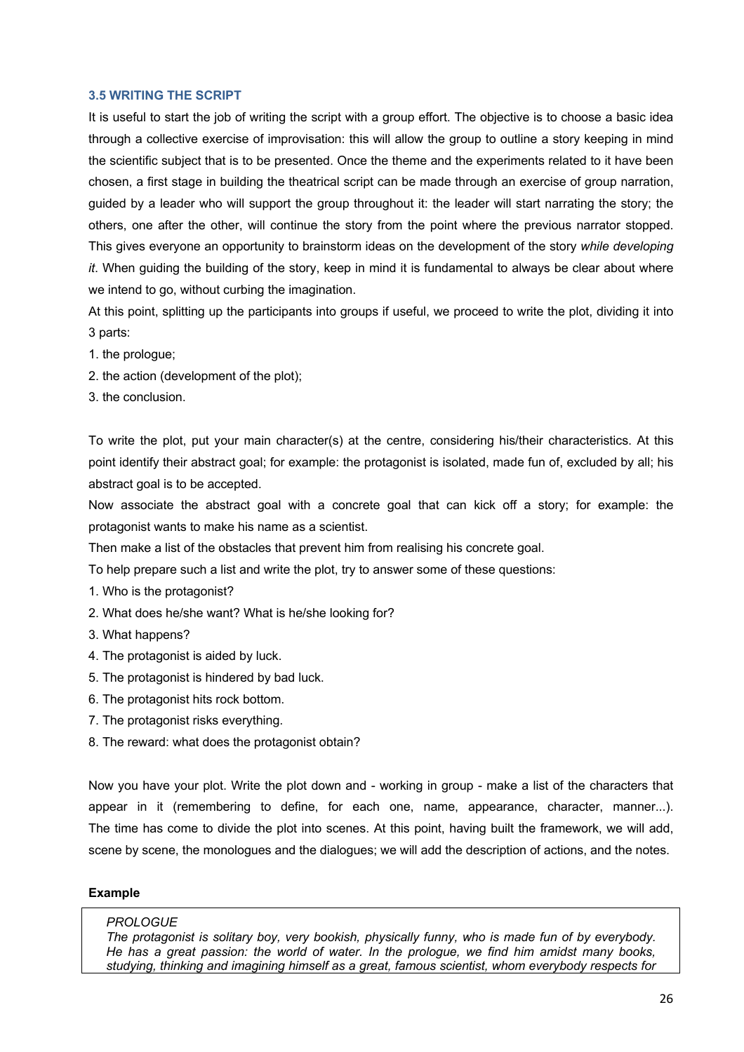### 3.5 WRITING THE SCRIPT

It is useful to start the job of writing the script with a group effort. The objective is to choose a basic idea through a collective exercise of improvisation: this will allow the group to outline a story keeping in mind the scientific subject that is to be presented. Once the theme and the experiments related to it have been chosen, a first stage in building the theatrical script can be made through an exercise of group narration, guided by a leader who will support the group throughout it: the leader will start narrating the story; the others, one after the other, will continue the story from the point where the previous narrator stopped. This gives everyone an opportunity to brainstorm ideas on the development of the story *while developing it*. When guiding the building of the story, keep in mind it is fundamental to always be clear about where we intend to go, without curbing the imagination.

At this point, splitting up the participants into groups if useful, we proceed to write the plot, dividing it into 3 parts:

1. the prologue;
2. the action (development of the plot);
3. the conclusion.

To write the plot, put your main character(s) at the centre, considering his/their characteristics. At this point identify their abstract goal; for example: the protagonist is isolated, made fun of, excluded by all; his abstract goal is to be accepted.

Now associate the abstract goal with a concrete goal that can kick off a story; for example: the protagonist wants to make his name as a scientist.

Then make a list of the obstacles that prevent him from realising his concrete goal.

To help prepare such a list and write the plot, try to answer some of these questions:

1. Who is the protagonist?
2. What does he/she want? What is he/she looking for?
3. What happens?
4. The protagonist is aided by luck.
5. The protagonist is hindered by bad luck.
6. The protagonist hits rock bottom.
7. The protagonist risks everything.
8. The reward: what does the protagonist obtain?

Now you have your plot. Write the plot down and - working in group - make a list of the characters that appear in it (remembering to define, for each one, name, appearance, character, manner...). The time has come to divide the plot into scenes. At this point, having built the framework, we will add, scene by scene, the monologues and the dialogues; we will add the description of actions, and the notes.

**Example**

*PROLOGUE*
*The protagonist is solitary boy, very bookish, physically funny, who is made fun of by everybody. He has a great passion: the world of water. In the prologue, we find him amidst many books, studying, thinking and imagining himself as a great, famous scientist, whom everybody respects for*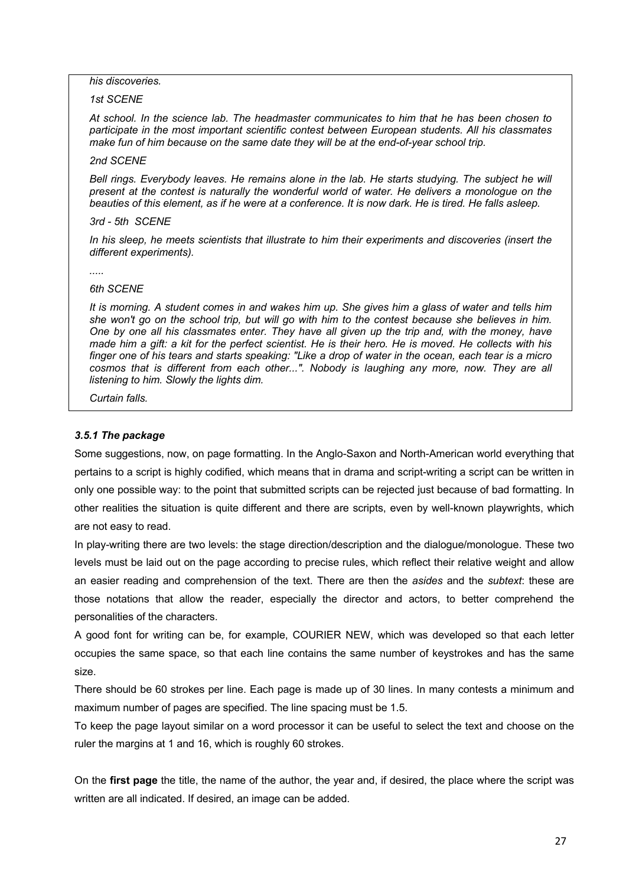*his discoveries.*

*1st SCENE*

*At school. In the science lab. The headmaster communicates to him that he has been chosen to participate in the most important scientific contest between European students. All his classmates make fun of him because on the same date they will be at the end-of-year school trip.*

*2nd SCENE*

*Bell rings. Everybody leaves. He remains alone in the lab. He starts studying. The subject he will present at the contest is naturally the wonderful world of water. He delivers a monologue on the beauties of this element, as if he were at a conference. It is now dark. He is tired. He falls asleep.*

*3rd - 5th SCENE*

*In his sleep, he meets scientists that illustrate to him their experiments and discoveries (insert the different experiments).*

*.....*

*6th SCENE*

*It is morning. A student comes in and wakes him up. She gives him a glass of water and tells him she won't go on the school trip, but will go with him to the contest because she believes in him. One by one all his classmates enter. They have all given up the trip and, with the money, have made him a gift: a kit for the perfect scientist. He is their hero. He is moved. He collects with his finger one of his tears and starts speaking: "Like a drop of water in the ocean, each tear is a micro cosmos that is different from each other...". Nobody is laughing any more, now. They are all listening to him. Slowly the lights dim.*

*Curtain falls.*

### *3.5.1 The package*

Some suggestions, now, on page formatting. In the Anglo-Saxon and North-American world everything that pertains to a script is highly codified, which means that in drama and script-writing a script can be written in only one possible way: to the point that submitted scripts can be rejected just because of bad formatting. In other realities the situation is quite different and there are scripts, even by well-known playwrights, which are not easy to read.

In play-writing there are two levels: the stage direction/description and the dialogue/monologue. These two levels must be laid out on the page according to precise rules, which reflect their relative weight and allow an easier reading and comprehension of the text. There are then the *asides* and the *subtext*: these are those notations that allow the reader, especially the director and actors, to better comprehend the personalities of the characters.

A good font for writing can be, for example, COURIER NEW, which was developed so that each letter occupies the same space, so that each line contains the same number of keystrokes and has the same size.

There should be 60 strokes per line. Each page is made up of 30 lines. In many contests a minimum and maximum number of pages are specified. The line spacing must be 1.5.

To keep the page layout similar on a word processor it can be useful to select the text and choose on the ruler the margins at 1 and 16, which is roughly 60 strokes.

On the **first page** the title, the name of the author, the year and, if desired, the place where the script was written are all indicated. If desired, an image can be added.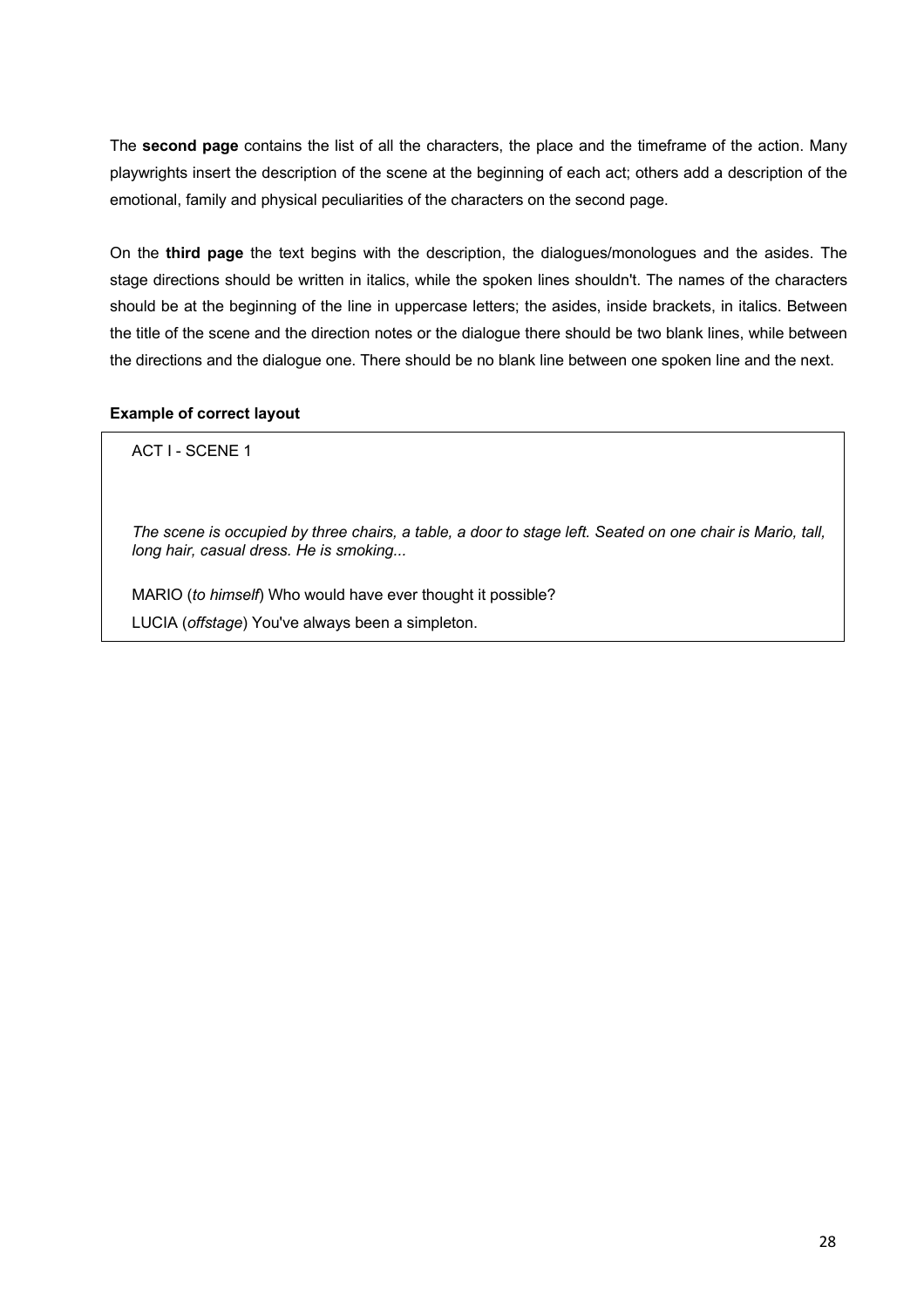The **second page** contains the list of all the characters, the place and the timeframe of the action. Many playwrights insert the description of the scene at the beginning of each act; others add a description of the emotional, family and physical peculiarities of the characters on the second page.

On the **third page** the text begins with the description, the dialogues/monologues and the asides. The stage directions should be written in italics, while the spoken lines shouldn't. The names of the characters should be at the beginning of the line in uppercase letters; the asides, inside brackets, in italics. Between the title of the scene and the direction notes or the dialogue there should be two blank lines, while between the directions and the dialogue one. There should be no blank line between one spoken line and the next.

**Example of correct layout**

> ACT I - SCENE 1
>
>
> *The scene is occupied by three chairs, a table, a door to stage left. Seated on one chair is Mario, tall, long hair, casual dress. He is smoking...*
>
> MARIO (*to himself*) Who would have ever thought it possible?
> LUCIA (*offstage*) You've always been a simpleton.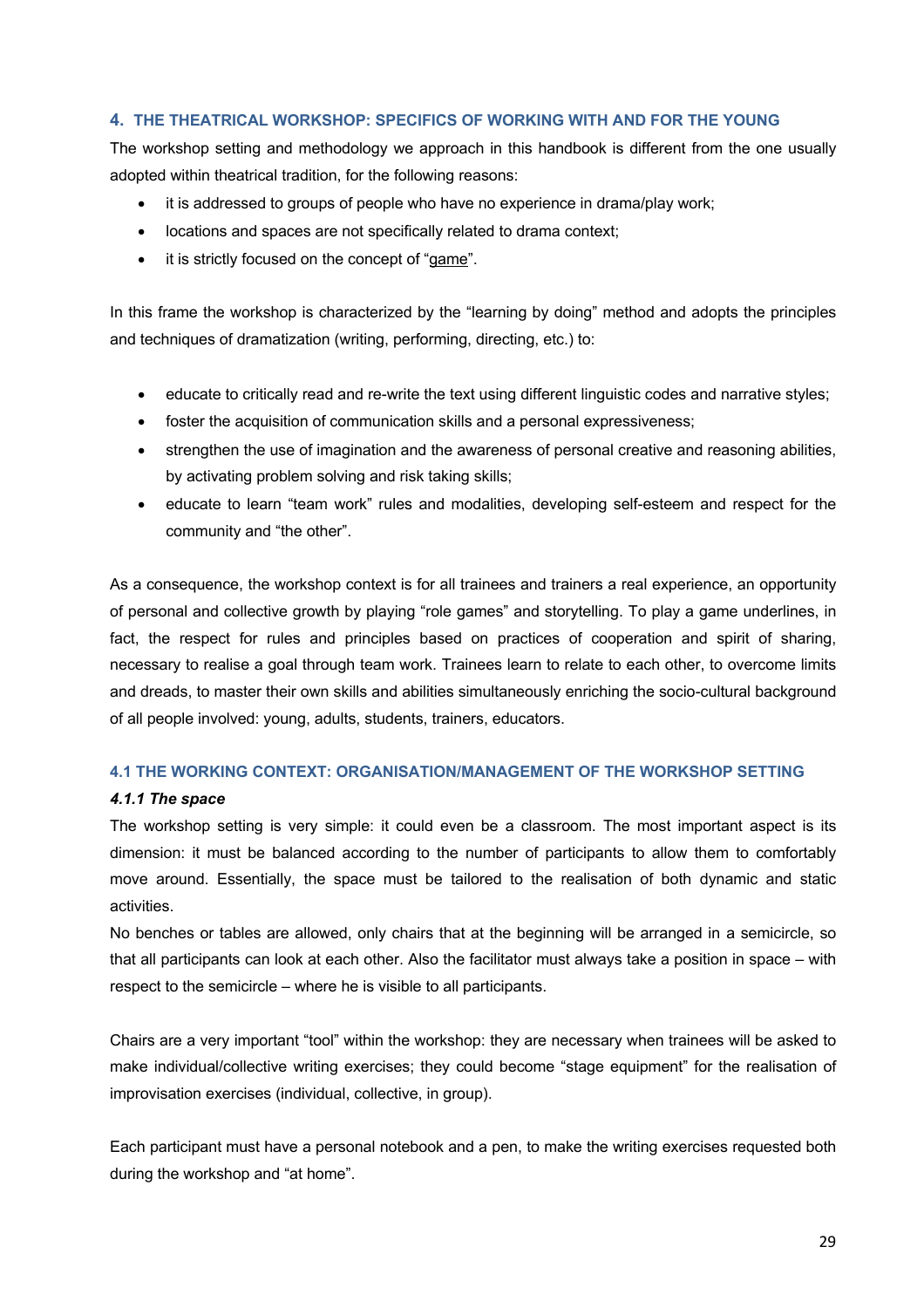## 4. THE THEATRICAL WORKSHOP: SPECIFICS OF WORKING WITH AND FOR THE YOUNG

The workshop setting and methodology we approach in this handbook is different from the one usually adopted within theatrical tradition, for the following reasons:

- it is addressed to groups of people who have no experience in drama/play work;
- locations and spaces are not specifically related to drama context;
- it is strictly focused on the concept of "game".

In this frame the workshop is characterized by the "learning by doing" method and adopts the principles and techniques of dramatization (writing, performing, directing, etc.) to:

- educate to critically read and re-write the text using different linguistic codes and narrative styles;
- foster the acquisition of communication skills and a personal expressiveness;
- strengthen the use of imagination and the awareness of personal creative and reasoning abilities, by activating problem solving and risk taking skills;
- educate to learn "team work" rules and modalities, developing self-esteem and respect for the community and "the other".

As a consequence, the workshop context is for all trainees and trainers a real experience, an opportunity of personal and collective growth by playing "role games" and storytelling. To play a game underlines, in fact, the respect for rules and principles based on practices of cooperation and spirit of sharing, necessary to realise a goal through team work. Trainees learn to relate to each other, to overcome limits and dreads, to master their own skills and abilities simultaneously enriching the socio-cultural background of all people involved: young, adults, students, trainers, educators.

### 4.1 THE WORKING CONTEXT: ORGANISATION/MANAGEMENT OF THE WORKSHOP SETTING

#### *4.1.1 The space*

The workshop setting is very simple: it could even be a classroom. The most important aspect is its dimension: it must be balanced according to the number of participants to allow them to comfortably move around. Essentially, the space must be tailored to the realisation of both dynamic and static activities.

No benches or tables are allowed, only chairs that at the beginning will be arranged in a semicircle, so that all participants can look at each other. Also the facilitator must always take a position in space – with respect to the semicircle – where he is visible to all participants.

Chairs are a very important "tool" within the workshop: they are necessary when trainees will be asked to make individual/collective writing exercises; they could become "stage equipment" for the realisation of improvisation exercises (individual, collective, in group).

Each participant must have a personal notebook and a pen, to make the writing exercises requested both during the workshop and "at home".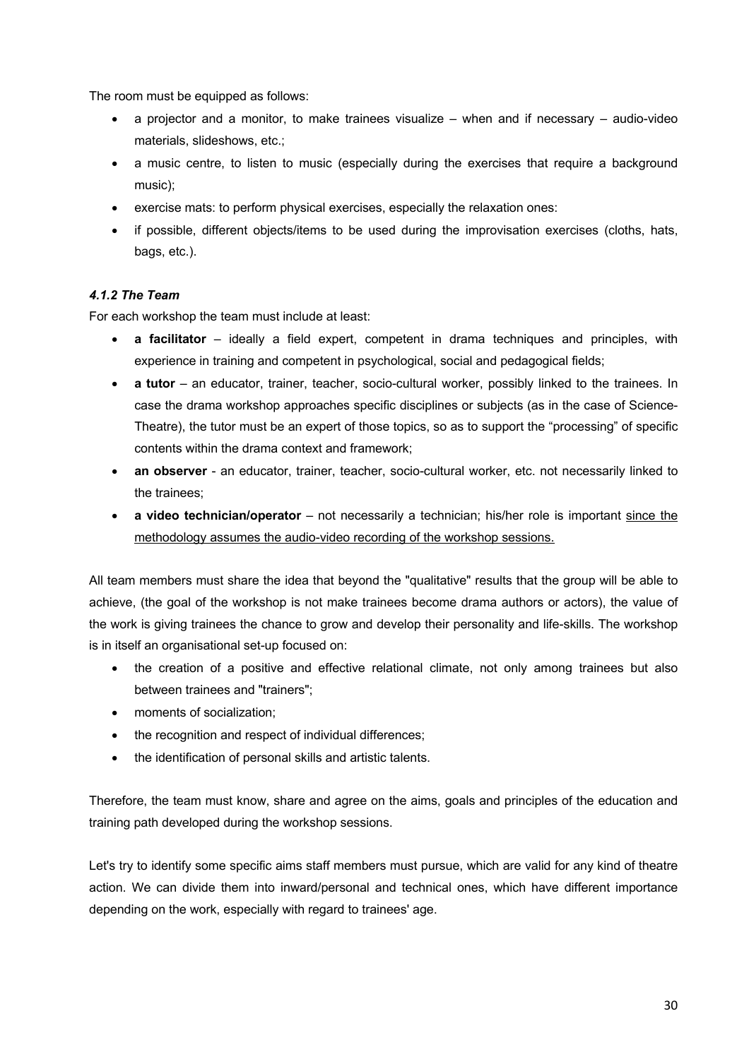The room must be equipped as follows:

- a projector and a monitor, to make trainees visualize – when and if necessary – audio-video materials, slideshows, etc.;
- a music centre, to listen to music (especially during the exercises that require a background music);
- exercise mats: to perform physical exercises, especially the relaxation ones:
- if possible, different objects/items to be used during the improvisation exercises (cloths, hats, bags, etc.).

### *4.1.2 The Team*

For each workshop the team must include at least:

- **a facilitator** – ideally a field expert, competent in drama techniques and principles, with experience in training and competent in psychological, social and pedagogical fields;
- **a tutor** – an educator, trainer, teacher, socio-cultural worker, possibly linked to the trainees. In case the drama workshop approaches specific disciplines or subjects (as in the case of Science-Theatre), the tutor must be an expert of those topics, so as to support the "processing" of specific contents within the drama context and framework;
- **an observer** - an educator, trainer, teacher, socio-cultural worker, etc. not necessarily linked to the trainees;
- **a video technician/operator** – not necessarily a technician; his/her role is important <u>since the methodology assumes the audio-video recording of the workshop sessions.</u>

All team members must share the idea that beyond the "qualitative" results that the group will be able to achieve, (the goal of the workshop is not make trainees become drama authors or actors), the value of the work is giving trainees the chance to grow and develop their personality and life-skills. The workshop is in itself an organisational set-up focused on:

- the creation of a positive and effective relational climate, not only among trainees but also between trainees and "trainers";
- moments of socialization;
- the recognition and respect of individual differences;
- the identification of personal skills and artistic talents.

Therefore, the team must know, share and agree on the aims, goals and principles of the education and training path developed during the workshop sessions.

Let's try to identify some specific aims staff members must pursue, which are valid for any kind of theatre action. We can divide them into inward/personal and technical ones, which have different importance depending on the work, especially with regard to trainees' age.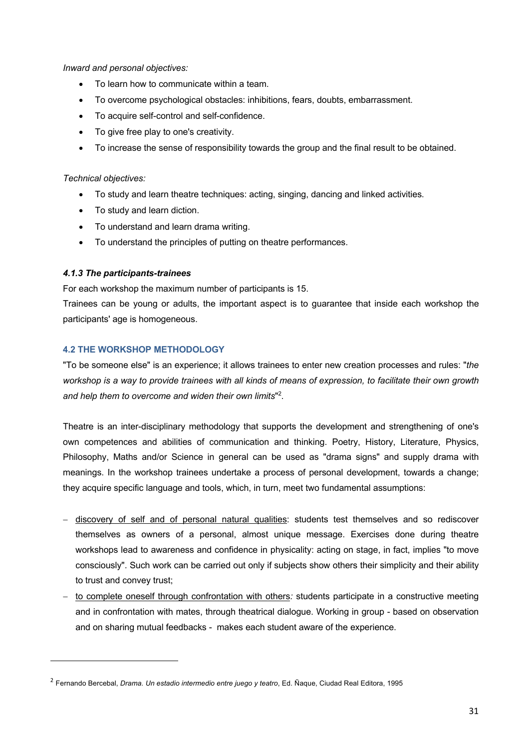*Inward and personal objectives:*

- To learn how to communicate within a team.
- To overcome psychological obstacles: inhibitions, fears, doubts, embarrassment.
- To acquire self-control and self-confidence.
- To give free play to one's creativity.
- To increase the sense of responsibility towards the group and the final result to be obtained.

*Technical objectives:*

- To study and learn theatre techniques: acting, singing, dancing and linked activities.
- To study and learn diction.
- To understand and learn drama writing.
- To understand the principles of putting on theatre performances.

#### *4.1.3 The participants-trainees*

For each workshop the maximum number of participants is 15.

Trainees can be young or adults, the important aspect is to guarantee that inside each workshop the participants' age is homogeneous.

### 4.2 THE WORKSHOP METHODOLOGY

"To be someone else" is an experience; it allows trainees to enter new creation processes and rules: "*the workshop is a way to provide trainees with all kinds of means of expression, to facilitate their own growth and help them to overcome and widen their own limits*"[2].

Theatre is an inter-disciplinary methodology that supports the development and strengthening of one's own competences and abilities of communication and thinking. Poetry, History, Literature, Physics, Philosophy, Maths and/or Science in general can be used as "drama signs" and supply drama with meanings. In the workshop trainees undertake a process of personal development, towards a change; they acquire specific language and tools, which, in turn, meet two fundamental assumptions:

- discovery of self and of personal natural qualities: students test themselves and so rediscover themselves as owners of a personal, almost unique message. Exercises done during theatre workshops lead to awareness and confidence in physicality: acting on stage, in fact, implies "to move consciously". Such work can be carried out only if subjects show others their simplicity and their ability to trust and convey trust;
- to complete oneself through confrontation with others*:* students participate in a constructive meeting and in confrontation with mates, through theatrical dialogue. Working in group - based on observation and on sharing mutual feedbacks - makes each student aware of the experience.

---

[2] Fernando Bercebal, *Drama. Un estadio intermedio entre juego y teatro*, Ed. Ñaque, Ciudad Real Editora, 1995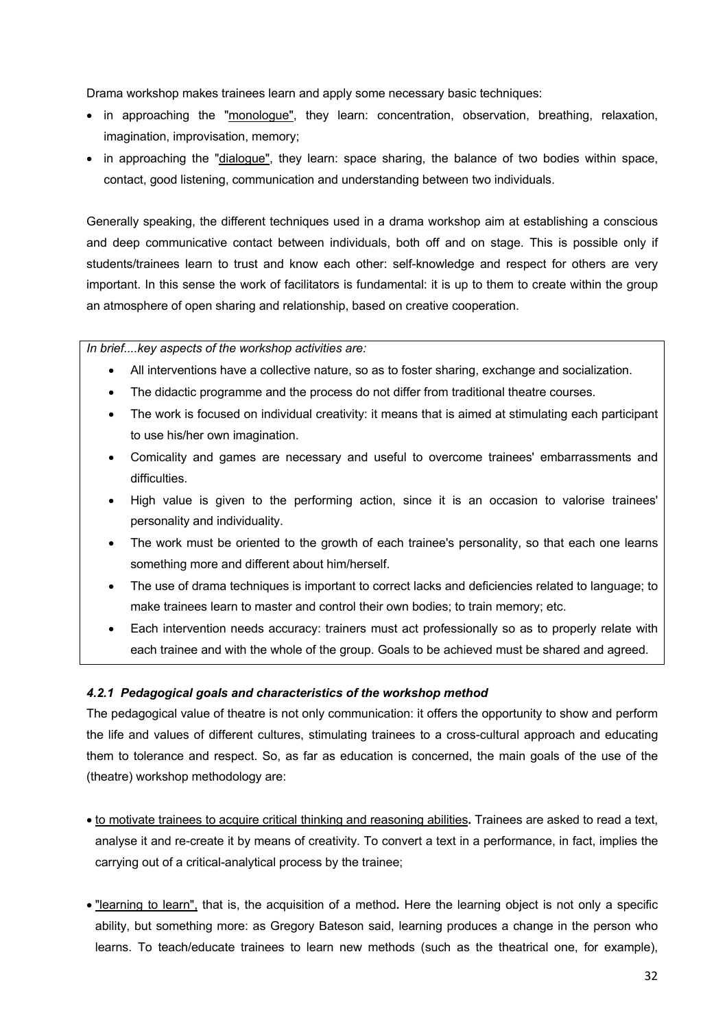Drama workshop makes trainees learn and apply some necessary basic techniques:

- in approaching the "monologue", they learn: concentration, observation, breathing, relaxation, imagination, improvisation, memory;
- in approaching the "dialogue", they learn: space sharing, the balance of two bodies within space, contact, good listening, communication and understanding between two individuals.

Generally speaking, the different techniques used in a drama workshop aim at establishing a conscious and deep communicative contact between individuals, both off and on stage. This is possible only if students/trainees learn to trust and know each other: self-knowledge and respect for others are very important. In this sense the work of facilitators is fundamental: it is up to them to create within the group an atmosphere of open sharing and relationship, based on creative cooperation.

*In brief....key aspects of the workshop activities are:*

- All interventions have a collective nature, so as to foster sharing, exchange and socialization.
- The didactic programme and the process do not differ from traditional theatre courses.
- The work is focused on individual creativity: it means that is aimed at stimulating each participant to use his/her own imagination.
- Comicality and games are necessary and useful to overcome trainees' embarrassments and difficulties.
- High value is given to the performing action, since it is an occasion to valorise trainees' personality and individuality.
- The work must be oriented to the growth of each trainee's personality, so that each one learns something more and different about him/herself.
- The use of drama techniques is important to correct lacks and deficiencies related to language; to make trainees learn to master and control their own bodies; to train memory; etc.
- Each intervention needs accuracy: trainers must act professionally so as to properly relate with each trainee and with the whole of the group. Goals to be achieved must be shared and agreed.

#### *4.2.1 Pedagogical goals and characteristics of the workshop method*

The pedagogical value of theatre is not only communication: it offers the opportunity to show and perform the life and values of different cultures, stimulating trainees to a cross-cultural approach and educating them to tolerance and respect. So, as far as education is concerned, the main goals of the use of the (theatre) workshop methodology are:

- to motivate trainees to acquire critical thinking and reasoning abilities**.** Trainees are asked to read a text, analyse it and re-create it by means of creativity. To convert a text in a performance, in fact, implies the carrying out of a critical-analytical process by the trainee;

- "learning to learn", that is, the acquisition of a method**.** Here the learning object is not only a specific ability, but something more: as Gregory Bateson said, learning produces a change in the person who learns. To teach/educate trainees to learn new methods (such as the theatrical one, for example),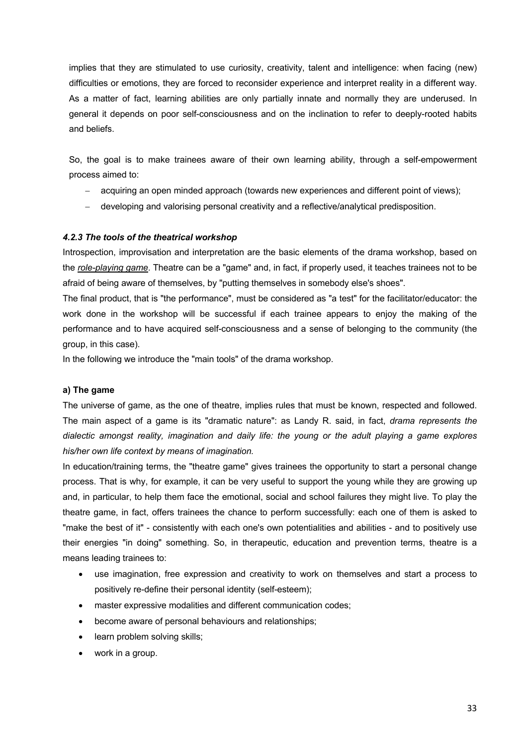implies that they are stimulated to use curiosity, creativity, talent and intelligence: when facing (new) difficulties or emotions, they are forced to reconsider experience and interpret reality in a different way. As a matter of fact, learning abilities are only partially innate and normally they are underused. In general it depends on poor self-consciousness and on the inclination to refer to deeply-rooted habits and beliefs.

So, the goal is to make trainees aware of their own learning ability, through a self-empowerment process aimed to:

- acquiring an open minded approach (towards new experiences and different point of views);
- developing and valorising personal creativity and a reflective/analytical predisposition.

### *4.2.3 The tools of the theatrical workshop*

Introspection, improvisation and interpretation are the basic elements of the drama workshop, based on the *role-playing game*. Theatre can be a "game" and, in fact, if properly used, it teaches trainees not to be afraid of being aware of themselves, by "putting themselves in somebody else's shoes".

The final product, that is "the performance", must be considered as "a test" for the facilitator/educator: the work done in the workshop will be successful if each trainee appears to enjoy the making of the performance and to have acquired self-consciousness and a sense of belonging to the community (the group, in this case).

In the following we introduce the "main tools" of the drama workshop.

#### a) The game

The universe of game, as the one of theatre, implies rules that must be known, respected and followed. The main aspect of a game is its "dramatic nature": as Landy R. said, in fact, *drama represents the dialectic amongst reality, imagination and daily life: the young or the adult playing a game explores his/her own life context by means of imagination.*

In education/training terms, the "theatre game" gives trainees the opportunity to start a personal change process. That is why, for example, it can be very useful to support the young while they are growing up and, in particular, to help them face the emotional, social and school failures they might live. To play the theatre game, in fact, offers trainees the chance to perform successfully: each one of them is asked to "make the best of it" - consistently with each one's own potentialities and abilities - and to positively use their energies "in doing" something. So, in therapeutic, education and prevention terms, theatre is a means leading trainees to:

- use imagination, free expression and creativity to work on themselves and start a process to positively re-define their personal identity (self-esteem);
- master expressive modalities and different communication codes;
- become aware of personal behaviours and relationships;
- learn problem solving skills;
- work in a group.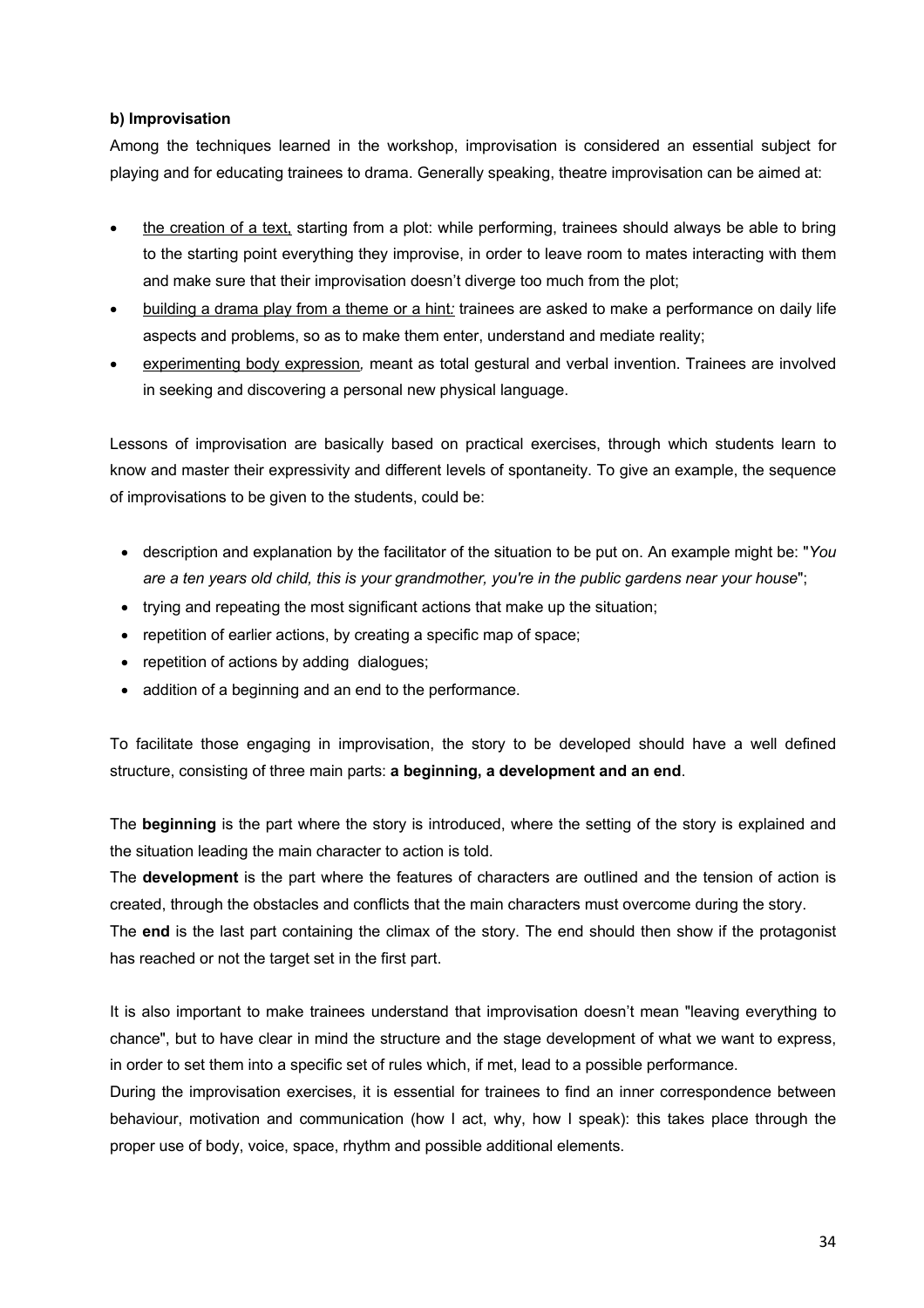**b) Improvisation**

Among the techniques learned in the workshop, improvisation is considered an essential subject for playing and for educating trainees to drama. Generally speaking, theatre improvisation can be aimed at:

- the creation of a text, starting from a plot: while performing, trainees should always be able to bring to the starting point everything they improvise, in order to leave room to mates interacting with them and make sure that their improvisation doesn't diverge too much from the plot;
- building a drama play from a theme or a hint: trainees are asked to make a performance on daily life aspects and problems, so as to make them enter, understand and mediate reality;
- experimenting body expression, meant as total gestural and verbal invention. Trainees are involved in seeking and discovering a personal new physical language.

Lessons of improvisation are basically based on practical exercises, through which students learn to know and master their expressivity and different levels of spontaneity. To give an example, the sequence of improvisations to be given to the students, could be:

- description and explanation by the facilitator of the situation to be put on. An example might be: "*You are a ten years old child, this is your grandmother, you're in the public gardens near your house*";
- trying and repeating the most significant actions that make up the situation;
- repetition of earlier actions, by creating a specific map of space;
- repetition of actions by adding dialogues;
- addition of a beginning and an end to the performance.

To facilitate those engaging in improvisation, the story to be developed should have a well defined structure, consisting of three main parts: **a beginning, a development and an end**.

The **beginning** is the part where the story is introduced, where the setting of the story is explained and the situation leading the main character to action is told.

The **development** is the part where the features of characters are outlined and the tension of action is created, through the obstacles and conflicts that the main characters must overcome during the story.

The **end** is the last part containing the climax of the story. The end should then show if the protagonist has reached or not the target set in the first part.

It is also important to make trainees understand that improvisation doesn't mean "leaving everything to chance", but to have clear in mind the structure and the stage development of what we want to express, in order to set them into a specific set of rules which, if met, lead to a possible performance.

During the improvisation exercises, it is essential for trainees to find an inner correspondence between behaviour, motivation and communication (how I act, why, how I speak): this takes place through the proper use of body, voice, space, rhythm and possible additional elements.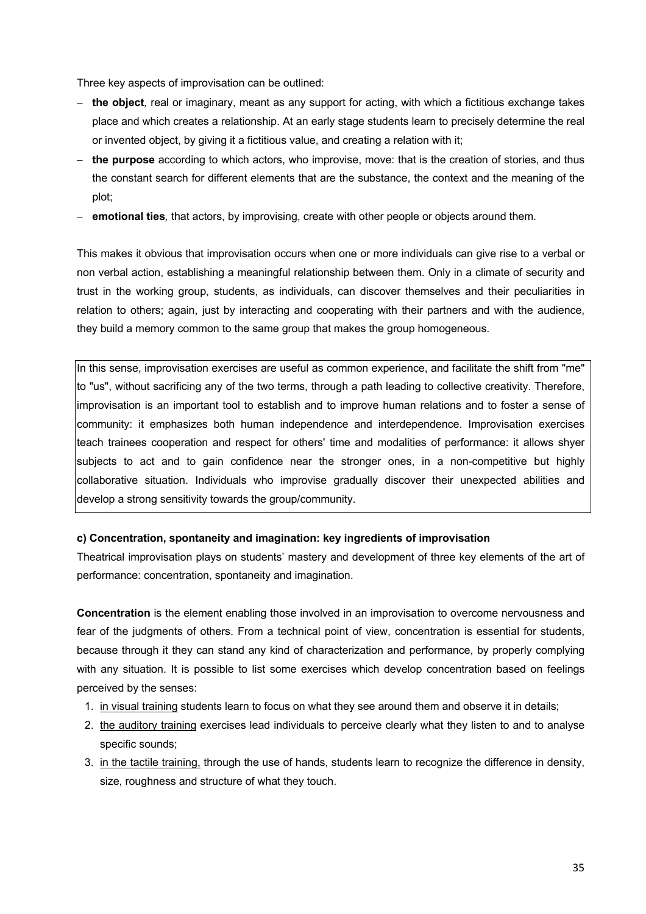Three key aspects of improvisation can be outlined:

- **the object**, real or imaginary, meant as any support for acting, with which a fictitious exchange takes place and which creates a relationship. At an early stage students learn to precisely determine the real or invented object, by giving it a fictitious value, and creating a relation with it;
- **the purpose** according to which actors, who improvise, move: that is the creation of stories, and thus the constant search for different elements that are the substance, the context and the meaning of the plot;
- **emotional ties**, that actors, by improvising, create with other people or objects around them.

This makes it obvious that improvisation occurs when one or more individuals can give rise to a verbal or non verbal action, establishing a meaningful relationship between them. Only in a climate of security and trust in the working group, students, as individuals, can discover themselves and their peculiarities in relation to others; again, just by interacting and cooperating with their partners and with the audience, they build a memory common to the same group that makes the group homogeneous.

In this sense, improvisation exercises are useful as common experience, and facilitate the shift from "me" to "us", without sacrificing any of the two terms, through a path leading to collective creativity. Therefore, improvisation is an important tool to establish and to improve human relations and to foster a sense of community: it emphasizes both human independence and interdependence. Improvisation exercises teach trainees cooperation and respect for others' time and modalities of performance: it allows shyer subjects to act and to gain confidence near the stronger ones, in a non-competitive but highly collaborative situation. Individuals who improvise gradually discover their unexpected abilities and develop a strong sensitivity towards the group/community.

**c) Concentration, spontaneity and imagination: key ingredients of improvisation**

Theatrical improvisation plays on students' mastery and development of three key elements of the art of performance: concentration, spontaneity and imagination.

**Concentration** is the element enabling those involved in an improvisation to overcome nervousness and fear of the judgments of others. From a technical point of view, concentration is essential for students, because through it they can stand any kind of characterization and performance, by properly complying with any situation. It is possible to list some exercises which develop concentration based on feelings perceived by the senses:

1. in visual training students learn to focus on what they see around them and observe it in details;
2. the auditory training exercises lead individuals to perceive clearly what they listen to and to analyse specific sounds;
3. in the tactile training, through the use of hands, students learn to recognize the difference in density, size, roughness and structure of what they touch.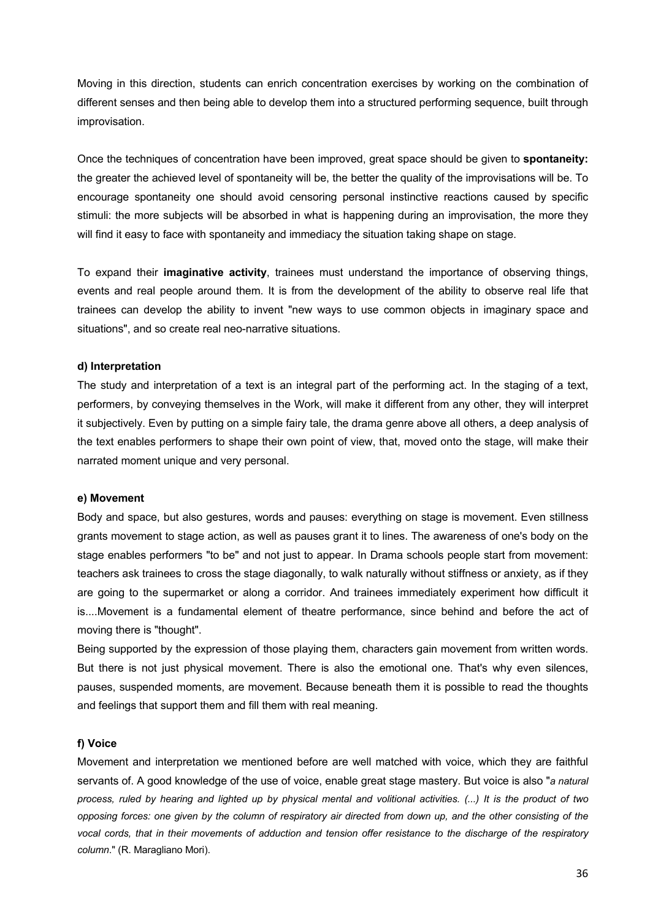Moving in this direction, students can enrich concentration exercises by working on the combination of different senses and then being able to develop them into a structured performing sequence, built through improvisation.

Once the techniques of concentration have been improved, great space should be given to **spontaneity:** the greater the achieved level of spontaneity will be, the better the quality of the improvisations will be. To encourage spontaneity one should avoid censoring personal instinctive reactions caused by specific stimuli: the more subjects will be absorbed in what is happening during an improvisation, the more they will find it easy to face with spontaneity and immediacy the situation taking shape on stage.

To expand their **imaginative activity**, trainees must understand the importance of observing things, events and real people around them. It is from the development of the ability to observe real life that trainees can develop the ability to invent "new ways to use common objects in imaginary space and situations", and so create real neo-narrative situations.

#### d) Interpretation

The study and interpretation of a text is an integral part of the performing act. In the staging of a text, performers, by conveying themselves in the Work, will make it different from any other, they will interpret it subjectively. Even by putting on a simple fairy tale, the drama genre above all others, a deep analysis of the text enables performers to shape their own point of view, that, moved onto the stage, will make their narrated moment unique and very personal.

#### e) Movement

Body and space, but also gestures, words and pauses: everything on stage is movement. Even stillness grants movement to stage action, as well as pauses grant it to lines. The awareness of one's body on the stage enables performers "to be" and not just to appear. In Drama schools people start from movement: teachers ask trainees to cross the stage diagonally, to walk naturally without stiffness or anxiety, as if they are going to the supermarket or along a corridor. And trainees immediately experiment how difficult it is....Movement is a fundamental element of theatre performance, since behind and before the act of moving there is "thought".

Being supported by the expression of those playing them, characters gain movement from written words. But there is not just physical movement. There is also the emotional one. That's why even silences, pauses, suspended moments, are movement. Because beneath them it is possible to read the thoughts and feelings that support them and fill them with real meaning.

#### f) Voice

Movement and interpretation we mentioned before are well matched with voice, which they are faithful servants of. A good knowledge of the use of voice, enable great stage mastery. But voice is also "*a natural process, ruled by hearing and lighted up by physical mental and volitional activities. (...) It is the product of two opposing forces: one given by the column of respiratory air directed from down up, and the other consisting of the vocal cords, that in their movements of adduction and tension offer resistance to the discharge of the respiratory column*." (R. Maragliano Mori).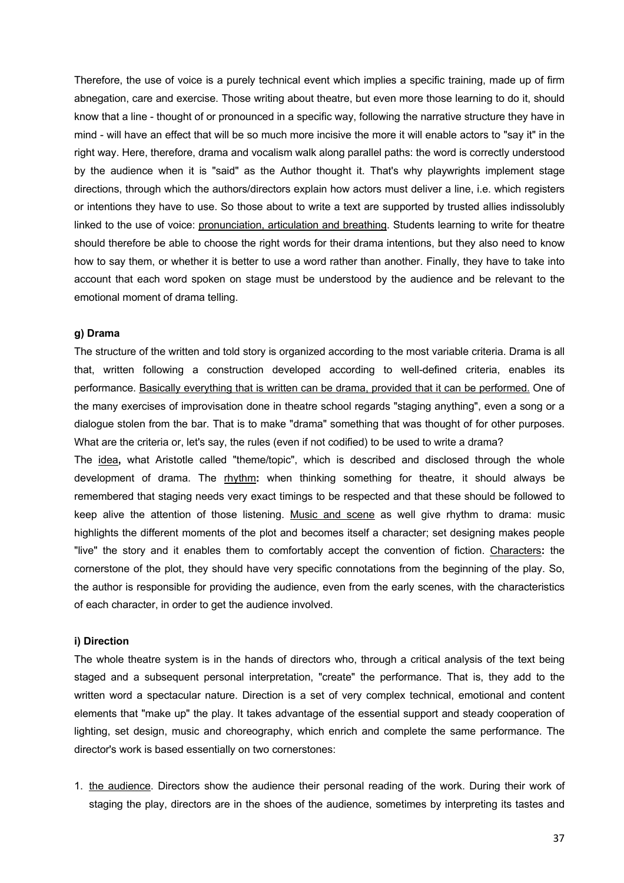Therefore, the use of voice is a purely technical event which implies a specific training, made up of firm abnegation, care and exercise. Those writing about theatre, but even more those learning to do it, should know that a line - thought of or pronounced in a specific way, following the narrative structure they have in mind - will have an effect that will be so much more incisive the more it will enable actors to "say it" in the right way. Here, therefore, drama and vocalism walk along parallel paths: the word is correctly understood by the audience when it is "said" as the Author thought it. That's why playwrights implement stage directions, through which the authors/directors explain how actors must deliver a line, i.e. which registers or intentions they have to use. So those about to write a text are supported by trusted allies indissolubly linked to the use of voice: <u>pronunciation, articulation and breathing</u>. Students learning to write for theatre should therefore be able to choose the right words for their drama intentions, but they also need to know how to say them, or whether it is better to use a word rather than another. Finally, they have to take into account that each word spoken on stage must be understood by the audience and be relevant to the emotional moment of drama telling.

#### g) Drama

The structure of the written and told story is organized according to the most variable criteria. Drama is all that, written following a construction developed according to well-defined criteria, enables its performance. <u>Basically everything that is written can be drama, provided that it can be performed.</u> One of the many exercises of improvisation done in theatre school regards "staging anything", even a song or a dialogue stolen from the bar. That is to make "drama" something that was thought of for other purposes. What are the criteria or, let's say, the rules (even if not codified) to be used to write a drama?

The <u>idea</u>**,** what Aristotle called "theme/topic", which is described and disclosed through the whole development of drama. The <u>rhythm</u>**:** when thinking something for theatre, it should always be remembered that staging needs very exact timings to be respected and that these should be followed to keep alive the attention of those listening. <u>Music and scene</u> as well give rhythm to drama: music highlights the different moments of the plot and becomes itself a character; set designing makes people "live" the story and it enables them to comfortably accept the convention of fiction. <u>Characters</u>**:** the cornerstone of the plot, they should have very specific connotations from the beginning of the play. So, the author is responsible for providing the audience, even from the early scenes, with the characteristics of each character, in order to get the audience involved.

#### i) Direction

The whole theatre system is in the hands of directors who, through a critical analysis of the text being staged and a subsequent personal interpretation, "create" the performance. That is, they add to the written word a spectacular nature. Direction is a set of very complex technical, emotional and content elements that "make up" the play. It takes advantage of the essential support and steady cooperation of lighting, set design, music and choreography, which enrich and complete the same performance. The director's work is based essentially on two cornerstones:

1. <u>the audience</u>. Directors show the audience their personal reading of the work. During their work of staging the play, directors are in the shoes of the audience, sometimes by interpreting its tastes and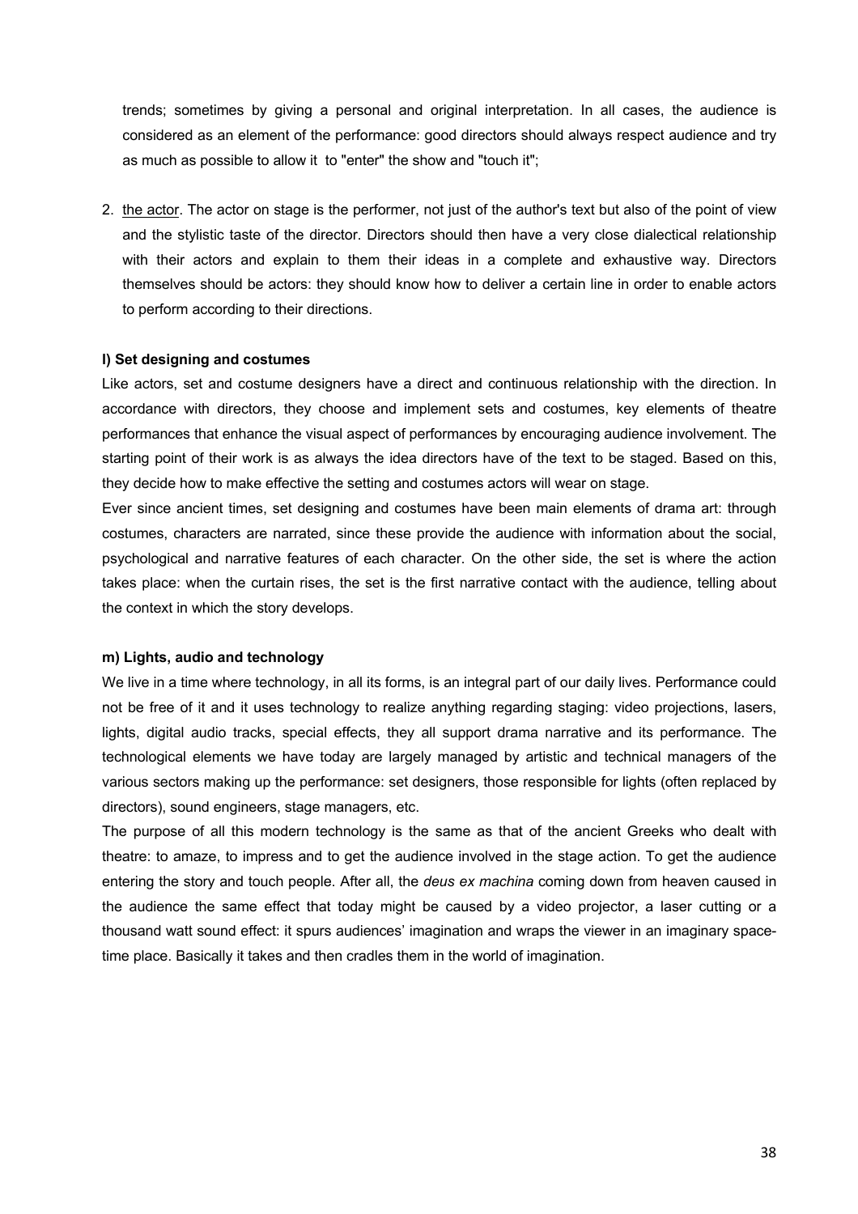trends; sometimes by giving a personal and original interpretation. In all cases, the audience is considered as an element of the performance: good directors should always respect audience and try as much as possible to allow it to "enter" the show and "touch it";

2. the actor. The actor on stage is the performer, not just of the author's text but also of the point of view and the stylistic taste of the director. Directors should then have a very close dialectical relationship with their actors and explain to them their ideas in a complete and exhaustive way. Directors themselves should be actors: they should know how to deliver a certain line in order to enable actors to perform according to their directions.

**l) Set designing and costumes**

Like actors, set and costume designers have a direct and continuous relationship with the direction. In accordance with directors, they choose and implement sets and costumes, key elements of theatre performances that enhance the visual aspect of performances by encouraging audience involvement. The starting point of their work is as always the idea directors have of the text to be staged. Based on this, they decide how to make effective the setting and costumes actors will wear on stage.

Ever since ancient times, set designing and costumes have been main elements of drama art: through costumes, characters are narrated, since these provide the audience with information about the social, psychological and narrative features of each character. On the other side, the set is where the action takes place: when the curtain rises, the set is the first narrative contact with the audience, telling about the context in which the story develops.

**m) Lights, audio and technology**

We live in a time where technology, in all its forms, is an integral part of our daily lives. Performance could not be free of it and it uses technology to realize anything regarding staging: video projections, lasers, lights, digital audio tracks, special effects, they all support drama narrative and its performance. The technological elements we have today are largely managed by artistic and technical managers of the various sectors making up the performance: set designers, those responsible for lights (often replaced by directors), sound engineers, stage managers, etc.

The purpose of all this modern technology is the same as that of the ancient Greeks who dealt with theatre: to amaze, to impress and to get the audience involved in the stage action. To get the audience entering the story and touch people. After all, the *deus ex machina* coming down from heaven caused in the audience the same effect that today might be caused by a video projector, a laser cutting or a thousand watt sound effect: it spurs audiences' imagination and wraps the viewer in an imaginary space-time place. Basically it takes and then cradles them in the world of imagination.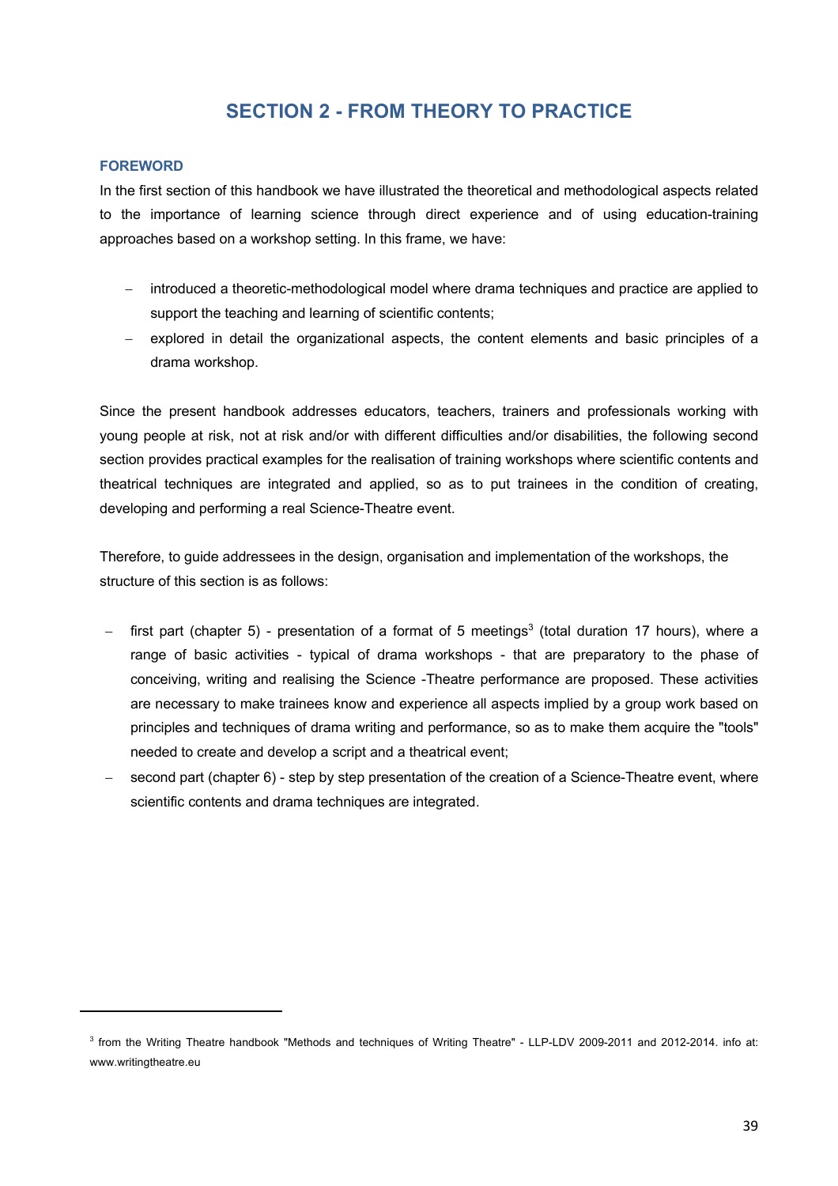# SECTION 2 - FROM THEORY TO PRACTICE

## FOREWORD

In the first section of this handbook we have illustrated the theoretical and methodological aspects related to the importance of learning science through direct experience and of using education-training approaches based on a workshop setting. In this frame, we have:

- introduced a theoretic-methodological model where drama techniques and practice are applied to support the teaching and learning of scientific contents;
- explored in detail the organizational aspects, the content elements and basic principles of a drama workshop.

Since the present handbook addresses educators, teachers, trainers and professionals working with young people at risk, not at risk and/or with different difficulties and/or disabilities, the following second section provides practical examples for the realisation of training workshops where scientific contents and theatrical techniques are integrated and applied, so as to put trainees in the condition of creating, developing and performing a real Science-Theatre event.

Therefore, to guide addressees in the design, organisation and implementation of the workshops, the structure of this section is as follows:

- first part (chapter 5) - presentation of a format of 5 meetings[3] (total duration 17 hours), where a range of basic activities - typical of drama workshops - that are preparatory to the phase of conceiving, writing and realising the Science -Theatre performance are proposed. These activities are necessary to make trainees know and experience all aspects implied by a group work based on principles and techniques of drama writing and performance, so as to make them acquire the "tools" needed to create and develop a script and a theatrical event;
- second part (chapter 6) - step by step presentation of the creation of a Science-Theatre event, where scientific contents and drama techniques are integrated.

---

[3] from the Writing Theatre handbook "Methods and techniques of Writing Theatre" - LLP-LDV 2009-2011 and 2012-2014. info at: www.writingtheatre.eu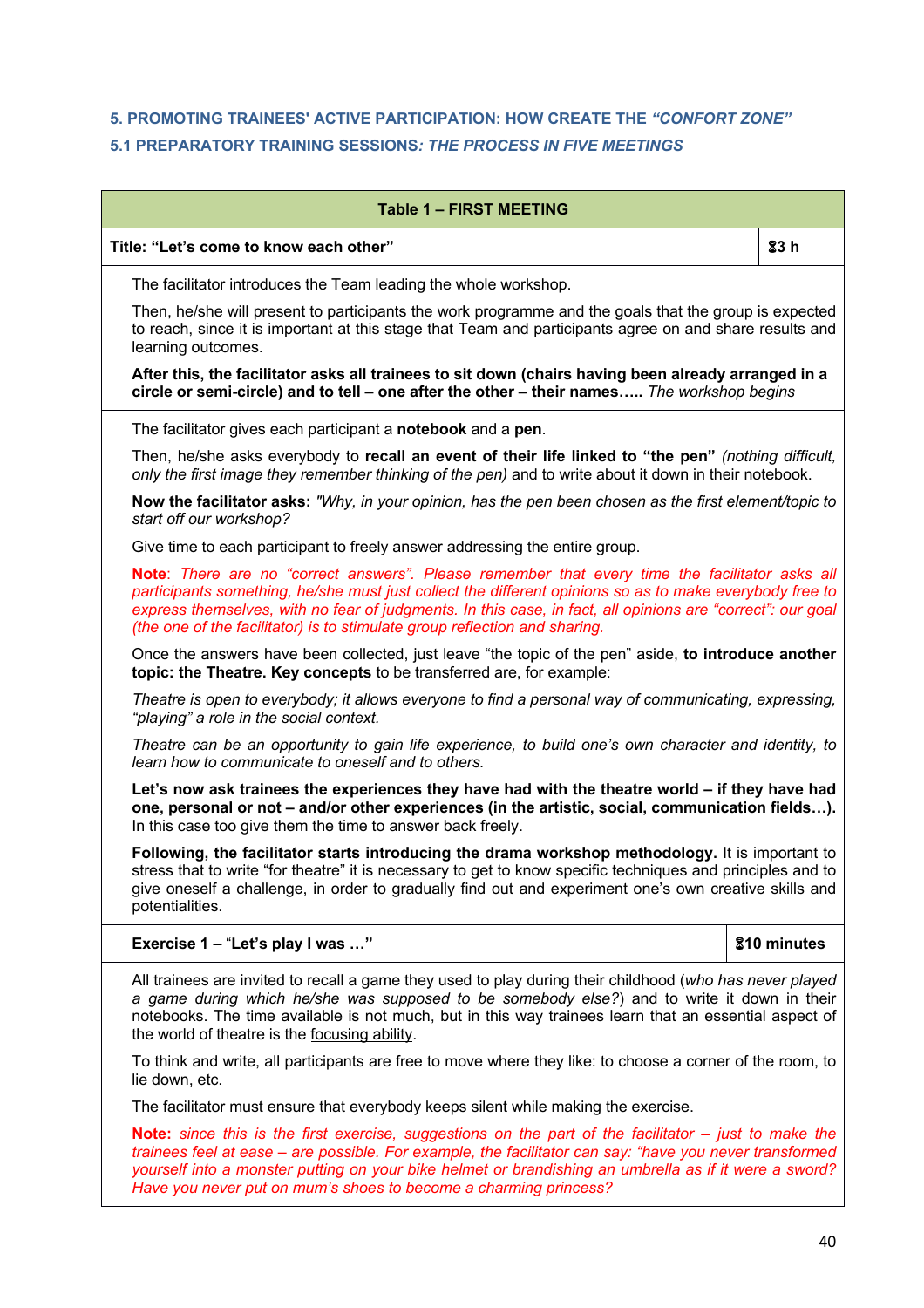## 5. PROMOTING TRAINEES' ACTIVE PARTICIPATION: HOW CREATE THE *"CONFORT ZONE"*

### 5.1 PREPARATORY TRAINING SESSIONS*: THE PROCESS IN FIVE MEETINGS*

**Table 1 – FIRST MEETING**

**Title: "Let's come to know each other"** — ⌛**3 h**

The facilitator introduces the Team leading the whole workshop.

Then, he/she will present to participants the work programme and the goals that the group is expected to reach, since it is important at this stage that Team and participants agree on and share results and learning outcomes.

**After this, the facilitator asks all trainees to sit down (chairs having been already arranged in a circle or semi-circle) and to tell – one after the other – their names…..** *The workshop begins*

The facilitator gives each participant a **notebook** and a **pen**.

Then, he/she asks everybody to **recall an event of their life linked to "the pen"** *(nothing difficult, only the first image they remember thinking of the pen)* and to write about it down in their notebook.

**Now the facilitator asks:** *"Why, in your opinion, has the pen been chosen as the first element/topic to start off our workshop?*

Give time to each participant to freely answer addressing the entire group.

**Note**: *There are no "correct answers". Please remember that every time the facilitator asks all participants something, he/she must just collect the different opinions so as to make everybody free to express themselves, with no fear of judgments. In this case, in fact, all opinions are "correct": our goal (the one of the facilitator) is to stimulate group reflection and sharing.*

Once the answers have been collected, just leave "the topic of the pen" aside, **to introduce another topic: the Theatre. Key concepts** to be transferred are, for example:

*Theatre is open to everybody; it allows everyone to find a personal way of communicating, expressing, "playing" a role in the social context.*

*Theatre can be an opportunity to gain life experience, to build one's own character and identity, to learn how to communicate to oneself and to others.*

**Let's now ask trainees the experiences they have had with the theatre world – if they have had one, personal or not – and/or other experiences (in the artistic, social, communication fields…).** In this case too give them the time to answer back freely.

**Following, the facilitator starts introducing the drama workshop methodology.** It is important to stress that to write "for theatre" it is necessary to get to know specific techniques and principles and to give oneself a challenge, in order to gradually find out and experiment one's own creative skills and potentialities.

**Exercise 1** – "**Let's play I was …"** — ⌛**10 minutes**

All trainees are invited to recall a game they used to play during their childhood (*who has never played a game during which he/she was supposed to be somebody else?*) and to write it down in their notebooks. The time available is not much, but in this way trainees learn that an essential aspect of the world of theatre is the <u>focusing ability</u>.

To think and write, all participants are free to move where they like: to choose a corner of the room, to lie down, etc.

The facilitator must ensure that everybody keeps silent while making the exercise.

**Note:** *since this is the first exercise, suggestions on the part of the facilitator – just to make the trainees feel at ease – are possible. For example, the facilitator can say: "have you never transformed yourself into a monster putting on your bike helmet or brandishing an umbrella as if it were a sword? Have you never put on mum's shoes to become a charming princess?*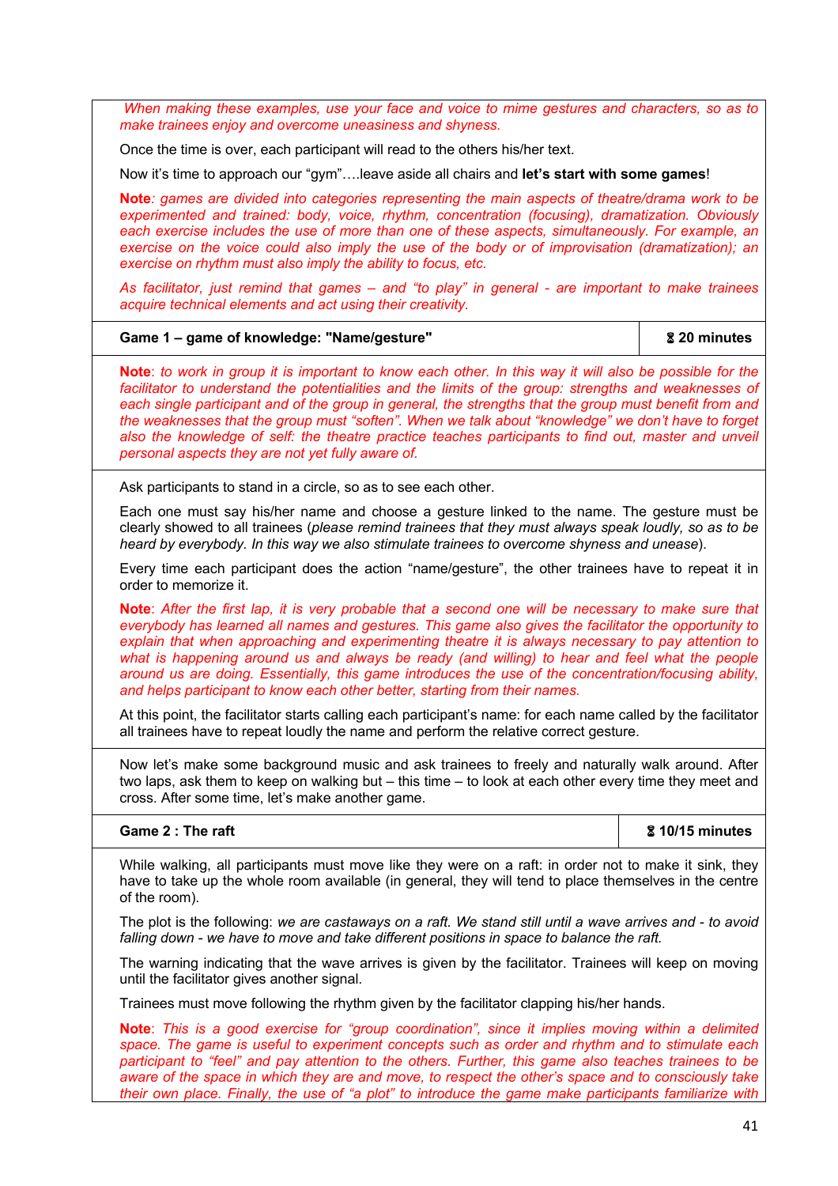*When making these examples, use your face and voice to mime gestures and characters, so as to make trainees enjoy and overcome uneasiness and shyness.*

Once the time is over, each participant will read to the others his/her text.

Now it's time to approach our "gym"….leave aside all chairs and **let's start with some games**!

**Note***: games are divided into categories representing the main aspects of theatre/drama work to be experimented and trained: body, voice, rhythm, concentration (focusing), dramatization. Obviously each exercise includes the use of more than one of these aspects, simultaneously. For example, an exercise on the voice could also imply the use of the body or of improvisation (dramatization); an exercise on rhythm must also imply the ability to focus, etc.*

*As facilitator, just remind that games – and "to play" in general - are important to make trainees acquire technical elements and act using their creativity.*

| **Game 1 – game of knowledge: "Name/gesture"** | **⌛ 20 minutes** |
|---|---|

**Note**: *to work in group it is important to know each other. In this way it will also be possible for the facilitator to understand the potentialities and the limits of the group: strengths and weaknesses of each single participant and of the group in general, the strengths that the group must benefit from and the weaknesses that the group must "soften". When we talk about "knowledge" we don't have to forget also the knowledge of self: the theatre practice teaches participants to find out, master and unveil personal aspects they are not yet fully aware of.*

Ask participants to stand in a circle, so as to see each other.

Each one must say his/her name and choose a gesture linked to the name. The gesture must be clearly showed to all trainees (*please remind trainees that they must always speak loudly, so as to be heard by everybody. In this way we also stimulate trainees to overcome shyness and unease*).

Every time each participant does the action "name/gesture", the other trainees have to repeat it in order to memorize it.

**Note**: *After the first lap, it is very probable that a second one will be necessary to make sure that everybody has learned all names and gestures. This game also gives the facilitator the opportunity to explain that when approaching and experimenting theatre it is always necessary to pay attention to what is happening around us and always be ready (and willing) to hear and feel what the people around us are doing. Essentially, this game introduces the use of the concentration/focusing ability, and helps participant to know each other better, starting from their names.*

At this point, the facilitator starts calling each participant's name: for each name called by the facilitator all trainees have to repeat loudly the name and perform the relative correct gesture.

Now let's make some background music and ask trainees to freely and naturally walk around. After two laps, ask them to keep on walking but – this time – to look at each other every time they meet and cross. After some time, let's make another game.

| **Game 2 : The raft** | **⌛ 10/15 minutes** |
|---|---|

While walking, all participants must move like they were on a raft: in order not to make it sink, they have to take up the whole room available (in general, they will tend to place themselves in the centre of the room).

The plot is the following: *we are castaways on a raft. We stand still until a wave arrives and - to avoid falling down - we have to move and take different positions in space to balance the raft.*

The warning indicating that the wave arrives is given by the facilitator. Trainees will keep on moving until the facilitator gives another signal.

Trainees must move following the rhythm given by the facilitator clapping his/her hands.

**Note**: *This is a good exercise for "group coordination", since it implies moving within a delimited space. The game is useful to experiment concepts such as order and rhythm and to stimulate each participant to "feel" and pay attention to the others. Further, this game also teaches trainees to be aware of the space in which they are and move, to respect the other's space and to consciously take their own place. Finally, the use of "a plot" to introduce the game make participants familiarize with*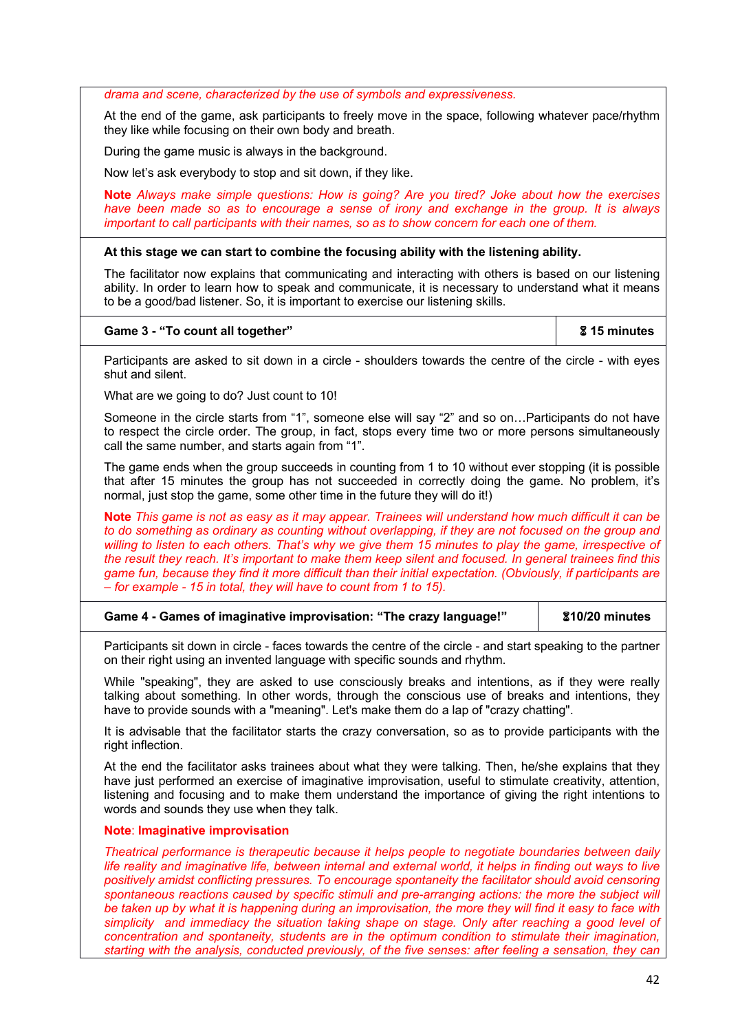*drama and scene, characterized by the use of symbols and expressiveness.*

At the end of the game, ask participants to freely move in the space, following whatever pace/rhythm they like while focusing on their own body and breath.

During the game music is always in the background.

Now let's ask everybody to stop and sit down, if they like.

**Note** *Always make simple questions: How is going? Are you tired? Joke about how the exercises have been made so as to encourage a sense of irony and exchange in the group. It is always important to call participants with their names, so as to show concern for each one of them.*

**At this stage we can start to combine the focusing ability with the listening ability.**

The facilitator now explains that communicating and interacting with others is based on our listening ability. In order to learn how to speak and communicate, it is necessary to understand what it means to be a good/bad listener. So, it is important to exercise our listening skills.

| **Game 3 - "To count all together"** | **⌛ 15 minutes** |
|---|---|

Participants are asked to sit down in a circle - shoulders towards the centre of the circle - with eyes shut and silent.

What are we going to do? Just count to 10!

Someone in the circle starts from "1", someone else will say "2" and so on…Participants do not have to respect the circle order. The group, in fact, stops every time two or more persons simultaneously call the same number, and starts again from "1".

The game ends when the group succeeds in counting from 1 to 10 without ever stopping (it is possible that after 15 minutes the group has not succeeded in correctly doing the game. No problem, it's normal, just stop the game, some other time in the future they will do it!)

**Note** *This game is not as easy as it may appear. Trainees will understand how much difficult it can be to do something as ordinary as counting without overlapping, if they are not focused on the group and willing to listen to each others. That's why we give them 15 minutes to play the game, irrespective of the result they reach. It's important to make them keep silent and focused. In general trainees find this game fun, because they find it more difficult than their initial expectation. (Obviously, if participants are – for example - 15 in total, they will have to count from 1 to 15).*

| **Game 4 - Games of imaginative improvisation: "The crazy language!"** | **⌛10/20 minutes** |
|---|---|

Participants sit down in circle - faces towards the centre of the circle - and start speaking to the partner on their right using an invented language with specific sounds and rhythm.

While "speaking", they are asked to use consciously breaks and intentions, as if they were really talking about something. In other words, through the conscious use of breaks and intentions, they have to provide sounds with a "meaning". Let's make them do a lap of "crazy chatting".

It is advisable that the facilitator starts the crazy conversation, so as to provide participants with the right inflection.

At the end the facilitator asks trainees about what they were talking. Then, he/she explains that they have just performed an exercise of imaginative improvisation, useful to stimulate creativity, attention, listening and focusing and to make them understand the importance of giving the right intentions to words and sounds they use when they talk.

**Note**: **Imaginative improvisation**

*Theatrical performance is therapeutic because it helps people to negotiate boundaries between daily life reality and imaginative life, between internal and external world, it helps in finding out ways to live positively amidst conflicting pressures. To encourage spontaneity the facilitator should avoid censoring spontaneous reactions caused by specific stimuli and pre-arranging actions: the more the subject will be taken up by what it is happening during an improvisation, the more they will find it easy to face with simplicity and immediacy the situation taking shape on stage. Only after reaching a good level of concentration and spontaneity, students are in the optimum condition to stimulate their imagination, starting with the analysis, conducted previously, of the five senses: after feeling a sensation, they can*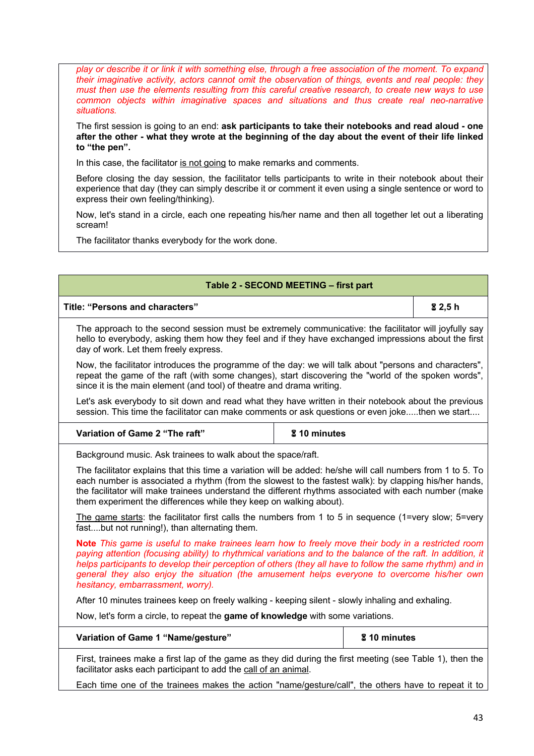*play or describe it or link it with something else, through a free association of the moment. To expand their imaginative activity, actors cannot omit the observation of things, events and real people: they must then use the elements resulting from this careful creative research, to create new ways to use common objects within imaginative spaces and situations and thus create real neo-narrative situations.*

The first session is going to an end: **ask participants to take their notebooks and read aloud - one after the other - what they wrote at the beginning of the day about the event of their life linked to "the pen".**

In this case, the facilitator is not going to make remarks and comments.

Before closing the day session, the facilitator tells participants to write in their notebook about their experience that day (they can simply describe it or comment it even using a single sentence or word to express their own feeling/thinking).

Now, let's stand in a circle, each one repeating his/her name and then all together let out a liberating scream!

The facilitator thanks everybody for the work done.

## Table 2 - SECOND MEETING – first part

| **Title: "Persons and characters"** | **⏳ 2,5 h** |
|---|---|

The approach to the second session must be extremely communicative: the facilitator will joyfully say hello to everybody, asking them how they feel and if they have exchanged impressions about the first day of work. Let them freely express.

Now, the facilitator introduces the programme of the day: we will talk about "persons and characters", repeat the game of the raft (with some changes), start discovering the "world of the spoken words", since it is the main element (and tool) of theatre and drama writing.

Let's ask everybody to sit down and read what they have written in their notebook about the previous session. This time the facilitator can make comments or ask questions or even joke.....then we start....

| **Variation of Game 2 "The raft"** | **⏳ 10 minutes** |
|---|---|

Background music. Ask trainees to walk about the space/raft.

The facilitator explains that this time a variation will be added: he/she will call numbers from 1 to 5. To each number is associated a rhythm (from the slowest to the fastest walk): by clapping his/her hands, the facilitator will make trainees understand the different rhythms associated with each number (make them experiment the differences while they keep on walking about).

The game starts: the facilitator first calls the numbers from 1 to 5 in sequence (1=very slow; 5=very fast....but not running!), than alternating them.

**Note** *This game is useful to make trainees learn how to freely move their body in a restricted room paying attention (focusing ability) to rhythmical variations and to the balance of the raft. In addition, it helps participants to develop their perception of others (they all have to follow the same rhythm) and in general they also enjoy the situation (the amusement helps everyone to overcome his/her own hesitancy, embarrassment, worry).*

After 10 minutes trainees keep on freely walking - keeping silent - slowly inhaling and exhaling.

Now, let's form a circle, to repeat the **game of knowledge** with some variations.

| **Variation of Game 1 "Name/gesture"** | **⏳ 10 minutes** |
|---|---|

First, trainees make a first lap of the game as they did during the first meeting (see Table 1), then the facilitator asks each participant to add the call of an animal.

Each time one of the trainees makes the action "name/gesture/call", the others have to repeat it to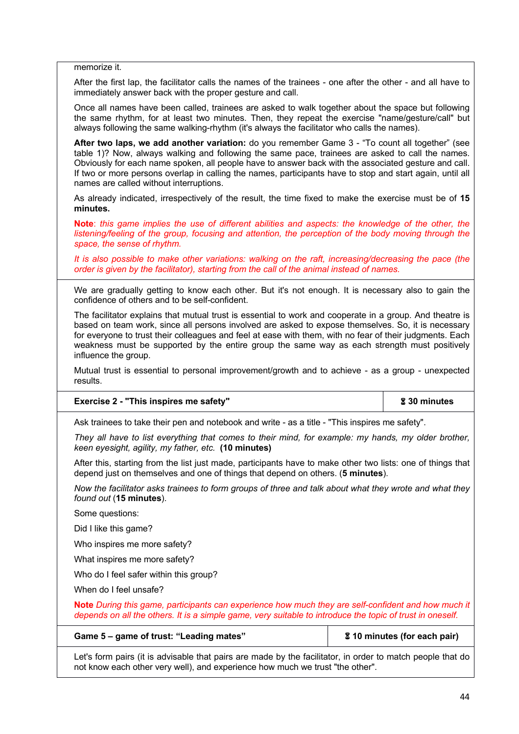memorize it.

After the first lap, the facilitator calls the names of the trainees - one after the other - and all have to immediately answer back with the proper gesture and call.

Once all names have been called, trainees are asked to walk together about the space but following the same rhythm, for at least two minutes. Then, they repeat the exercise "name/gesture/call" but always following the same walking-rhythm (it's always the facilitator who calls the names).

**After two laps, we add another variation:** do you remember Game 3 - "To count all together" (see table 1)? Now, always walking and following the same pace, trainees are asked to call the names. Obviously for each name spoken, all people have to answer back with the associated gesture and call. If two or more persons overlap in calling the names, participants have to stop and start again, until all names are called without interruptions.

As already indicated, irrespectively of the result, the time fixed to make the exercise must be of **15 minutes.**

**Note**: *this game implies the use of different abilities and aspects: the knowledge of the other, the listening/feeling of the group, focusing and attention, the perception of the body moving through the space, the sense of rhythm.*

*It is also possible to make other variations: walking on the raft, increasing/decreasing the pace (the order is given by the facilitator), starting from the call of the animal instead of names.*

We are gradually getting to know each other. But it's not enough. It is necessary also to gain the confidence of others and to be self-confident.

The facilitator explains that mutual trust is essential to work and cooperate in a group. And theatre is based on team work, since all persons involved are asked to expose themselves. So, it is necessary for everyone to trust their colleagues and feel at ease with them, with no fear of their judgments. Each weakness must be supported by the entire group the same way as each strength must positively influence the group.

Mutual trust is essential to personal improvement/growth and to achieve - as a group - unexpected results.

| **Exercise 2 - "This inspires me safety"** | **⏳ 30 minutes** |
| --- | --- |

Ask trainees to take their pen and notebook and write - as a title - "This inspires me safety".

*They all have to list everything that comes to their mind, for example: my hands, my older brother, keen eyesight, agility, my father, etc.* **(10 minutes)**

After this, starting from the list just made, participants have to make other two lists: one of things that depend just on themselves and one of things that depend on others. (**5 minutes**).

*Now the facilitator asks trainees to form groups of three and talk about what they wrote and what they found out* (**15 minutes**).

Some questions:

Did I like this game?

Who inspires me more safety?

What inspires me more safety?

Who do I feel safer within this group?

When do I feel unsafe?

**Note** *During this game, participants can experience how much they are self-confident and how much it depends on all the others. It is a simple game, very suitable to introduce the topic of trust in oneself.*

| **Game 5 – game of trust: "Leading mates"** | **⏳ 10 minutes (for each pair)** |
| --- | --- |

Let's form pairs (it is advisable that pairs are made by the facilitator, in order to match people that do not know each other very well), and experience how much we trust "the other".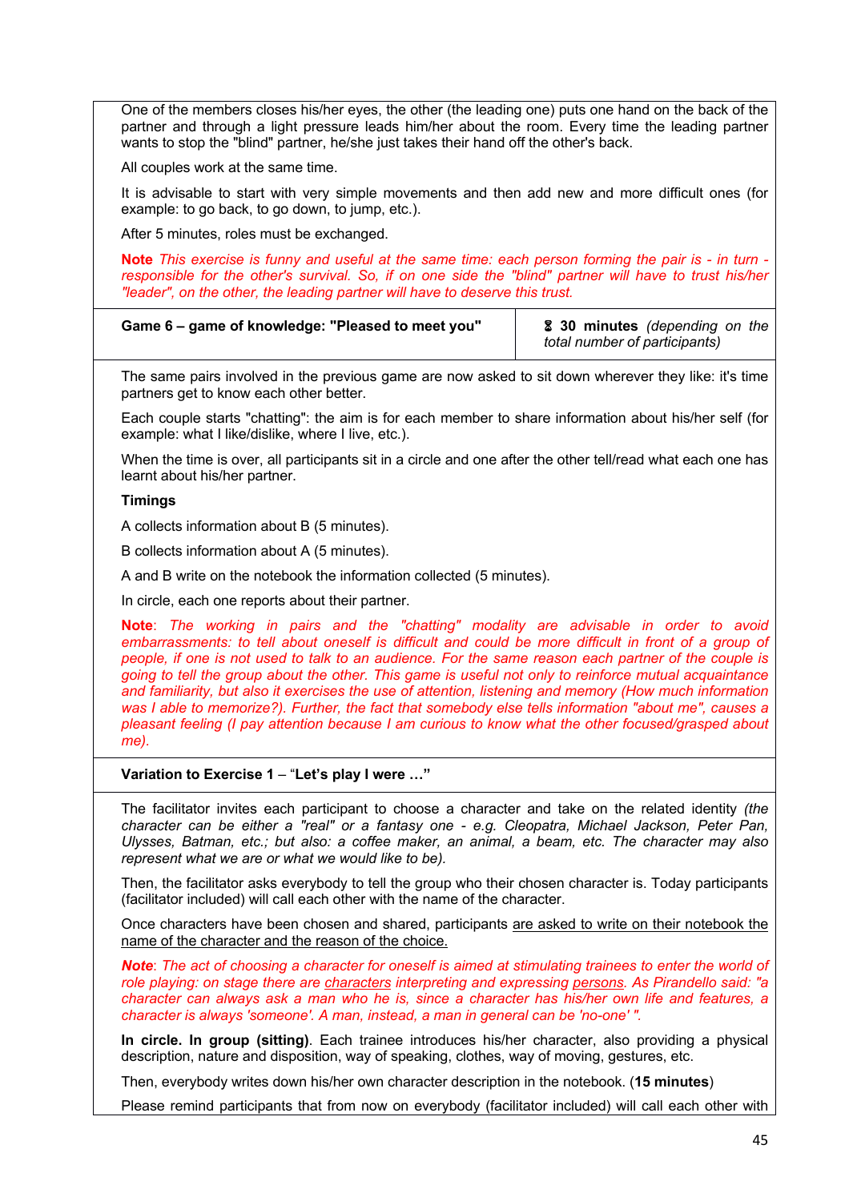One of the members closes his/her eyes, the other (the leading one) puts one hand on the back of the partner and through a light pressure leads him/her about the room. Every time the leading partner wants to stop the "blind" partner, he/she just takes their hand off the other's back.

All couples work at the same time.

It is advisable to start with very simple movements and then add new and more difficult ones (for example: to go back, to go down, to jump, etc.).

After 5 minutes, roles must be exchanged.

**Note** *This exercise is funny and useful at the same time: each person forming the pair is - in turn - responsible for the other's survival. So, if on one side the "blind" partner will have to trust his/her "leader", on the other, the leading partner will have to deserve this trust.*

| **Game 6 – game of knowledge: "Pleased to meet you"** | ⌛ **30 minutes** *(depending on the total number of participants)* |
|---|---|

The same pairs involved in the previous game are now asked to sit down wherever they like: it's time partners get to know each other better.

Each couple starts "chatting": the aim is for each member to share information about his/her self (for example: what I like/dislike, where I live, etc.).

When the time is over, all participants sit in a circle and one after the other tell/read what each one has learnt about his/her partner.

**Timings**

A collects information about B (5 minutes).

B collects information about A (5 minutes).

A and B write on the notebook the information collected (5 minutes).

In circle, each one reports about their partner.

**Note**: *The working in pairs and the "chatting" modality are advisable in order to avoid embarrassments: to tell about oneself is difficult and could be more difficult in front of a group of people, if one is not used to talk to an audience. For the same reason each partner of the couple is going to tell the group about the other. This game is useful not only to reinforce mutual acquaintance and familiarity, but also it exercises the use of attention, listening and memory (How much information was I able to memorize?). Further, the fact that somebody else tells information "about me", causes a pleasant feeling (I pay attention because I am curious to know what the other focused/grasped about me).*

**Variation to Exercise 1** – **"Let's play I were …"**

The facilitator invites each participant to choose a character and take on the related identity *(the character can be either a "real" or a fantasy one - e.g. Cleopatra, Michael Jackson, Peter Pan, Ulysses, Batman, etc.; but also: a coffee maker, an animal, a beam, etc. The character may also represent what we are or what we would like to be).*

Then, the facilitator asks everybody to tell the group who their chosen character is. Today participants (facilitator included) will call each other with the name of the character.

Once characters have been chosen and shared, participants <u>are asked to write on their notebook the name of the character and the reason of the choice.</u>

***Note***: *The act of choosing a character for oneself is aimed at stimulating trainees to enter the world of role playing: on stage there are <u>characters</u> interpreting and expressing <u>persons</u>. As Pirandello said: "a character can always ask a man who he is, since a character has his/her own life and features, a character is always 'someone'. A man, instead, a man in general can be 'no-one' ".*

**In circle. In group (sitting)**. Each trainee introduces his/her character, also providing a physical description, nature and disposition, way of speaking, clothes, way of moving, gestures, etc.

Then, everybody writes down his/her own character description in the notebook. (**15 minutes**)

Please remind participants that from now on everybody (facilitator included) will call each other with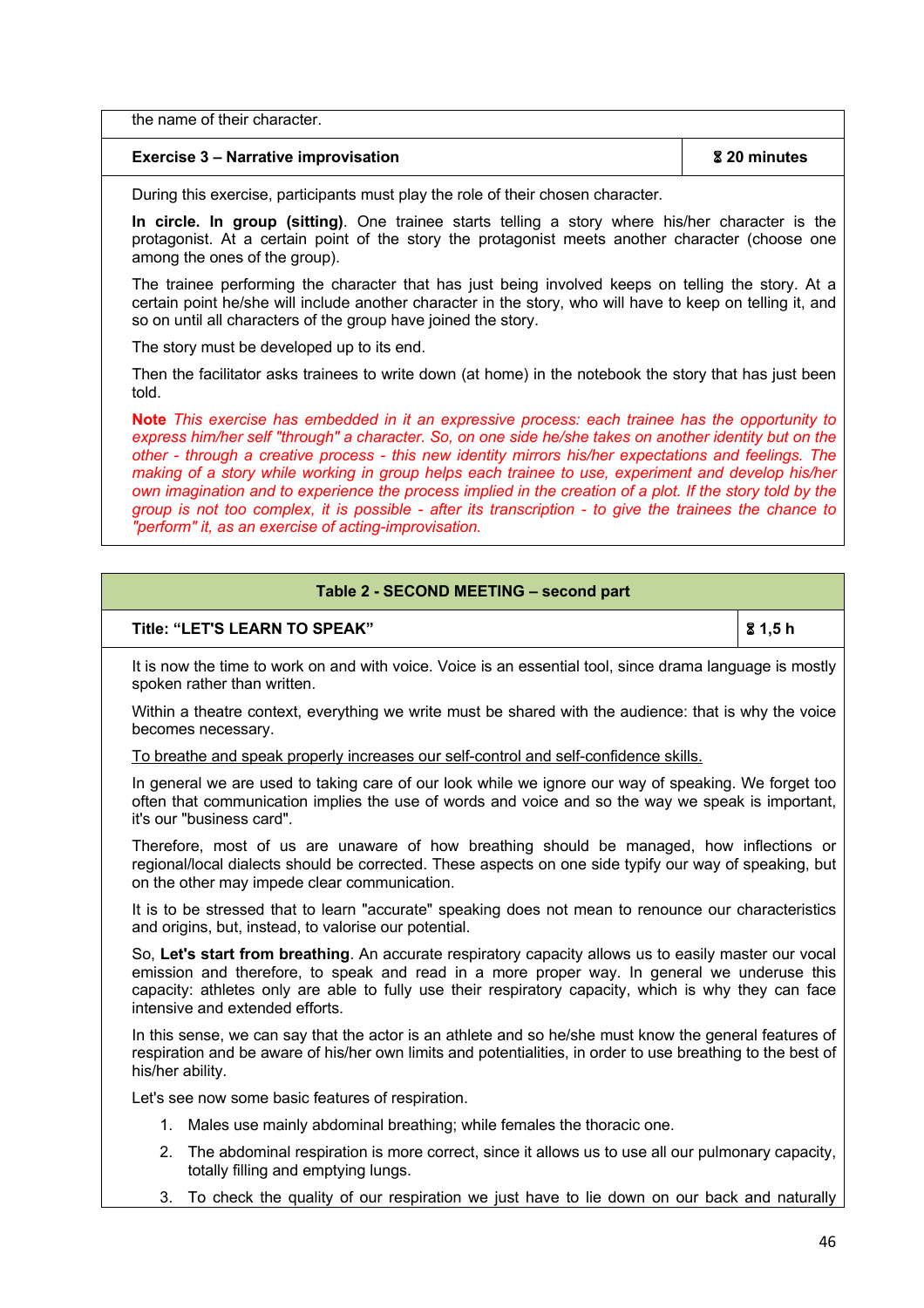the name of their character.

**Exercise 3 – Narrative improvisation** ⌛ **20 minutes**

During this exercise, participants must play the role of their chosen character.

**In circle. In group (sitting)**. One trainee starts telling a story where his/her character is the protagonist. At a certain point of the story the protagonist meets another character (choose one among the ones of the group).

The trainee performing the character that has just being involved keeps on telling the story. At a certain point he/she will include another character in the story, who will have to keep on telling it, and so on until all characters of the group have joined the story.

The story must be developed up to its end.

Then the facilitator asks trainees to write down (at home) in the notebook the story that has just been told.

**Note** *This exercise has embedded in it an expressive process: each trainee has the opportunity to express him/her self "through" a character. So, on one side he/she takes on another identity but on the other - through a creative process - this new identity mirrors his/her expectations and feelings. The making of a story while working in group helps each trainee to use, experiment and develop his/her own imagination and to experience the process implied in the creation of a plot. If the story told by the group is not too complex, it is possible - after its transcription - to give the trainees the chance to "perform" it, as an exercise of acting-improvisation.*

**Table 2 - SECOND MEETING – second part**

**Title: "LET'S LEARN TO SPEAK"** ⌛ **1,5 h**

It is now the time to work on and with voice. Voice is an essential tool, since drama language is mostly spoken rather than written.

Within a theatre context, everything we write must be shared with the audience: that is why the voice becomes necessary.

<u>To breathe and speak properly increases our self-control and self-confidence skills.</u>

In general we are used to taking care of our look while we ignore our way of speaking. We forget too often that communication implies the use of words and voice and so the way we speak is important, it's our "business card".

Therefore, most of us are unaware of how breathing should be managed, how inflections or regional/local dialects should be corrected. These aspects on one side typify our way of speaking, but on the other may impede clear communication.

It is to be stressed that to learn "accurate" speaking does not mean to renounce our characteristics and origins, but, instead, to valorise our potential.

So, **Let's start from breathing**. An accurate respiratory capacity allows us to easily master our vocal emission and therefore, to speak and read in a more proper way. In general we underuse this capacity: athletes only are able to fully use their respiratory capacity, which is why they can face intensive and extended efforts.

In this sense, we can say that the actor is an athlete and so he/she must know the general features of respiration and be aware of his/her own limits and potentialities, in order to use breathing to the best of his/her ability.

Let's see now some basic features of respiration.

1. Males use mainly abdominal breathing; while females the thoracic one.
2. The abdominal respiration is more correct, since it allows us to use all our pulmonary capacity, totally filling and emptying lungs.
3. To check the quality of our respiration we just have to lie down on our back and naturally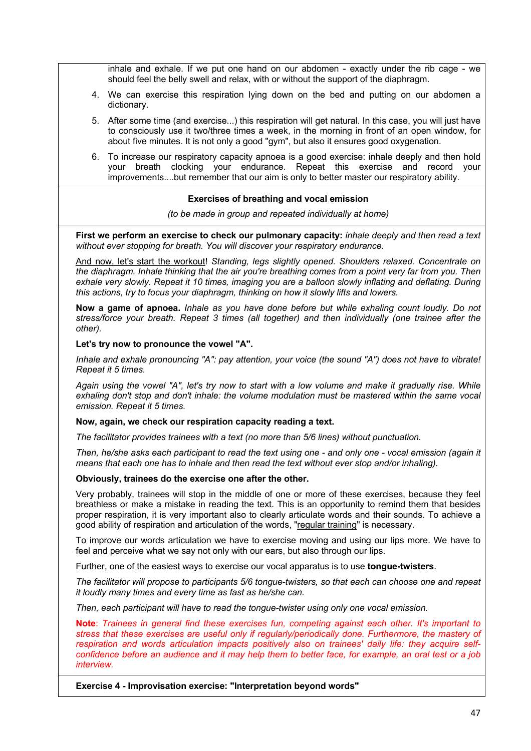inhale and exhale. If we put one hand on our abdomen - exactly under the rib cage - we should feel the belly swell and relax, with or without the support of the diaphragm.

4. We can exercise this respiration lying down on the bed and putting on our abdomen a dictionary.
5. After some time (and exercise...) this respiration will get natural. In this case, you will just have to consciously use it two/three times a week, in the morning in front of an open window, for about five minutes. It is not only a good "gym", but also it ensures good oxygenation.
6. To increase our respiratory capacity apnoea is a good exercise: inhale deeply and then hold your breath clocking your endurance. Repeat this exercise and record your improvements....but remember that our aim is only to better master our respiratory ability.

**Exercises of breathing and vocal emission**

*(to be made in group and repeated individually at home)*

**First we perform an exercise to check our pulmonary capacity:** *inhale deeply and then read a text without ever stopping for breath. You will discover your respiratory endurance.*

<u>And now, let's start the workout</u>! *Standing, legs slightly opened. Shoulders relaxed. Concentrate on the diaphragm. Inhale thinking that the air you're breathing comes from a point very far from you. Then exhale very slowly. Repeat it 10 times, imaging you are a balloon slowly inflating and deflating. During this actions, try to focus your diaphragm, thinking on how it slowly lifts and lowers.*

**Now a game of apnoea.** *Inhale as you have done before but while exhaling count loudly. Do not stress/force your breath. Repeat 3 times (all together) and then individually (one trainee after the other).*

**Let's try now to pronounce the vowel "A".**

*Inhale and exhale pronouncing "A": pay attention, your voice (the sound "A") does not have to vibrate! Repeat it 5 times.*

*Again using the vowel "A", let's try now to start with a low volume and make it gradually rise. While exhaling don't stop and don't inhale: the volume modulation must be mastered within the same vocal emission. Repeat it 5 times.*

**Now, again, we check our respiration capacity reading a text.**

*The facilitator provides trainees with a text (no more than 5/6 lines) without punctuation.*

*Then, he/she asks each participant to read the text using one - and only one - vocal emission (again it means that each one has to inhale and then read the text without ever stop and/or inhaling).*

**Obviously, trainees do the exercise one after the other.**

Very probably, trainees will stop in the middle of one or more of these exercises, because they feel breathless or make a mistake in reading the text. This is an opportunity to remind them that besides proper respiration, it is very important also to clearly articulate words and their sounds. To achieve a good ability of respiration and articulation of the words, "<u>regular training</u>" is necessary.

To improve our words articulation we have to exercise moving and using our lips more. We have to feel and perceive what we say not only with our ears, but also through our lips.

Further, one of the easiest ways to exercise our vocal apparatus is to use **tongue-twisters**.

*The facilitator will propose to participants 5/6 tongue-twisters, so that each can choose one and repeat it loudly many times and every time as fast as he/she can.*

*Then, each participant will have to read the tongue-twister using only one vocal emission.*

**Note**: *Trainees in general find these exercises fun, competing against each other. It's important to stress that these exercises are useful only if regularly/periodically done. Furthermore, the mastery of respiration and words articulation impacts positively also on trainees' daily life: they acquire self-confidence before an audience and it may help them to better face, for example, an oral test or a job interview.*

**Exercise 4 - Improvisation exercise: "Interpretation beyond words"**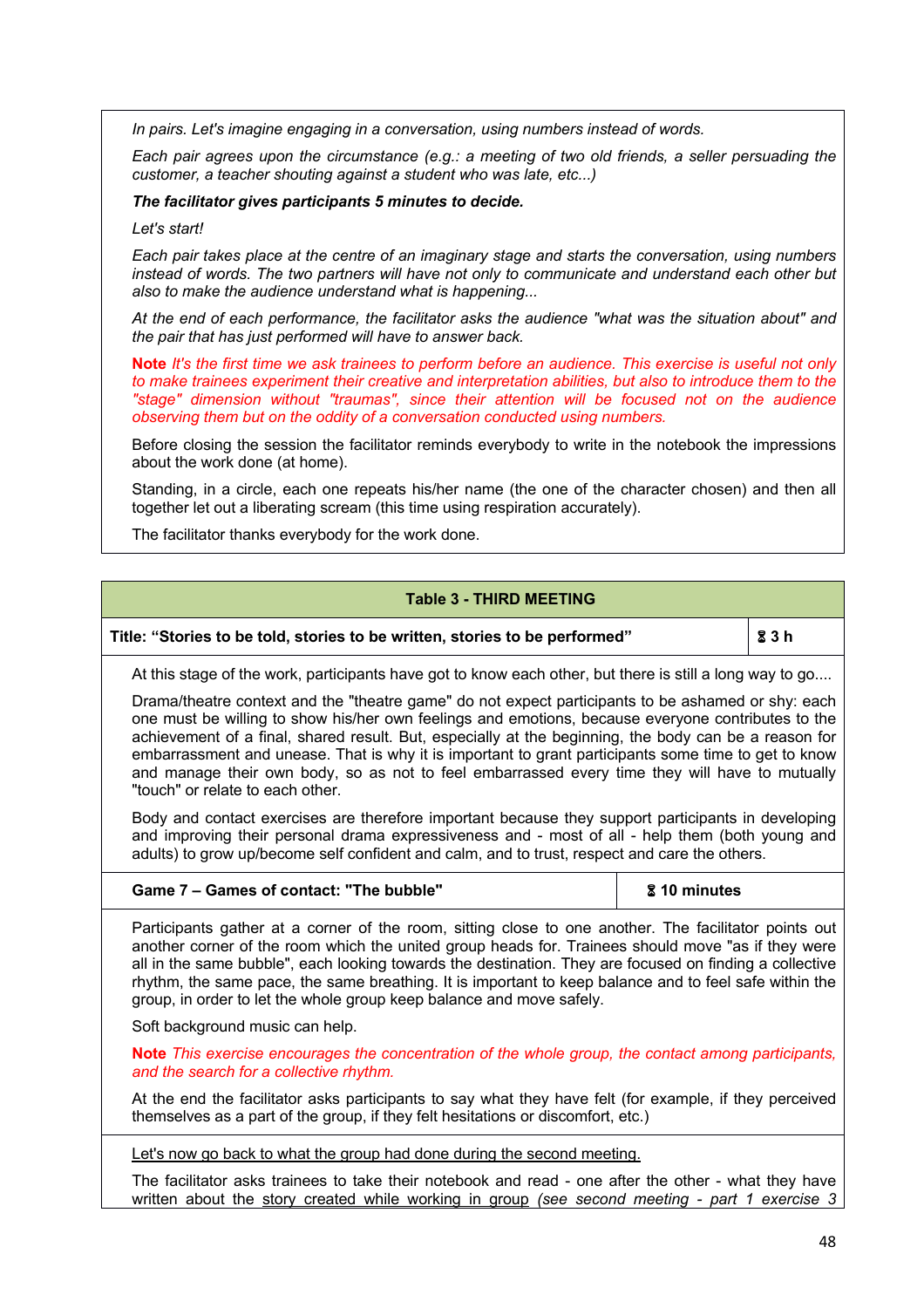*In pairs. Let's imagine engaging in a conversation, using numbers instead of words.*

*Each pair agrees upon the circumstance (e.g.: a meeting of two old friends, a seller persuading the customer, a teacher shouting against a student who was late, etc...)*

***The facilitator gives participants 5 minutes to decide.***

*Let's start!*

*Each pair takes place at the centre of an imaginary stage and starts the conversation, using numbers instead of words. The two partners will have not only to communicate and understand each other but also to make the audience understand what is happening...*

*At the end of each performance, the facilitator asks the audience "what was the situation about" and the pair that has just performed will have to answer back.*

**Note** *It's the first time we ask trainees to perform before an audience. This exercise is useful not only to make trainees experiment their creative and interpretation abilities, but also to introduce them to the "stage" dimension without "traumas", since their attention will be focused not on the audience observing them but on the oddity of a conversation conducted using numbers.*

Before closing the session the facilitator reminds everybody to write in the notebook the impressions about the work done (at home).

Standing, in a circle, each one repeats his/her name (the one of the character chosen) and then all together let out a liberating scream (this time using respiration accurately).

The facilitator thanks everybody for the work done.

| **Table 3 - THIRD MEETING** | |
|---|---|
| **Title: "Stories to be told, stories to be written, stories to be performed"** | **⌛ 3 h** |

At this stage of the work, participants have got to know each other, but there is still a long way to go....

Drama/theatre context and the "theatre game" do not expect participants to be ashamed or shy: each one must be willing to show his/her own feelings and emotions, because everyone contributes to the achievement of a final, shared result. But, especially at the beginning, the body can be a reason for embarrassment and unease. That is why it is important to grant participants some time to get to know and manage their own body, so as not to feel embarrassed every time they will have to mutually "touch" or relate to each other.

Body and contact exercises are therefore important because they support participants in developing and improving their personal drama expressiveness and - most of all - help them (both young and adults) to grow up/become self confident and calm, and to trust, respect and care the others.

| **Game 7 – Games of contact: "The bubble"** | **⌛ 10 minutes** |
|---|---|

Participants gather at a corner of the room, sitting close to one another. The facilitator points out another corner of the room which the united group heads for. Trainees should move "as if they were all in the same bubble", each looking towards the destination. They are focused on finding a collective rhythm, the same pace, the same breathing. It is important to keep balance and to feel safe within the group, in order to let the whole group keep balance and move safely.

Soft background music can help.

**Note** *This exercise encourages the concentration of the whole group, the contact among participants, and the search for a collective rhythm.*

At the end the facilitator asks participants to say what they have felt (for example, if they perceived themselves as a part of the group, if they felt hesitations or discomfort, etc.)

Let's now go back to what the group had done during the second meeting.

The facilitator asks trainees to take their notebook and read - one after the other - what they have written about the story created while working in group *(see second meeting - part 1 exercise 3*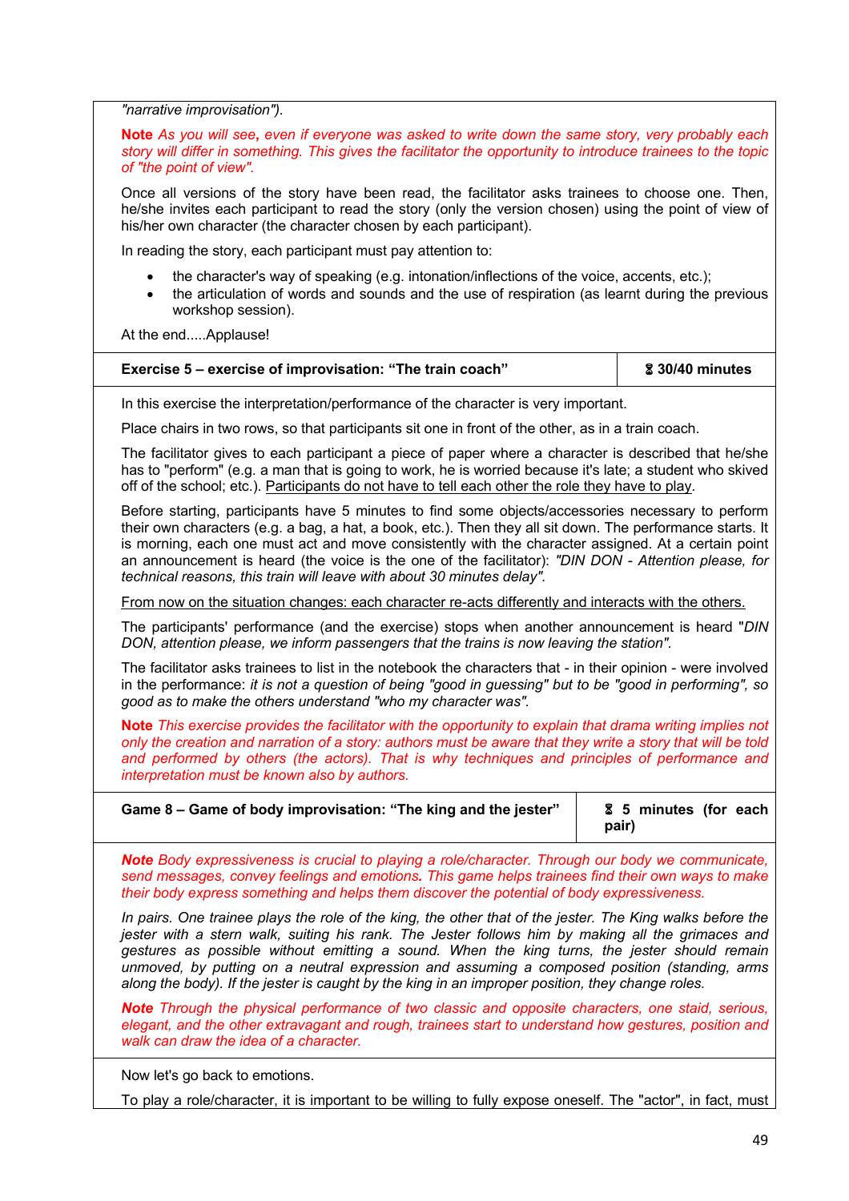"narrative improvisation").

**Note** *As you will see, even if everyone was asked to write down the same story, very probably each story will differ in something. This gives the facilitator the opportunity to introduce trainees to the topic of "the point of view".*

Once all versions of the story have been read, the facilitator asks trainees to choose one. Then, he/she invites each participant to read the story (only the version chosen) using the point of view of his/her own character (the character chosen by each participant).

In reading the story, each participant must pay attention to:

- the character's way of speaking (e.g. intonation/inflections of the voice, accents, etc.);
- the articulation of words and sounds and the use of respiration (as learnt during the previous workshop session).

At the end.....Applause!

| **Exercise 5 – exercise of improvisation: "The train coach"** | **⌛ 30/40 minutes** |
|---|---|

In this exercise the interpretation/performance of the character is very important.

Place chairs in two rows, so that participants sit one in front of the other, as in a train coach.

The facilitator gives to each participant a piece of paper where a character is described that he/she has to "perform" (e.g. a man that is going to work, he is worried because it's late; a student who skived off of the school; etc.). Participants do not have to tell each other the role they have to play.

Before starting, participants have 5 minutes to find some objects/accessories necessary to perform their own characters (e.g. a bag, a hat, a book, etc.). Then they all sit down. The performance starts. It is morning, each one must act and move consistently with the character assigned. At a certain point an announcement is heard (the voice is the one of the facilitator): *"DIN DON - Attention please, for technical reasons, this train will leave with about 30 minutes delay".*

From now on the situation changes: each character re-acts differently and interacts with the others.

The participants' performance (and the exercise) stops when another announcement is heard "*DIN DON, attention please, we inform passengers that the trains is now leaving the station".*

The facilitator asks trainees to list in the notebook the characters that - in their opinion - were involved in the performance: *it is not a question of being "good in guessing" but to be "good in performing", so good as to make the others understand "who my character was".*

**Note** *This exercise provides the facilitator with the opportunity to explain that drama writing implies not only the creation and narration of a story: authors must be aware that they write a story that will be told and performed by others (the actors). That is why techniques and principles of performance and interpretation must be known also by authors.*

| **Game 8 – Game of body improvisation: "The king and the jester"** | **⌛ 5 minutes (for each pair)** |
|---|---|

***Note*** *Body expressiveness is crucial to playing a role/character. Through our body we communicate, send messages, convey feelings and emotions. This game helps trainees find their own ways to make their body express something and helps them discover the potential of body expressiveness.*

*In pairs. One trainee plays the role of the king, the other that of the jester. The King walks before the jester with a stern walk, suiting his rank. The Jester follows him by making all the grimaces and gestures as possible without emitting a sound. When the king turns, the jester should remain unmoved, by putting on a neutral expression and assuming a composed position (standing, arms along the body). If the jester is caught by the king in an improper position, they change roles.*

***Note*** *Through the physical performance of two classic and opposite characters, one staid, serious, elegant, and the other extravagant and rough, trainees start to understand how gestures, position and walk can draw the idea of a character.*

Now let's go back to emotions.

To play a role/character, it is important to be willing to fully expose oneself. The "actor", in fact, must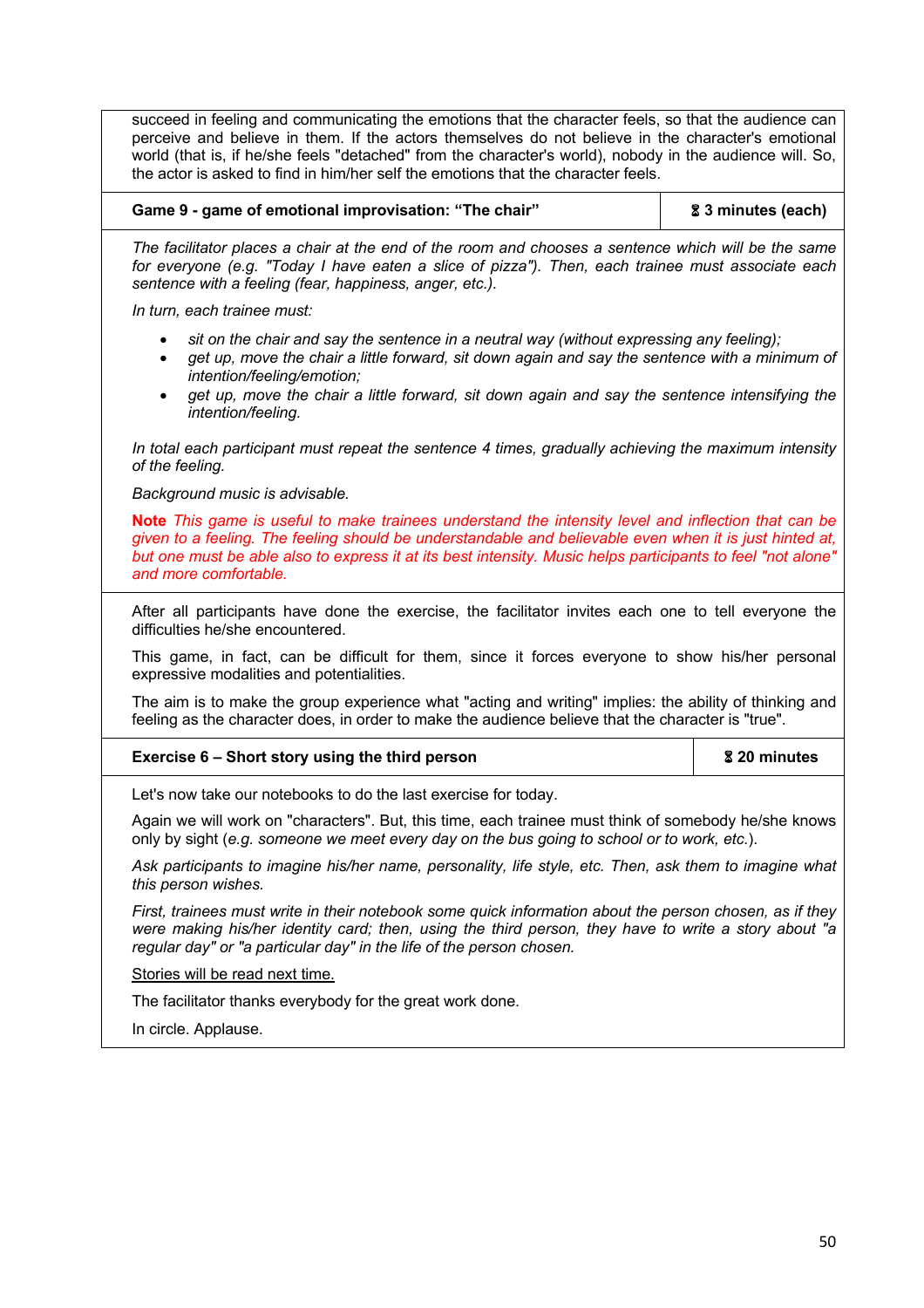succeed in feeling and communicating the emotions that the character feels, so that the audience can perceive and believe in them. If the actors themselves do not believe in the character's emotional world (that is, if he/she feels "detached" from the character's world), nobody in the audience will. So, the actor is asked to find in him/her self the emotions that the character feels.

| **Game 9 - game of emotional improvisation: "The chair"** | **⌛ 3 minutes (each)** |
| --- | --- |

*The facilitator places a chair at the end of the room and chooses a sentence which will be the same for everyone (e.g. "Today I have eaten a slice of pizza"). Then, each trainee must associate each sentence with a feeling (fear, happiness, anger, etc.).*

*In turn, each trainee must:*

- *sit on the chair and say the sentence in a neutral way (without expressing any feeling);*
- *get up, move the chair a little forward, sit down again and say the sentence with a minimum of intention/feeling/emotion;*
- *get up, move the chair a little forward, sit down again and say the sentence intensifying the intention/feeling.*

*In total each participant must repeat the sentence 4 times, gradually achieving the maximum intensity of the feeling.*

*Background music is advisable.*

**Note** *This game is useful to make trainees understand the intensity level and inflection that can be given to a feeling. The feeling should be understandable and believable even when it is just hinted at, but one must be able also to express it at its best intensity. Music helps participants to feel "not alone" and more comfortable.*

After all participants have done the exercise, the facilitator invites each one to tell everyone the difficulties he/she encountered.

This game, in fact, can be difficult for them, since it forces everyone to show his/her personal expressive modalities and potentialities.

The aim is to make the group experience what "acting and writing" implies: the ability of thinking and feeling as the character does, in order to make the audience believe that the character is "true".

| **Exercise 6 – Short story using the third person** | **⌛ 20 minutes** |
| --- | --- |

Let's now take our notebooks to do the last exercise for today.

Again we will work on "characters". But, this time, each trainee must think of somebody he/she knows only by sight (*e.g. someone we meet every day on the bus going to school or to work, etc.*).

*Ask participants to imagine his/her name, personality, life style, etc. Then, ask them to imagine what this person wishes.*

*First, trainees must write in their notebook some quick information about the person chosen, as if they were making his/her identity card; then, using the third person, they have to write a story about "a regular day" or "a particular day" in the life of the person chosen.*

Stories will be read next time.

The facilitator thanks everybody for the great work done.

In circle. Applause.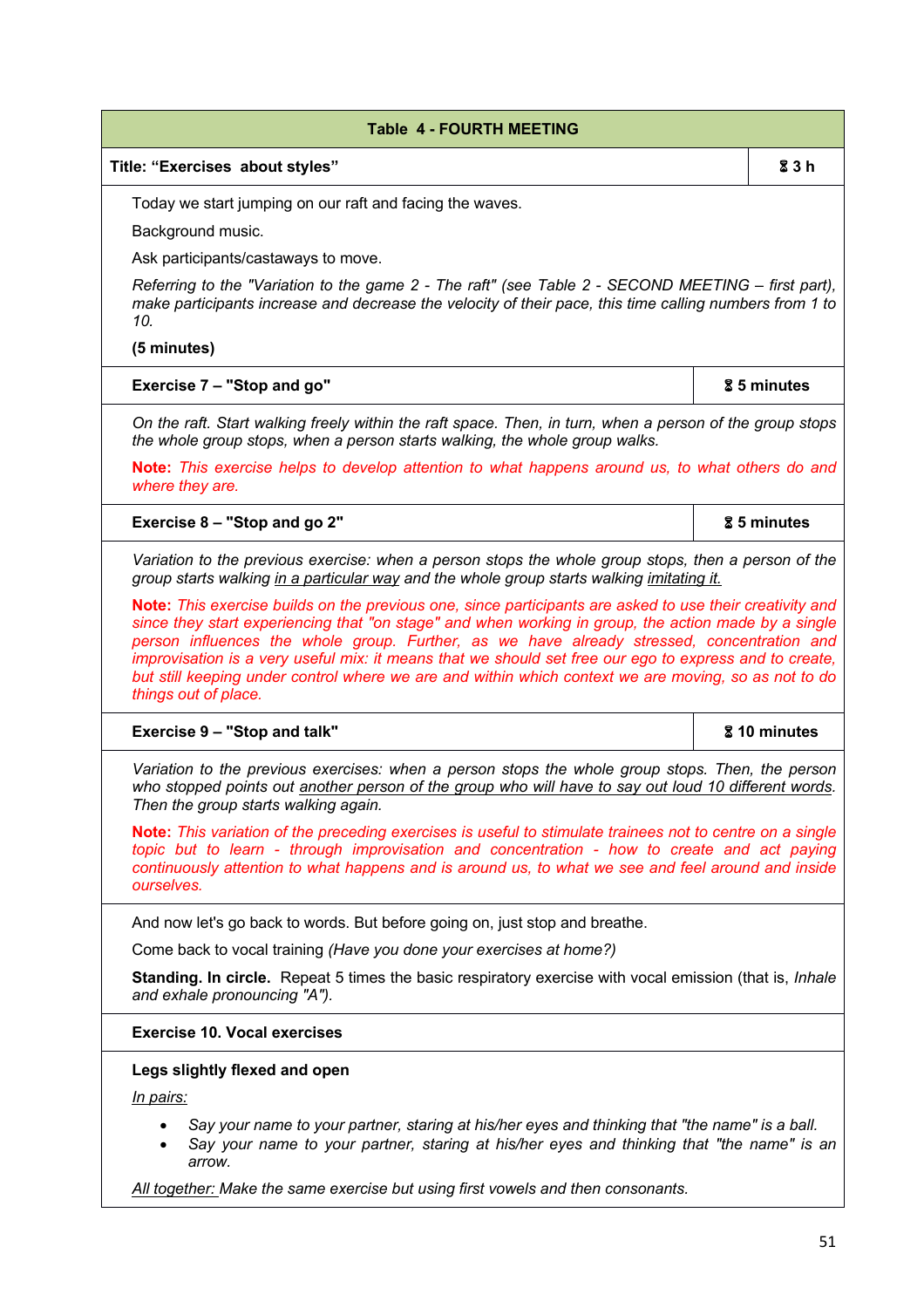| Table 4 - FOURTH MEETING | |
|---|---|
| **Title: "Exercises about styles"** | **⌛ 3 h** |

Today we start jumping on our raft and facing the waves.

Background music.

Ask participants/castaways to move.

*Referring to the "Variation to the game 2 - The raft" (see Table 2 - SECOND MEETING – first part), make participants increase and decrease the velocity of their pace, this time calling numbers from 1 to 10.*

**(5 minutes)**

| **Exercise 7 – "Stop and go"** | **⌛ 5 minutes** |
|---|---|

*On the raft. Start walking freely within the raft space. Then, in turn, when a person of the group stops the whole group stops, when a person starts walking, the whole group walks.*

**Note:** *This exercise helps to develop attention to what happens around us, to what others do and where they are.*

| **Exercise 8 – "Stop and go 2"** | **⌛ 5 minutes** |
|---|---|

*Variation to the previous exercise: when a person stops the whole group stops, then a person of the group starts walking <u>in a particular way</u> and the whole group starts walking <u>imitating it.</u>*

**Note:** *This exercise builds on the previous one, since participants are asked to use their creativity and since they start experiencing that "on stage" and when working in group, the action made by a single person influences the whole group. Further, as we have already stressed, concentration and improvisation is a very useful mix: it means that we should set free our ego to express and to create, but still keeping under control where we are and within which context we are moving, so as not to do things out of place.*

| **Exercise 9 – "Stop and talk"** | **⌛ 10 minutes** |
|---|---|

*Variation to the previous exercises: when a person stops the whole group stops. Then, the person who stopped points out <u>another person of the group who will have to say out loud 10 different words</u>. Then the group starts walking again.*

**Note:** *This variation of the preceding exercises is useful to stimulate trainees not to centre on a single topic but to learn - through improvisation and concentration - how to create and act paying continuously attention to what happens and is around us, to what we see and feel around and inside ourselves.*

And now let's go back to words. But before going on, just stop and breathe.

Come back to vocal training *(Have you done your exercises at home?)*

**Standing. In circle.** Repeat 5 times the basic respiratory exercise with vocal emission (that is, *Inhale and exhale pronouncing "A").*

**Exercise 10. Vocal exercises**

**Legs slightly flexed and open**

*<u>In pairs:</u>*

- *Say your name to your partner, staring at his/her eyes and thinking that "the name" is a ball.*
- *Say your name to your partner, staring at his/her eyes and thinking that "the name" is an arrow.*

*<u>All together:</u> Make the same exercise but using first vowels and then consonants.*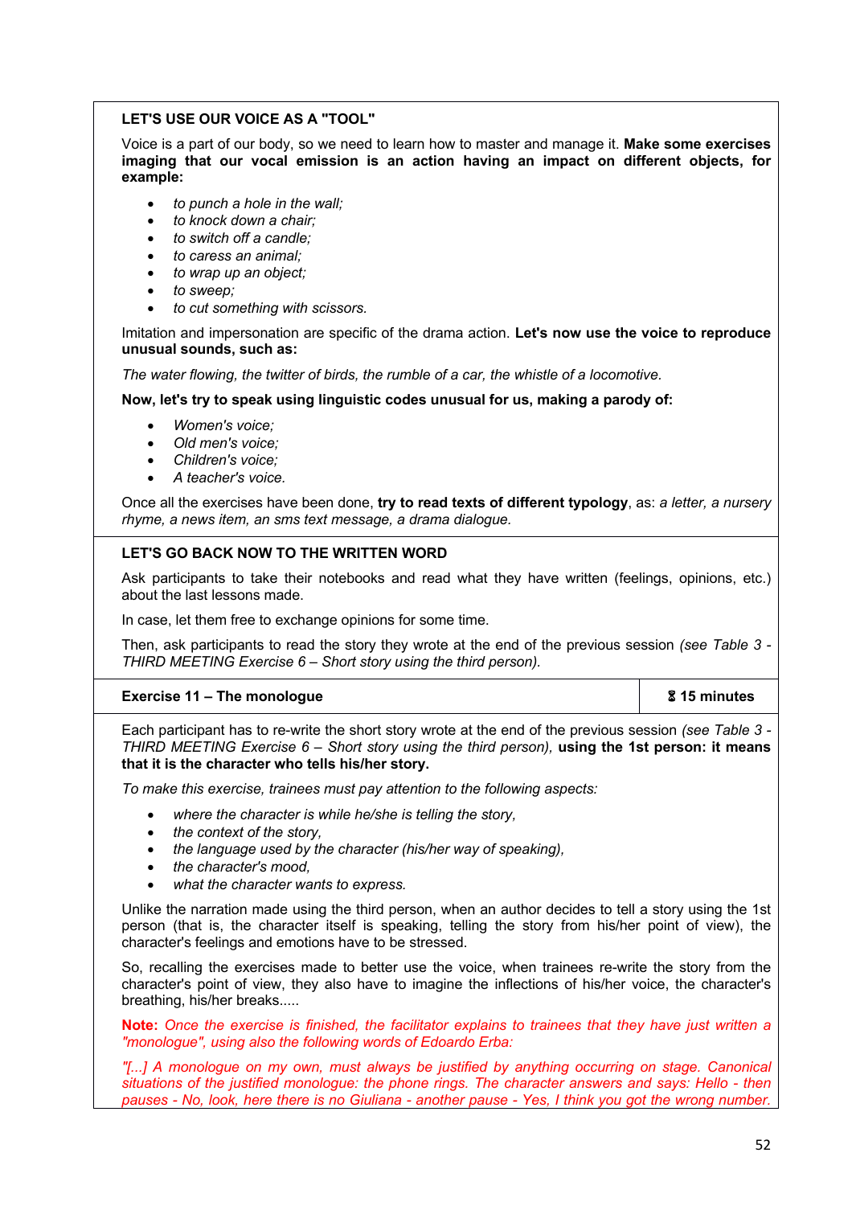**LET'S USE OUR VOICE AS A "TOOL"**

Voice is a part of our body, so we need to learn how to master and manage it. **Make some exercises imaging that our vocal emission is an action having an impact on different objects, for example:**

- *to punch a hole in the wall;*
- *to knock down a chair;*
- *to switch off a candle;*
- *to caress an animal;*
- *to wrap up an object;*
- *to sweep;*
- *to cut something with scissors.*

Imitation and impersonation are specific of the drama action. **Let's now use the voice to reproduce unusual sounds, such as:**

*The water flowing, the twitter of birds, the rumble of a car, the whistle of a locomotive.*

**Now, let's try to speak using linguistic codes unusual for us, making a parody of:**

- *Women's voice;*
- *Old men's voice;*
- *Children's voice;*
- *A teacher's voice.*

Once all the exercises have been done, **try to read texts of different typology**, as: *a letter, a nursery rhyme, a news item, an sms text message, a drama dialogue.*

**LET'S GO BACK NOW TO THE WRITTEN WORD**

Ask participants to take their notebooks and read what they have written (feelings, opinions, etc.) about the last lessons made.

In case, let them free to exchange opinions for some time.

Then, ask participants to read the story they wrote at the end of the previous session *(see Table 3 - THIRD MEETING Exercise 6 – Short story using the third person).*

| **Exercise 11 – The monologue** | **⏳ 15 minutes** |
|---|---|

Each participant has to re-write the short story wrote at the end of the previous session *(see Table 3 - THIRD MEETING Exercise 6 – Short story using the third person),* **using the 1st person: it means that it is the character who tells his/her story.**

*To make this exercise, trainees must pay attention to the following aspects:*

- *where the character is while he/she is telling the story,*
- *the context of the story,*
- *the language used by the character (his/her way of speaking),*
- *the character's mood,*
- *what the character wants to express.*

Unlike the narration made using the third person, when an author decides to tell a story using the 1st person (that is, the character itself is speaking, telling the story from his/her point of view), the character's feelings and emotions have to be stressed.

So, recalling the exercises made to better use the voice, when trainees re-write the story from the character's point of view, they also have to imagine the inflections of his/her voice, the character's breathing, his/her breaks.....

**Note:** *Once the exercise is finished, the facilitator explains to trainees that they have just written a "monologue", using also the following words of Edoardo Erba:*

*"[...] A monologue on my own, must always be justified by anything occurring on stage. Canonical situations of the justified monologue: the phone rings. The character answers and says: Hello - then pauses - No, look, here there is no Giuliana - another pause - Yes, I think you got the wrong number.*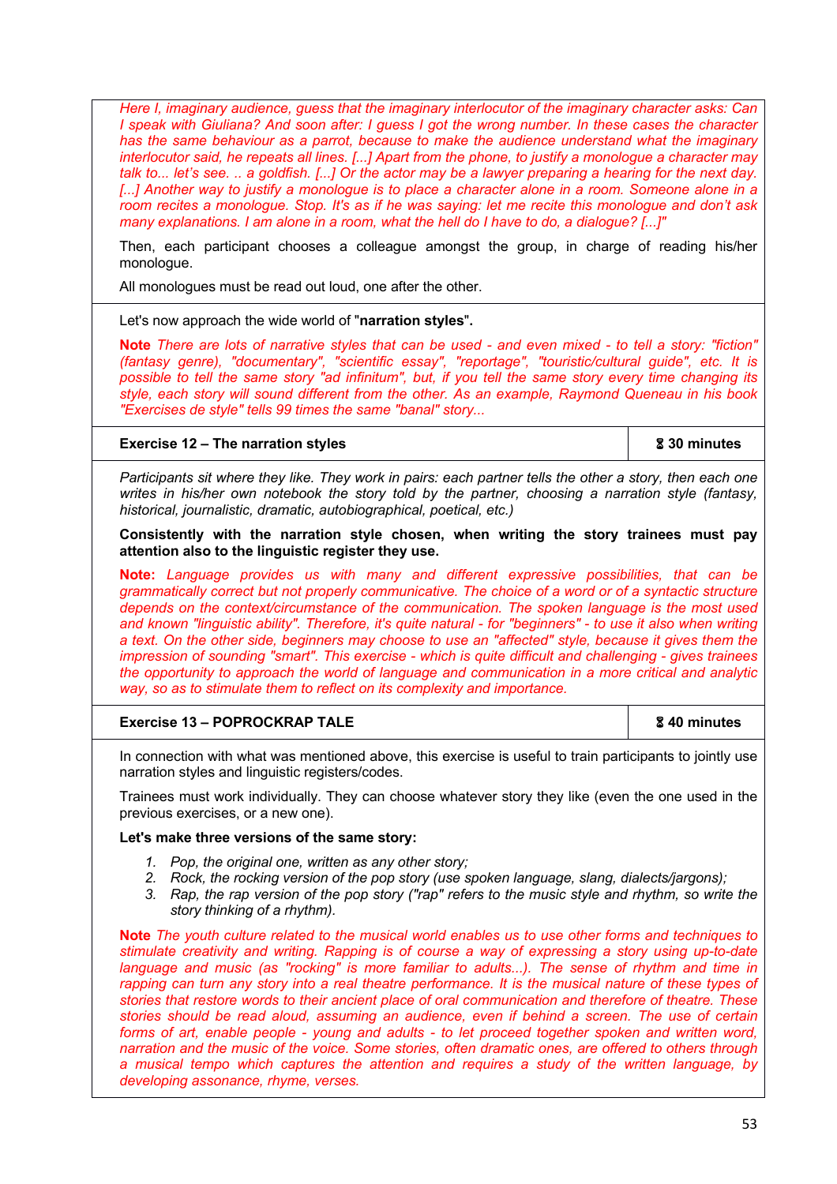*Here I, imaginary audience, guess that the imaginary interlocutor of the imaginary character asks: Can I speak with Giuliana? And soon after: I guess I got the wrong number. In these cases the character has the same behaviour as a parrot, because to make the audience understand what the imaginary interlocutor said, he repeats all lines. [...] Apart from the phone, to justify a monologue a character may talk to... let's see. .. a goldfish. [...] Or the actor may be a lawyer preparing a hearing for the next day. [...] Another way to justify a monologue is to place a character alone in a room. Someone alone in a room recites a monologue. Stop. It's as if he was saying: let me recite this monologue and don't ask many explanations. I am alone in a room, what the hell do I have to do, a dialogue? [...]"*

Then, each participant chooses a colleague amongst the group, in charge of reading his/her monologue.

All monologues must be read out loud, one after the other.

Let's now approach the wide world of "**narration styles**".

**Note** *There are lots of narrative styles that can be used - and even mixed - to tell a story: "fiction" (fantasy genre), "documentary", "scientific essay", "reportage", "touristic/cultural guide", etc. It is possible to tell the same story "ad infinitum", but, if you tell the same story every time changing its style, each story will sound different from the other. As an example, Raymond Queneau in his book "Exercises de style" tells 99 times the same "banal" story...*

| **Exercise 12 – The narration styles** | ⌛ **30 minutes** |
|---|---|

*Participants sit where they like. They work in pairs: each partner tells the other a story, then each one writes in his/her own notebook the story told by the partner, choosing a narration style (fantasy, historical, journalistic, dramatic, autobiographical, poetical, etc.)*

**Consistently with the narration style chosen, when writing the story trainees must pay attention also to the linguistic register they use.**

**Note:** *Language provides us with many and different expressive possibilities, that can be grammatically correct but not properly communicative. The choice of a word or of a syntactic structure depends on the context/circumstance of the communication. The spoken language is the most used and known "linguistic ability". Therefore, it's quite natural - for "beginners" - to use it also when writing a text. On the other side, beginners may choose to use an "affected" style, because it gives them the impression of sounding "smart". This exercise - which is quite difficult and challenging - gives trainees the opportunity to approach the world of language and communication in a more critical and analytic way, so as to stimulate them to reflect on its complexity and importance.*

| **Exercise 13 – POPROCKRAP TALE** | ⌛ **40 minutes** |
|---|---|

In connection with what was mentioned above, this exercise is useful to train participants to jointly use narration styles and linguistic registers/codes.

Trainees must work individually. They can choose whatever story they like (even the one used in the previous exercises, or a new one).

**Let's make three versions of the same story:**

1. *Pop, the original one, written as any other story;*
2. *Rock, the rocking version of the pop story (use spoken language, slang, dialects/jargons);*
3. *Rap, the rap version of the pop story ("rap" refers to the music style and rhythm, so write the story thinking of a rhythm).*

**Note** *The youth culture related to the musical world enables us to use other forms and techniques to stimulate creativity and writing. Rapping is of course a way of expressing a story using up-to-date language and music (as "rocking" is more familiar to adults...). The sense of rhythm and time in rapping can turn any story into a real theatre performance. It is the musical nature of these types of stories that restore words to their ancient place of oral communication and therefore of theatre. These stories should be read aloud, assuming an audience, even if behind a screen. The use of certain forms of art, enable people - young and adults - to let proceed together spoken and written word, narration and the music of the voice. Some stories, often dramatic ones, are offered to others through a musical tempo which captures the attention and requires a study of the written language, by developing assonance, rhyme, verses.*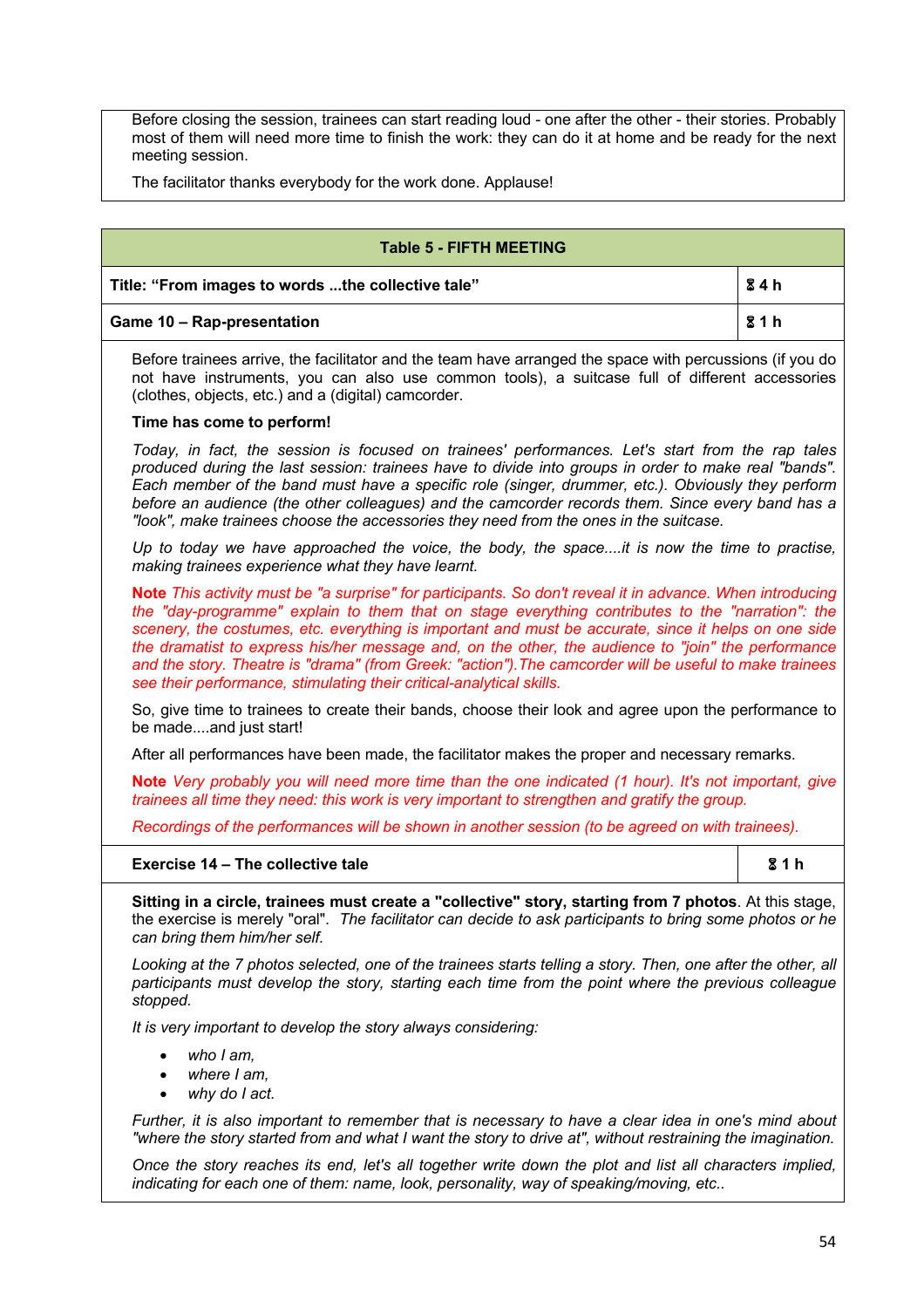Before closing the session, trainees can start reading loud - one after the other - their stories. Probably most of them will need more time to finish the work: they can do it at home and be ready for the next meeting session.

The facilitator thanks everybody for the work done. Applause!

| **Table 5 - FIFTH MEETING** | |
|---|---|
| **Title: "From images to words ...the collective tale"** | **⌛ 4 h** |
| **Game 10 – Rap-presentation** | **⌛ 1 h** |

Before trainees arrive, the facilitator and the team have arranged the space with percussions (if you do not have instruments, you can also use common tools), a suitcase full of different accessories (clothes, objects, etc.) and a (digital) camcorder.

**Time has come to perform!**

*Today, in fact, the session is focused on trainees' performances. Let's start from the rap tales produced during the last session: trainees have to divide into groups in order to make real "bands". Each member of the band must have a specific role (singer, drummer, etc.). Obviously they perform before an audience (the other colleagues) and the camcorder records them. Since every band has a "look", make trainees choose the accessories they need from the ones in the suitcase.*

*Up to today we have approached the voice, the body, the space....it is now the time to practise, making trainees experience what they have learnt.*

**Note** *This activity must be "a surprise" for participants. So don't reveal it in advance. When introducing the "day-programme" explain to them that on stage everything contributes to the "narration": the scenery, the costumes, etc. everything is important and must be accurate, since it helps on one side the dramatist to express his/her message and, on the other, the audience to "join" the performance and the story. Theatre is "drama" (from Greek: "action").The camcorder will be useful to make trainees see their performance, stimulating their critical-analytical skills.*

So, give time to trainees to create their bands, choose their look and agree upon the performance to be made....and just start!

After all performances have been made, the facilitator makes the proper and necessary remarks.

**Note** *Very probably you will need more time than the one indicated (1 hour). It's not important, give trainees all time they need: this work is very important to strengthen and gratify the group.*

*Recordings of the performances will be shown in another session (to be agreed on with trainees).*

| **Exercise 14 – The collective tale** | **⌛ 1 h** |
|---|---|

**Sitting in a circle, trainees must create a "collective" story, starting from 7 photos**. At this stage, the exercise is merely "oral". *The facilitator can decide to ask participants to bring some photos or he can bring them him/her self.*

*Looking at the 7 photos selected, one of the trainees starts telling a story. Then, one after the other, all participants must develop the story, starting each time from the point where the previous colleague stopped.*

*It is very important to develop the story always considering:*

- *who I am,*
- *where I am,*
- *why do I act.*

*Further, it is also important to remember that is necessary to have a clear idea in one's mind about "where the story started from and what I want the story to drive at", without restraining the imagination.*

*Once the story reaches its end, let's all together write down the plot and list all characters implied, indicating for each one of them: name, look, personality, way of speaking/moving, etc..*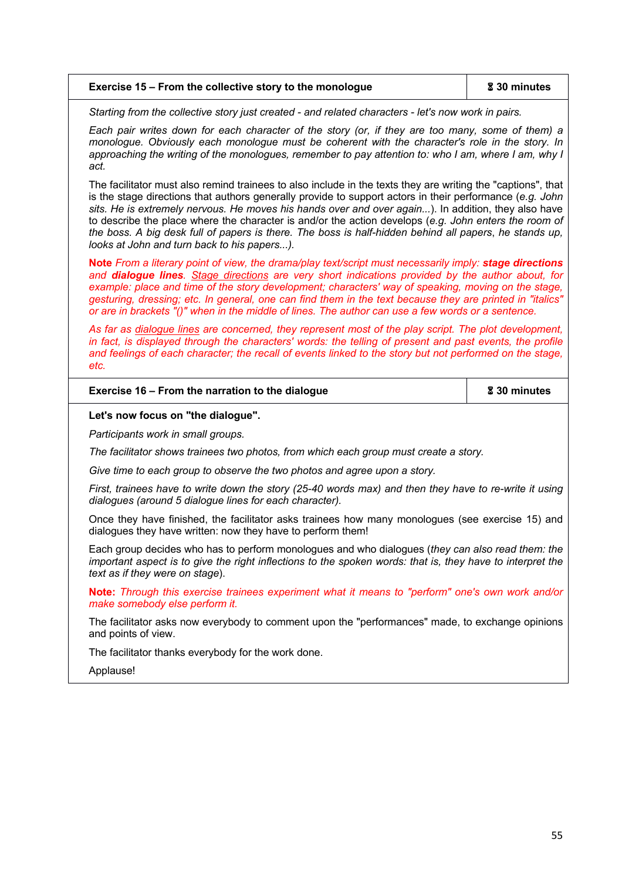| Exercise 15 – From the collective story to the monologue | ⏳ 30 minutes |
|---|---|

*Starting from the collective story just created - and related characters - let's now work in pairs.*

*Each pair writes down for each character of the story (or, if they are too many, some of them) a monologue. Obviously each monologue must be coherent with the character's role in the story. In approaching the writing of the monologues, remember to pay attention to: who I am, where I am, why I act.*

The facilitator must also remind trainees to also include in the texts they are writing the "captions", that is the stage directions that authors generally provide to support actors in their performance (*e.g. John sits. He is extremely nervous. He moves his hands over and over again...*). In addition, they also have to describe the place where the character is and/or the action develops (*e.g. John enters the room of the boss. A big desk full of papers is there. The boss is half-hidden behind all papers*, *he stands up, looks at John and turn back to his papers...*).

**Note** *From a literary point of view, the drama/play text/script must necessarily imply:* ***stage directions*** *and* ***dialogue lines****.* *Stage directions are very short indications provided by the author about, for example: place and time of the story development; characters' way of speaking, moving on the stage, gesturing, dressing; etc. In general, one can find them in the text because they are printed in "italics" or are in brackets "()" when in the middle of lines. The author can use a few words or a sentence.*

*As far as dialogue lines are concerned, they represent most of the play script. The plot development, in fact, is displayed through the characters' words: the telling of present and past events, the profile and feelings of each character; the recall of events linked to the story but not performed on the stage, etc.*

| Exercise 16 – From the narration to the dialogue | ⏳ 30 minutes |
|---|---|

**Let's now focus on "the dialogue".**

*Participants work in small groups.*

*The facilitator shows trainees two photos, from which each group must create a story.*

*Give time to each group to observe the two photos and agree upon a story.*

*First, trainees have to write down the story (25-40 words max) and then they have to re-write it using dialogues (around 5 dialogue lines for each character).*

Once they have finished, the facilitator asks trainees how many monologues (see exercise 15) and dialogues they have written: now they have to perform them!

Each group decides who has to perform monologues and who dialogues (*they can also read them: the important aspect is to give the right inflections to the spoken words: that is, they have to interpret the text as if they were on stage*).

**Note:** *Through this exercise trainees experiment what it means to "perform" one's own work and/or make somebody else perform it.*

The facilitator asks now everybody to comment upon the "performances" made, to exchange opinions and points of view.

The facilitator thanks everybody for the work done.

Applause!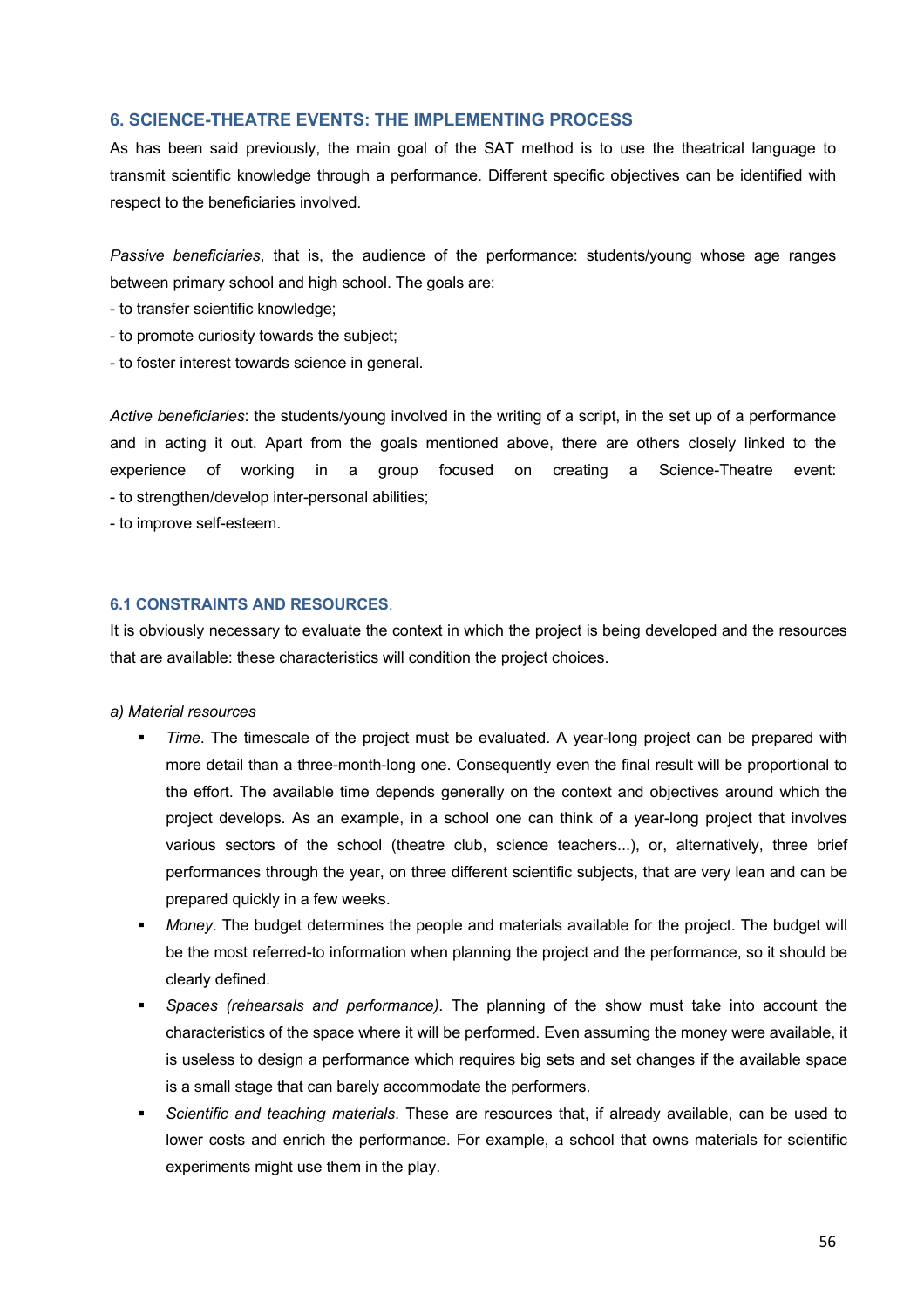## 6. SCIENCE-THEATRE EVENTS: THE IMPLEMENTING PROCESS

As has been said previously, the main goal of the SAT method is to use the theatrical language to transmit scientific knowledge through a performance. Different specific objectives can be identified with respect to the beneficiaries involved.

*Passive beneficiaries*, that is, the audience of the performance: students/young whose age ranges between primary school and high school. The goals are:

- to transfer scientific knowledge;
- to promote curiosity towards the subject;
- to foster interest towards science in general.

*Active beneficiaries*: the students/young involved in the writing of a script, in the set up of a performance and in acting it out. Apart from the goals mentioned above, there are others closely linked to the experience of working in a group focused on creating a Science-Theatre event:

- to strengthen/develop inter-personal abilities;
- to improve self-esteem.

### 6.1 CONSTRAINTS AND RESOURCES.

It is obviously necessary to evaluate the context in which the project is being developed and the resources that are available: these characteristics will condition the project choices.

*a) Material resources*

- *Time*. The timescale of the project must be evaluated. A year-long project can be prepared with more detail than a three-month-long one. Consequently even the final result will be proportional to the effort. The available time depends generally on the context and objectives around which the project develops. As an example, in a school one can think of a year-long project that involves various sectors of the school (theatre club, science teachers...), or, alternatively, three brief performances through the year, on three different scientific subjects, that are very lean and can be prepared quickly in a few weeks.
- *Money*. The budget determines the people and materials available for the project. The budget will be the most referred-to information when planning the project and the performance, so it should be clearly defined.
- *Spaces (rehearsals and performance)*. The planning of the show must take into account the characteristics of the space where it will be performed. Even assuming the money were available, it is useless to design a performance which requires big sets and set changes if the available space is a small stage that can barely accommodate the performers.
- *Scientific and teaching materials*. These are resources that, if already available, can be used to lower costs and enrich the performance. For example, a school that owns materials for scientific experiments might use them in the play.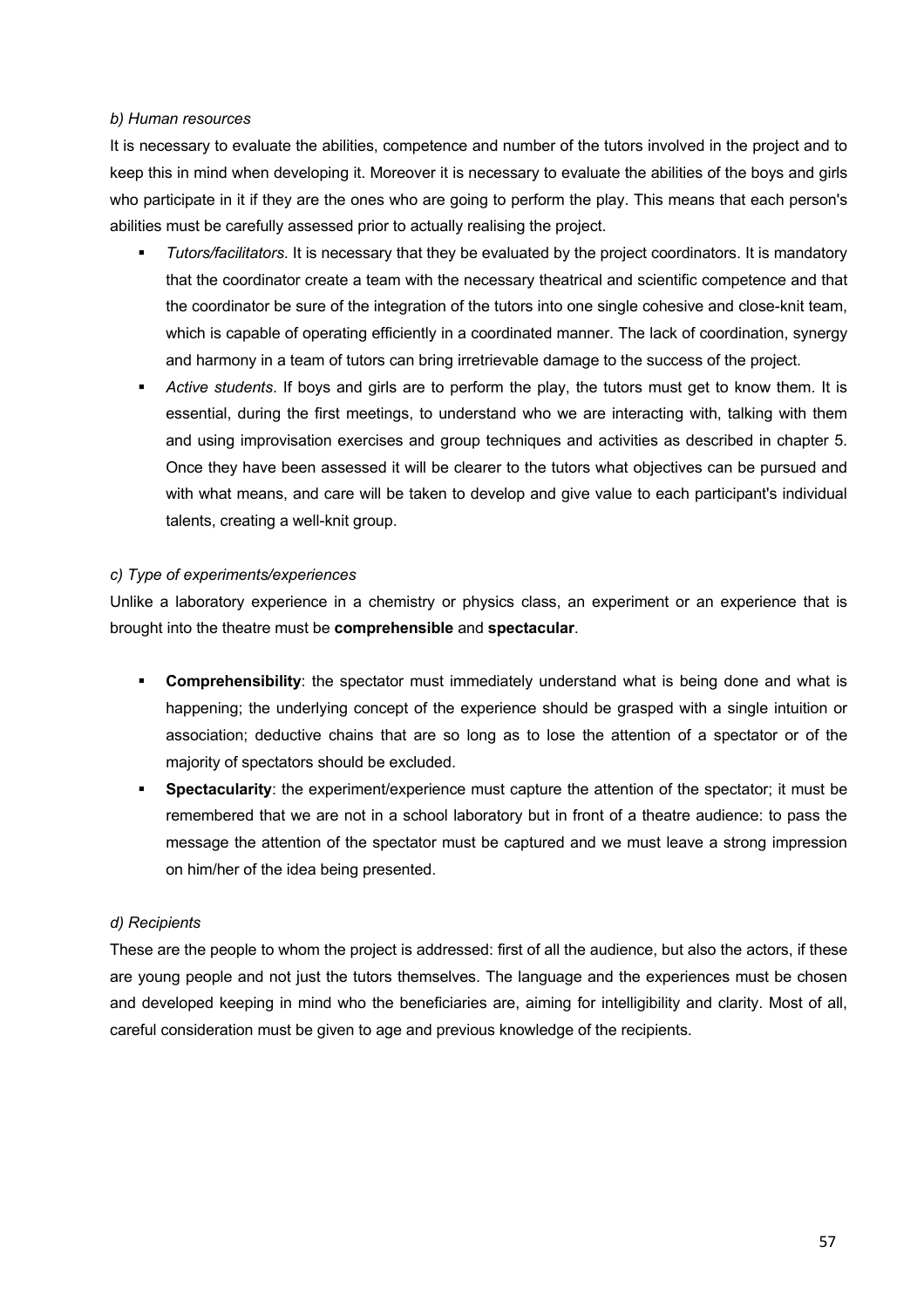*b) Human resources*

It is necessary to evaluate the abilities, competence and number of the tutors involved in the project and to keep this in mind when developing it. Moreover it is necessary to evaluate the abilities of the boys and girls who participate in it if they are the ones who are going to perform the play. This means that each person's abilities must be carefully assessed prior to actually realising the project.

- *Tutors/facilitators*. It is necessary that they be evaluated by the project coordinators. It is mandatory that the coordinator create a team with the necessary theatrical and scientific competence and that the coordinator be sure of the integration of the tutors into one single cohesive and close-knit team, which is capable of operating efficiently in a coordinated manner. The lack of coordination, synergy and harmony in a team of tutors can bring irretrievable damage to the success of the project.
- *Active students*. If boys and girls are to perform the play, the tutors must get to know them. It is essential, during the first meetings, to understand who we are interacting with, talking with them and using improvisation exercises and group techniques and activities as described in chapter 5. Once they have been assessed it will be clearer to the tutors what objectives can be pursued and with what means, and care will be taken to develop and give value to each participant's individual talents, creating a well-knit group.

*c) Type of experiments/experiences*

Unlike a laboratory experience in a chemistry or physics class, an experiment or an experience that is brought into the theatre must be **comprehensible** and **spectacular**.

- **Comprehensibility**: the spectator must immediately understand what is being done and what is happening; the underlying concept of the experience should be grasped with a single intuition or association; deductive chains that are so long as to lose the attention of a spectator or of the majority of spectators should be excluded.
- **Spectacularity**: the experiment/experience must capture the attention of the spectator; it must be remembered that we are not in a school laboratory but in front of a theatre audience: to pass the message the attention of the spectator must be captured and we must leave a strong impression on him/her of the idea being presented.

*d) Recipients*

These are the people to whom the project is addressed: first of all the audience, but also the actors, if these are young people and not just the tutors themselves. The language and the experiences must be chosen and developed keeping in mind who the beneficiaries are, aiming for intelligibility and clarity. Most of all, careful consideration must be given to age and previous knowledge of the recipients.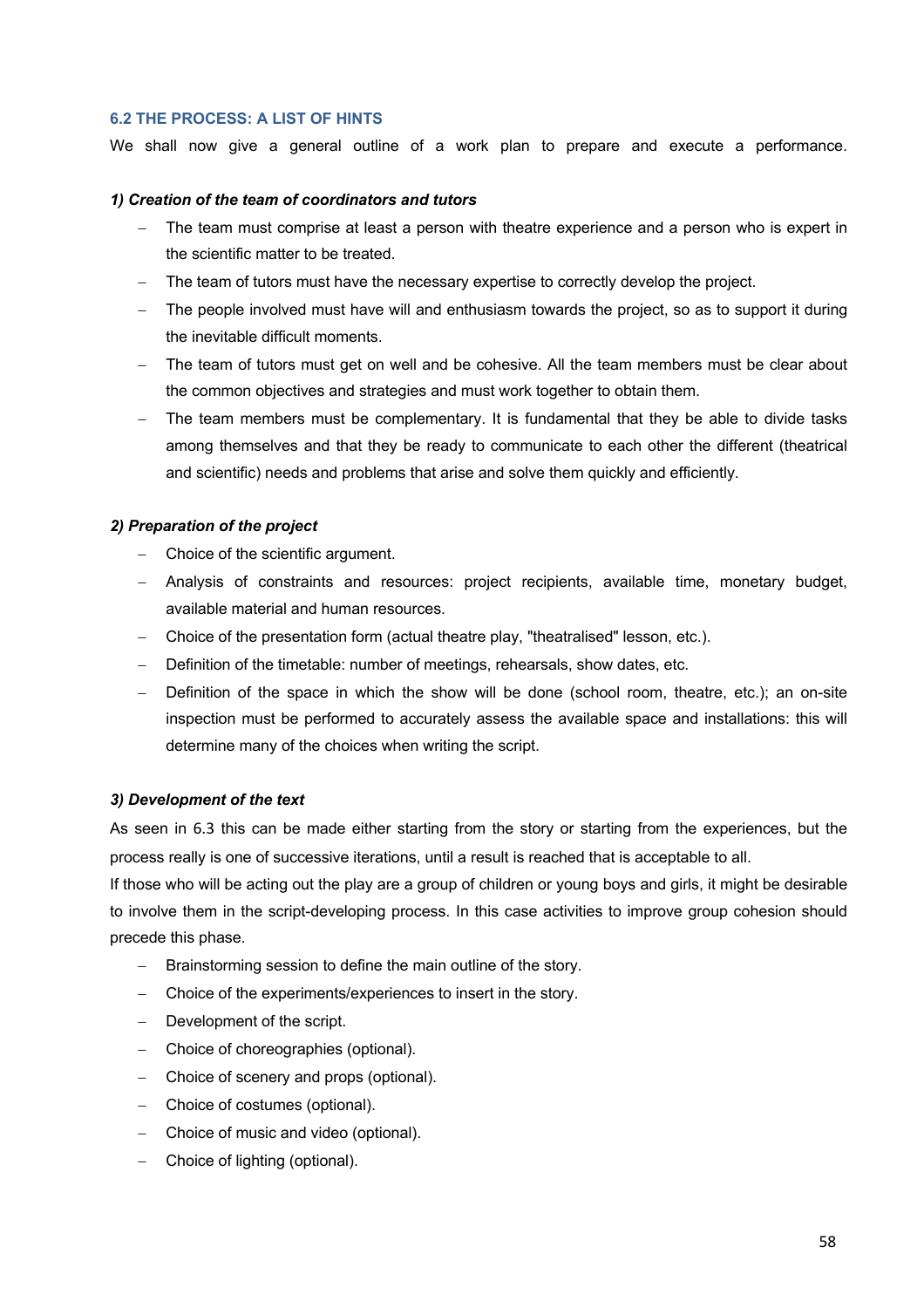### 6.2 THE PROCESS: A LIST OF HINTS

We shall now give a general outline of a work plan to prepare and execute a performance.

***1) Creation of the team of coordinators and tutors***

- The team must comprise at least a person with theatre experience and a person who is expert in the scientific matter to be treated.
- The team of tutors must have the necessary expertise to correctly develop the project.
- The people involved must have will and enthusiasm towards the project, so as to support it during the inevitable difficult moments.
- The team of tutors must get on well and be cohesive. All the team members must be clear about the common objectives and strategies and must work together to obtain them.
- The team members must be complementary. It is fundamental that they be able to divide tasks among themselves and that they be ready to communicate to each other the different (theatrical and scientific) needs and problems that arise and solve them quickly and efficiently.

***2) Preparation of the project***

- Choice of the scientific argument.
- Analysis of constraints and resources: project recipients, available time, monetary budget, available material and human resources.
- Choice of the presentation form (actual theatre play, "theatralised" lesson, etc.).
- Definition of the timetable: number of meetings, rehearsals, show dates, etc.
- Definition of the space in which the show will be done (school room, theatre, etc.); an on-site inspection must be performed to accurately assess the available space and installations: this will determine many of the choices when writing the script.

***3) Development of the text***

As seen in 6.3 this can be made either starting from the story or starting from the experiences, but the process really is one of successive iterations, until a result is reached that is acceptable to all.

If those who will be acting out the play are a group of children or young boys and girls, it might be desirable to involve them in the script-developing process. In this case activities to improve group cohesion should precede this phase.

- Brainstorming session to define the main outline of the story.
- Choice of the experiments/experiences to insert in the story.
- Development of the script.
- Choice of choreographies (optional).
- Choice of scenery and props (optional).
- Choice of costumes (optional).
- Choice of music and video (optional).
- Choice of lighting (optional).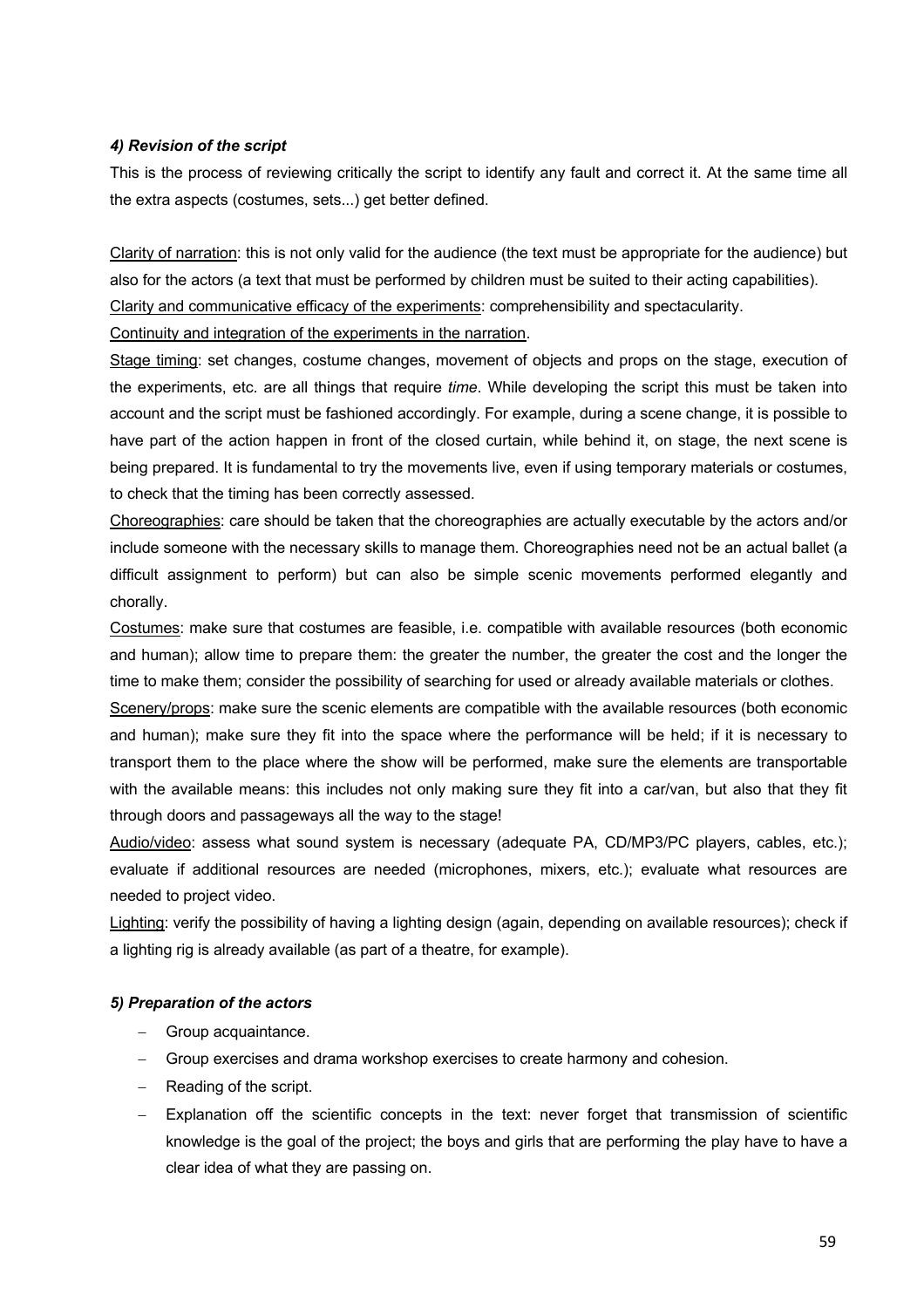#### *4) Revision of the script*

This is the process of reviewing critically the script to identify any fault and correct it. At the same time all the extra aspects (costumes, sets...) get better defined.

<u>Clarity of narration</u>: this is not only valid for the audience (the text must be appropriate for the audience) but also for the actors (a text that must be performed by children must be suited to their acting capabilities).
<u>Clarity and communicative efficacy of the experiments</u>: comprehensibility and spectacularity.
<u>Continuity and integration of the experiments in the narration</u>.
<u>Stage timing</u>: set changes, costume changes, movement of objects and props on the stage, execution of the experiments, etc. are all things that require *time*. While developing the script this must be taken into account and the script must be fashioned accordingly. For example, during a scene change, it is possible to have part of the action happen in front of the closed curtain, while behind it, on stage, the next scene is being prepared. It is fundamental to try the movements live, even if using temporary materials or costumes, to check that the timing has been correctly assessed.
<u>Choreographies</u>: care should be taken that the choreographies are actually executable by the actors and/or include someone with the necessary skills to manage them. Choreographies need not be an actual ballet (a difficult assignment to perform) but can also be simple scenic movements performed elegantly and chorally.
<u>Costumes</u>: make sure that costumes are feasible, i.e. compatible with available resources (both economic and human); allow time to prepare them: the greater the number, the greater the cost and the longer the time to make them; consider the possibility of searching for used or already available materials or clothes.
<u>Scenery/props</u>: make sure the scenic elements are compatible with the available resources (both economic and human); make sure they fit into the space where the performance will be held; if it is necessary to transport them to the place where the show will be performed, make sure the elements are transportable with the available means: this includes not only making sure they fit into a car/van, but also that they fit through doors and passageways all the way to the stage!
<u>Audio/video</u>: assess what sound system is necessary (adequate PA, CD/MP3/PC players, cables, etc.); evaluate if additional resources are needed (microphones, mixers, etc.); evaluate what resources are needed to project video.
<u>Lighting</u>: verify the possibility of having a lighting design (again, depending on available resources); check if a lighting rig is already available (as part of a theatre, for example).

#### *5) Preparation of the actors*

- Group acquaintance.
- Group exercises and drama workshop exercises to create harmony and cohesion.
- Reading of the script.
- Explanation off the scientific concepts in the text: never forget that transmission of scientific knowledge is the goal of the project; the boys and girls that are performing the play have to have a clear idea of what they are passing on.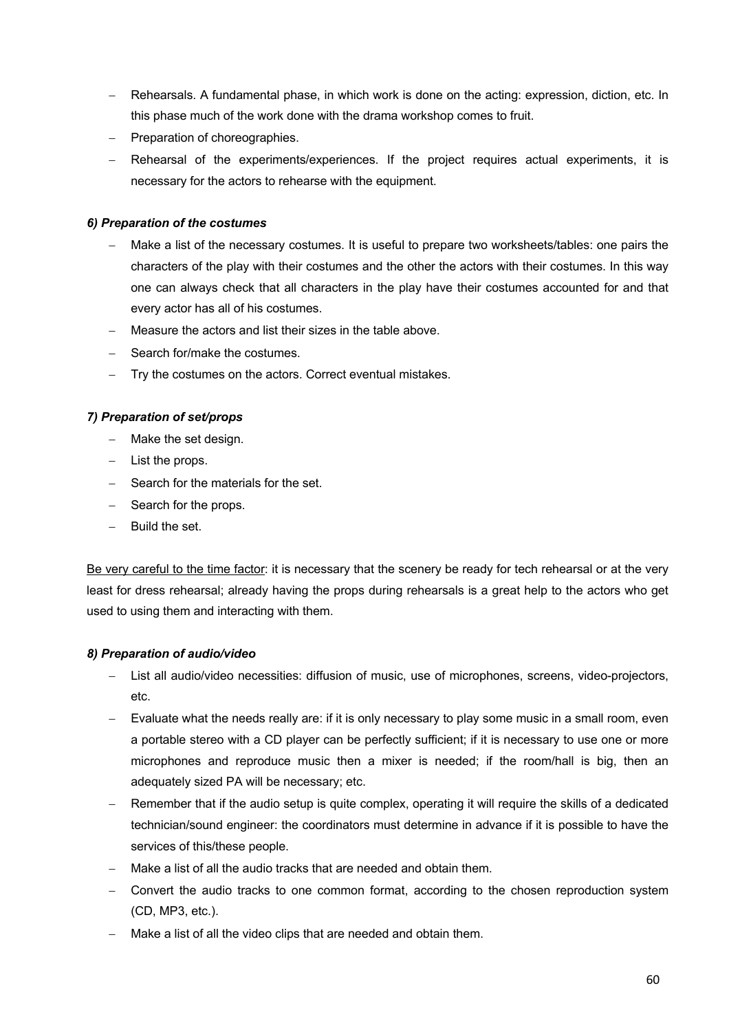- Rehearsals. A fundamental phase, in which work is done on the acting: expression, diction, etc. In this phase much of the work done with the drama workshop comes to fruit.
- Preparation of choreographies.
- Rehearsal of the experiments/experiences. If the project requires actual experiments, it is necessary for the actors to rehearse with the equipment.

#### *6) Preparation of the costumes*

- Make a list of the necessary costumes. It is useful to prepare two worksheets/tables: one pairs the characters of the play with their costumes and the other the actors with their costumes. In this way one can always check that all characters in the play have their costumes accounted for and that every actor has all of his costumes.
- Measure the actors and list their sizes in the table above.
- Search for/make the costumes.
- Try the costumes on the actors. Correct eventual mistakes.

#### *7) Preparation of set/props*

- Make the set design.
- List the props.
- Search for the materials for the set.
- Search for the props.
- Build the set.

<u>Be very careful to the time factor</u>: it is necessary that the scenery be ready for tech rehearsal or at the very least for dress rehearsal; already having the props during rehearsals is a great help to the actors who get used to using them and interacting with them.

#### *8) Preparation of audio/video*

- List all audio/video necessities: diffusion of music, use of microphones, screens, video-projectors, etc.
- Evaluate what the needs really are: if it is only necessary to play some music in a small room, even a portable stereo with a CD player can be perfectly sufficient; if it is necessary to use one or more microphones and reproduce music then a mixer is needed; if the room/hall is big, then an adequately sized PA will be necessary; etc.
- Remember that if the audio setup is quite complex, operating it will require the skills of a dedicated technician/sound engineer: the coordinators must determine in advance if it is possible to have the services of this/these people.
- Make a list of all the audio tracks that are needed and obtain them.
- Convert the audio tracks to one common format, according to the chosen reproduction system (CD, MP3, etc.).
- Make a list of all the video clips that are needed and obtain them.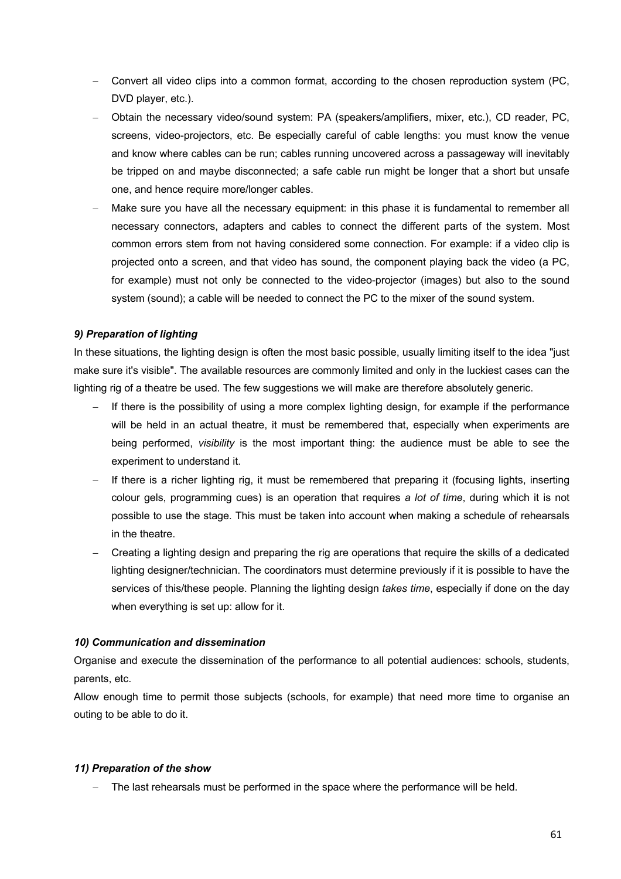- Convert all video clips into a common format, according to the chosen reproduction system (PC, DVD player, etc.).
- Obtain the necessary video/sound system: PA (speakers/amplifiers, mixer, etc.), CD reader, PC, screens, video-projectors, etc. Be especially careful of cable lengths: you must know the venue and know where cables can be run; cables running uncovered across a passageway will inevitably be tripped on and maybe disconnected; a safe cable run might be longer that a short but unsafe one, and hence require more/longer cables.
- Make sure you have all the necessary equipment: in this phase it is fundamental to remember all necessary connectors, adapters and cables to connect the different parts of the system. Most common errors stem from not having considered some connection. For example: if a video clip is projected onto a screen, and that video has sound, the component playing back the video (a PC, for example) must not only be connected to the video-projector (images) but also to the sound system (sound); a cable will be needed to connect the PC to the mixer of the sound system.

***9) Preparation of lighting***

In these situations, the lighting design is often the most basic possible, usually limiting itself to the idea "just make sure it's visible". The available resources are commonly limited and only in the luckiest cases can the lighting rig of a theatre be used. The few suggestions we will make are therefore absolutely generic.

- If there is the possibility of using a more complex lighting design, for example if the performance will be held in an actual theatre, it must be remembered that, especially when experiments are being performed, *visibility* is the most important thing: the audience must be able to see the experiment to understand it.
- If there is a richer lighting rig, it must be remembered that preparing it (focusing lights, inserting colour gels, programming cues) is an operation that requires *a lot of time*, during which it is not possible to use the stage. This must be taken into account when making a schedule of rehearsals in the theatre.
- Creating a lighting design and preparing the rig are operations that require the skills of a dedicated lighting designer/technician. The coordinators must determine previously if it is possible to have the services of this/these people. Planning the lighting design *takes time*, especially if done on the day when everything is set up: allow for it.

***10) Communication and dissemination***

Organise and execute the dissemination of the performance to all potential audiences: schools, students, parents, etc.

Allow enough time to permit those subjects (schools, for example) that need more time to organise an outing to be able to do it.

***11) Preparation of the show***

- The last rehearsals must be performed in the space where the performance will be held.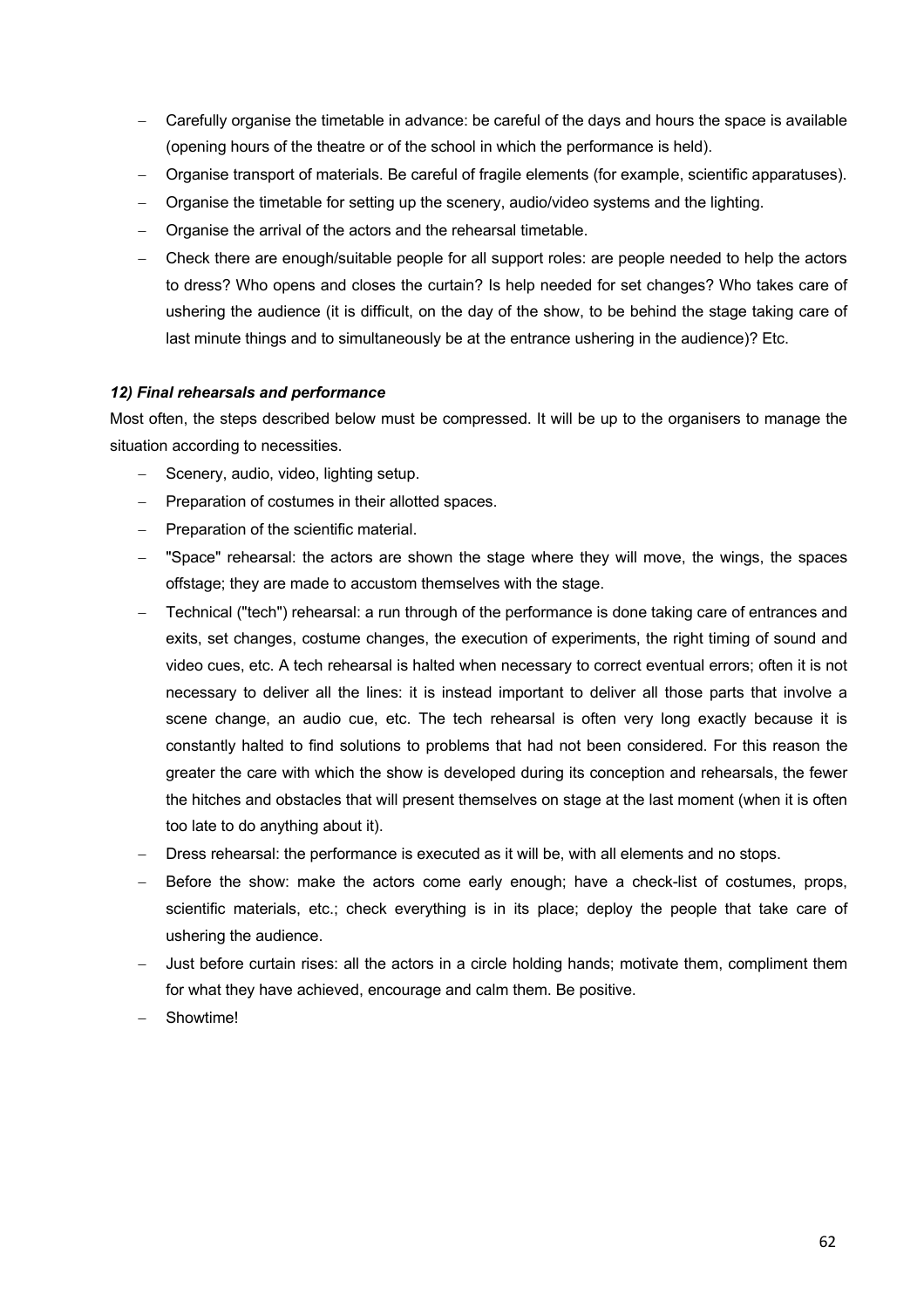- Carefully organise the timetable in advance: be careful of the days and hours the space is available (opening hours of the theatre or of the school in which the performance is held).
- Organise transport of materials. Be careful of fragile elements (for example, scientific apparatuses).
- Organise the timetable for setting up the scenery, audio/video systems and the lighting.
- Organise the arrival of the actors and the rehearsal timetable.
- Check there are enough/suitable people for all support roles: are people needed to help the actors to dress? Who opens and closes the curtain? Is help needed for set changes? Who takes care of ushering the audience (it is difficult, on the day of the show, to be behind the stage taking care of last minute things and to simultaneously be at the entrance ushering in the audience)? Etc.

***12) Final rehearsals and performance***

Most often, the steps described below must be compressed. It will be up to the organisers to manage the situation according to necessities.

- Scenery, audio, video, lighting setup.
- Preparation of costumes in their allotted spaces.
- Preparation of the scientific material.
- "Space" rehearsal: the actors are shown the stage where they will move, the wings, the spaces offstage; they are made to accustom themselves with the stage.
- Technical ("tech") rehearsal: a run through of the performance is done taking care of entrances and exits, set changes, costume changes, the execution of experiments, the right timing of sound and video cues, etc. A tech rehearsal is halted when necessary to correct eventual errors; often it is not necessary to deliver all the lines: it is instead important to deliver all those parts that involve a scene change, an audio cue, etc. The tech rehearsal is often very long exactly because it is constantly halted to find solutions to problems that had not been considered. For this reason the greater the care with which the show is developed during its conception and rehearsals, the fewer the hitches and obstacles that will present themselves on stage at the last moment (when it is often too late to do anything about it).
- Dress rehearsal: the performance is executed as it will be, with all elements and no stops.
- Before the show: make the actors come early enough; have a check-list of costumes, props, scientific materials, etc.; check everything is in its place; deploy the people that take care of ushering the audience.
- Just before curtain rises: all the actors in a circle holding hands; motivate them, compliment them for what they have achieved, encourage and calm them. Be positive.
- Showtime!